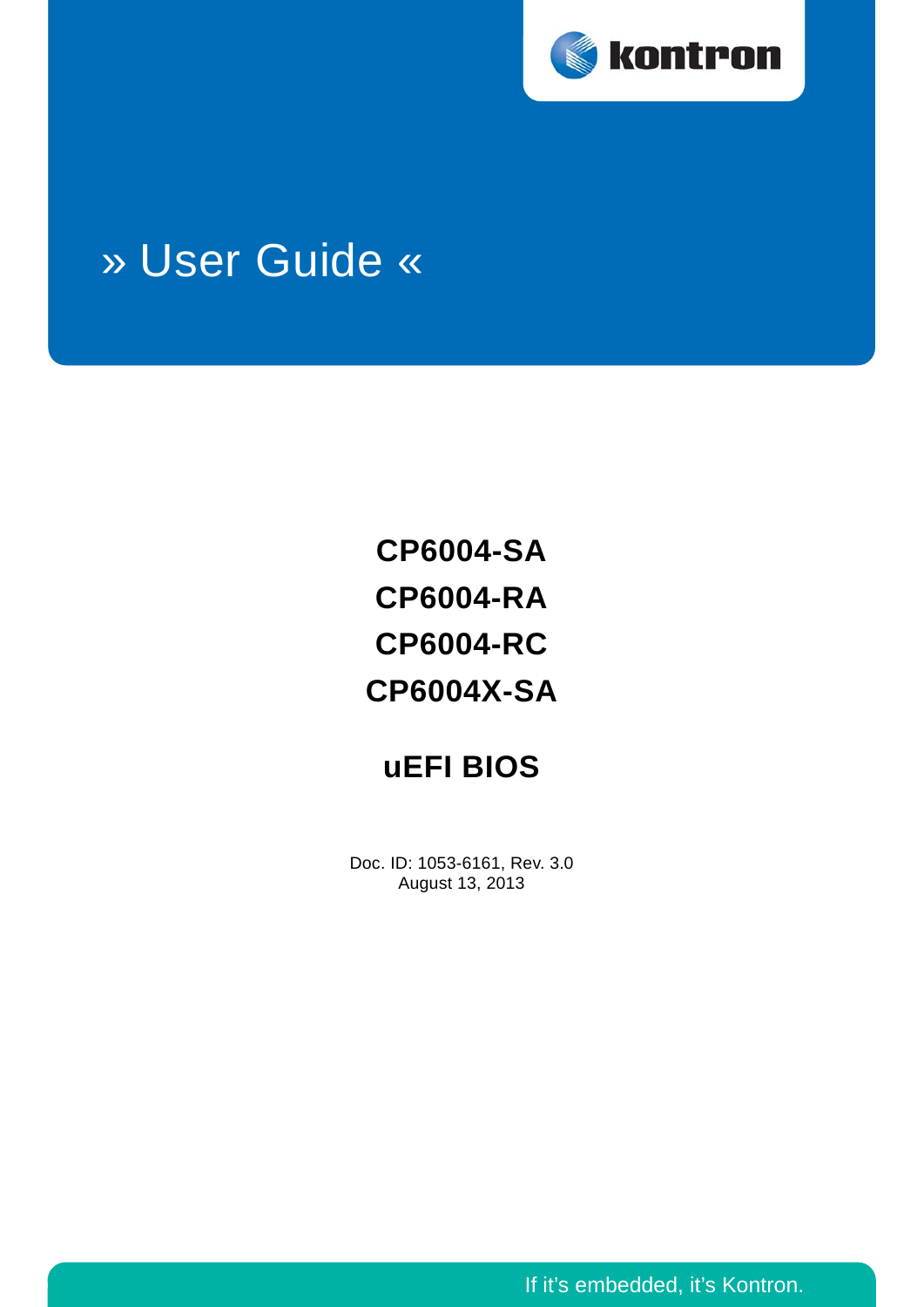kontron

# » User Guide «

**CP6004-SA**

**CP6004-RA**

**CP6004-RC**

**CP6004X-SA**

**uEFI BIOS**

Doc. ID: 1053-6161, Rev. 3.0
August 13, 2013

If it's embedded, it's Kontron.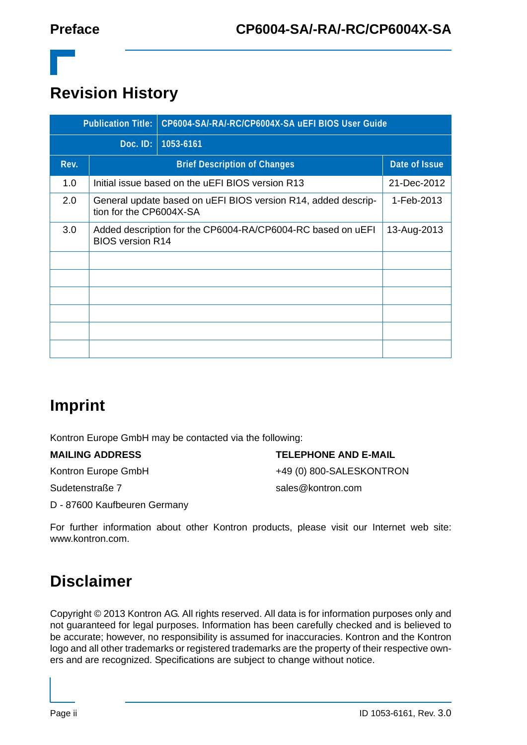# Revision History

| Publication Title: | CP6004-SA/-RA/-RC/CP6004X-SA uEFI BIOS User Guide | |
|---|---|---|
| Doc. ID: | 1053-6161 | |
| **Rev.** | **Brief Description of Changes** | **Date of Issue** |
| 1.0 | Initial issue based on the uEFI BIOS version R13 | 21-Dec-2012 |
| 2.0 | General update based on uEFI BIOS version R14, added description for the CP6004X-SA | 1-Feb-2013 |
| 3.0 | Added description for the CP6004-RA/CP6004-RC based on uEFI BIOS version R14 | 13-Aug-2013 |
| | | |
| | | |
| | | |
| | | |
| | | |
| | | |

# Imprint

Kontron Europe GmbH may be contacted via the following:

**MAILING ADDRESS**

Kontron Europe GmbH

Sudetenstraße 7

D - 87600 Kaufbeuren Germany

**TELEPHONE AND E-MAIL**

+49 (0) 800-SALESKONTRON

sales@kontron.com

For further information about other Kontron products, please visit our Internet web site: www.kontron.com.

# Disclaimer

Copyright © 2013 Kontron AG. All rights reserved. All data is for information purposes only and not guaranteed for legal purposes. Information has been carefully checked and is believed to be accurate; however, no responsibility is assumed for inaccuracies. Kontron and the Kontron logo and all other trademarks or registered trademarks are the property of their respective owners and are recognized. Specifications are subject to change without notice.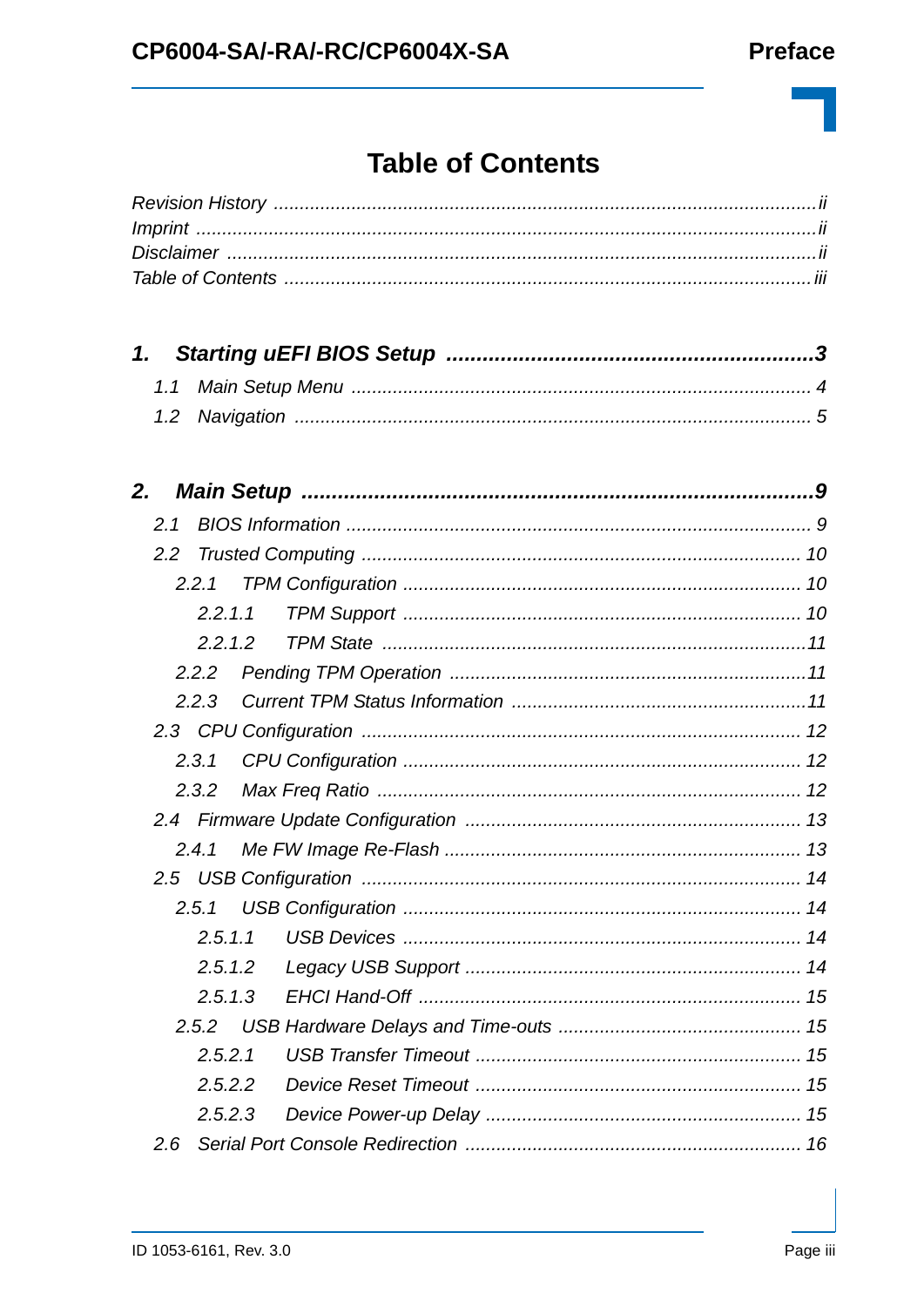# Table of Contents

*Revision History* ........................................................................................................ *ii*
*Imprint* ........................................................................................................................ *ii*
*Disclaimer* ................................................................................................................... *ii*
*Table of Contents* ...................................................................................................... *iii*

***1. Starting uEFI BIOS Setup ..................................................................3***

*1.1 Main Setup Menu .......................................................................................... 4*
*1.2 Navigation ..................................................................................................... 5*

***2. Main Setup ..............................................................................................9***

*2.1 BIOS Information .......................................................................................... 9*
*2.2 Trusted Computing ..................................................................................... 10*
*2.2.1 TPM Configuration ............................................................................. 10*
*2.2.1.1 TPM Support ............................................................................. 10*
*2.2.1.2 TPM State ................................................................................. 11*
*2.2.2 Pending TPM Operation ...................................................................... 11*
*2.2.3 Current TPM Status Information ......................................................... 11*
*2.3 CPU Configuration ..................................................................................... 12*
*2.3.1 CPU Configuration ............................................................................. 12*
*2.3.2 Max Freq Ratio .................................................................................. 12*
*2.4 Firmware Update Configuration ................................................................. 13*
*2.4.1 Me FW Image Re-Flash ..................................................................... 13*
*2.5 USB Configuration ..................................................................................... 14*
*2.5.1 USB Configuration ............................................................................. 14*
*2.5.1.1 USB Devices ............................................................................. 14*
*2.5.1.2 Legacy USB Support ................................................................. 14*
*2.5.1.3 EHCI Hand-Off .......................................................................... 15*
*2.5.2 USB Hardware Delays and Time-outs ................................................ 15*
*2.5.2.1 USB Transfer Timeout ............................................................... 15*
*2.5.2.2 Device Reset Timeout ............................................................... 15*
*2.5.2.3 Device Power-up Delay ............................................................. 15*
*2.6 Serial Port Console Redirection ................................................................. 16*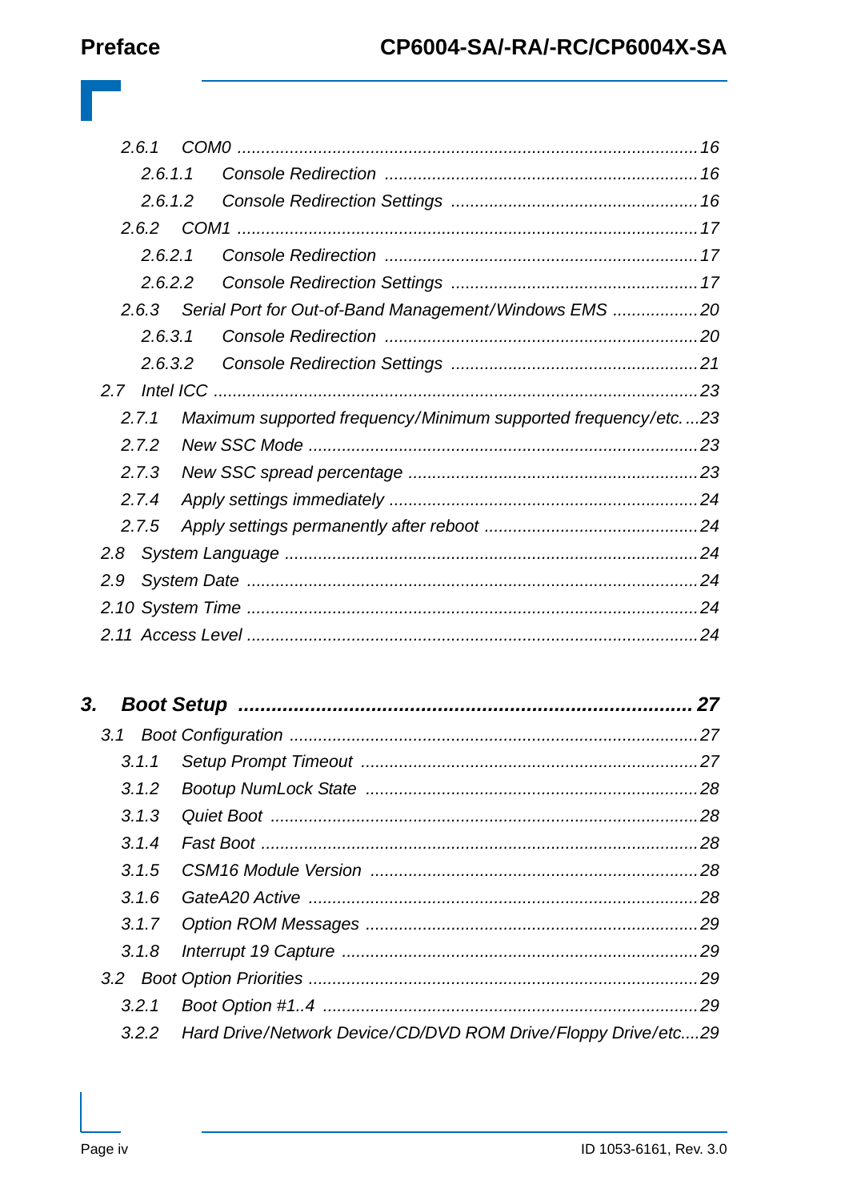2.6.1 COM0 ..........16

2.6.1.1 Console Redirection ..........16

2.6.1.2 Console Redirection Settings ..........16

2.6.2 COM1 ..........17

2.6.2.1 Console Redirection ..........17

2.6.2.2 Console Redirection Settings ..........17

2.6.3 Serial Port for Out-of-Band Management/Windows EMS ..........20

2.6.3.1 Console Redirection ..........20

2.6.3.2 Console Redirection Settings ..........21

2.7 Intel ICC ..........23

2.7.1 Maximum supported frequency/Minimum supported frequency/etc. ..........23

2.7.2 New SSC Mode ..........23

2.7.3 New SSC spread percentage ..........23

2.7.4 Apply settings immediately ..........24

2.7.5 Apply settings permanently after reboot ..........24

2.8 System Language ..........24

2.9 System Date ..........24

2.10 System Time ..........24

2.11 Access Level ..........24

**3. Boot Setup .......... 27**

3.1 Boot Configuration ..........27

3.1.1 Setup Prompt Timeout ..........27

3.1.2 Bootup NumLock State ..........28

3.1.3 Quiet Boot ..........28

3.1.4 Fast Boot ..........28

3.1.5 CSM16 Module Version ..........28

3.1.6 GateA20 Active ..........28

3.1.7 Option ROM Messages ..........29

3.1.8 Interrupt 19 Capture ..........29

3.2 Boot Option Priorities ..........29

3.2.1 Boot Option #1..4 ..........29

3.2.2 Hard Drive/Network Device/CD/DVD ROM Drive/Floppy Drive/etc. ..........29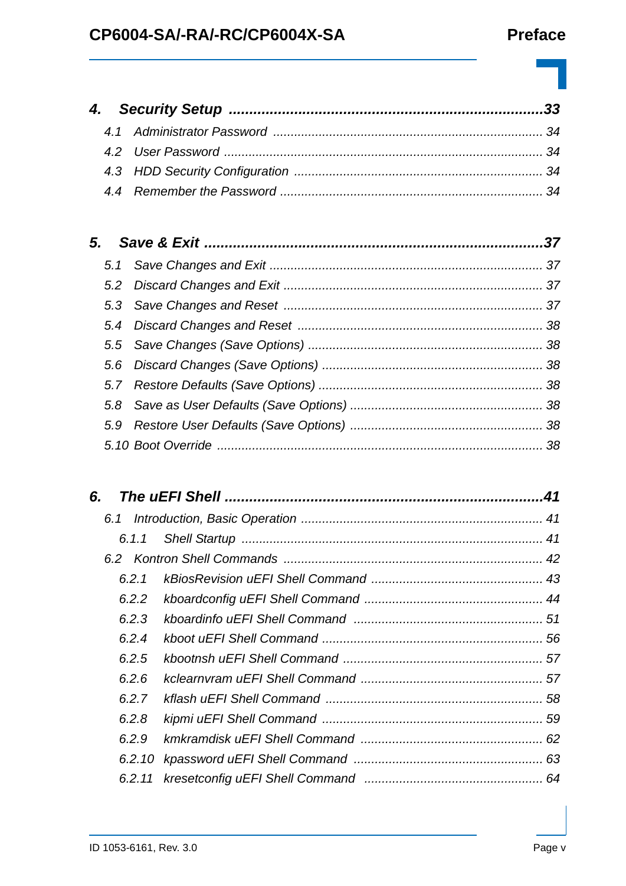**4. Security Setup ....................................................................... 33**

- 4.1 Administrator Password ....................................................................... 34
- 4.2 User Password ....................................................................... 34
- 4.3 HDD Security Configuration ....................................................................... 34
- 4.4 Remember the Password ....................................................................... 34

**5. Save & Exit ....................................................................... 37**

- 5.1 Save Changes and Exit ....................................................................... 37
- 5.2 Discard Changes and Exit ....................................................................... 37
- 5.3 Save Changes and Reset ....................................................................... 37
- 5.4 Discard Changes and Reset ....................................................................... 38
- 5.5 Save Changes (Save Options) ....................................................................... 38
- 5.6 Discard Changes (Save Options) ....................................................................... 38
- 5.7 Restore Defaults (Save Options) ....................................................................... 38
- 5.8 Save as User Defaults (Save Options) ....................................................................... 38
- 5.9 Restore User Defaults (Save Options) ....................................................................... 38
- 5.10 Boot Override ....................................................................... 38

**6. The uEFI Shell ....................................................................... 41**

- 6.1 Introduction, Basic Operation ....................................................................... 41
  - 6.1.1 Shell Startup ....................................................................... 41
- 6.2 Kontron Shell Commands ....................................................................... 42
  - 6.2.1 kBiosRevision uEFI Shell Command ....................................................................... 43
  - 6.2.2 kboardconfig uEFI Shell Command ....................................................................... 44
  - 6.2.3 kboardinfo uEFI Shell Command ....................................................................... 51
  - 6.2.4 kboot uEFI Shell Command ....................................................................... 56
  - 6.2.5 kbootnsh uEFI Shell Command ....................................................................... 57
  - 6.2.6 kclearnvram uEFI Shell Command ....................................................................... 57
  - 6.2.7 kflash uEFI Shell Command ....................................................................... 58
  - 6.2.8 kipmi uEFI Shell Command ....................................................................... 59
  - 6.2.9 kmkramdisk uEFI Shell Command ....................................................................... 62
  - 6.2.10 kpassword uEFI Shell Command ....................................................................... 63
  - 6.2.11 kresetconfig uEFI Shell Command ....................................................................... 64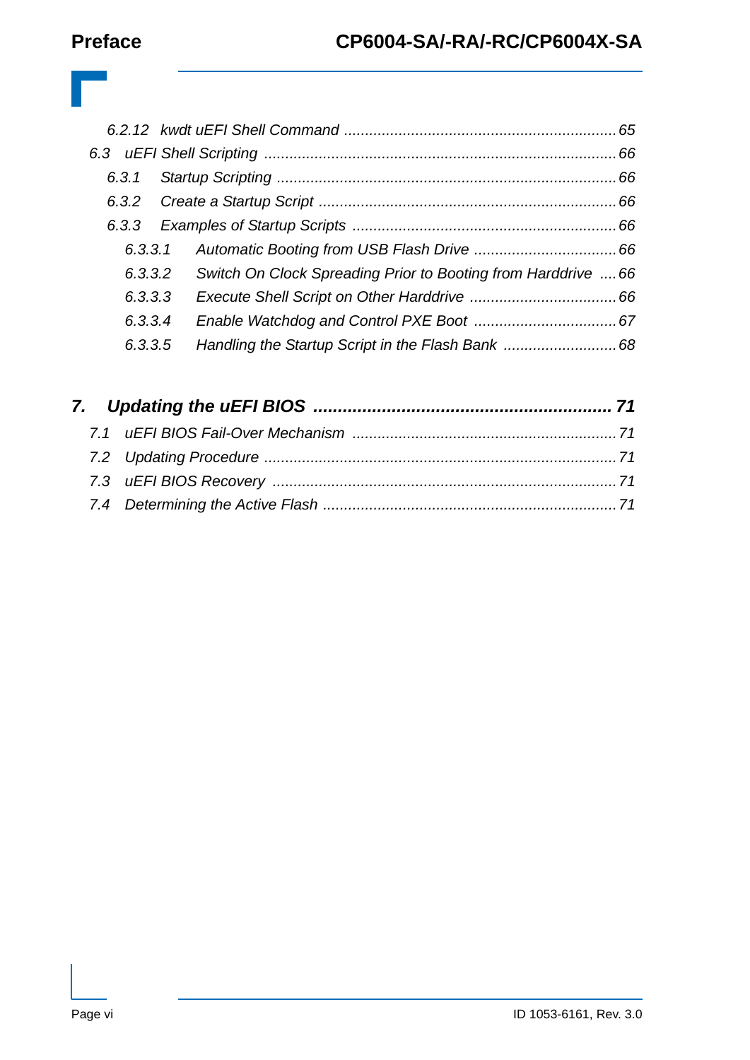6.2.12 kwdt uEFI Shell Command ................................................................ 65

6.3 uEFI Shell Scripting ................................................................................... 66

6.3.1 Startup Scripting ................................................................................ 66

6.3.2 Create a Startup Script ...................................................................... 66

6.3.3 Examples of Startup Scripts .............................................................. 66

6.3.3.1 Automatic Booting from USB Flash Drive .................................. 66

6.3.3.2 Switch On Clock Spreading Prior to Booting from Harddrive .... 66

6.3.3.3 Execute Shell Script on Other Harddrive ................................... 66

6.3.3.4 Enable Watchdog and Control PXE Boot .................................. 67

6.3.3.5 Handling the Startup Script in the Flash Bank ........................... 68

**7. Updating the uEFI BIOS ............................................................ 71**

7.1 uEFI BIOS Fail-Over Mechanism .............................................................. 71

7.2 Updating Procedure .................................................................................... 71

7.3 uEFI BIOS Recovery ................................................................................. 71

7.4 Determining the Active Flash ..................................................................... 71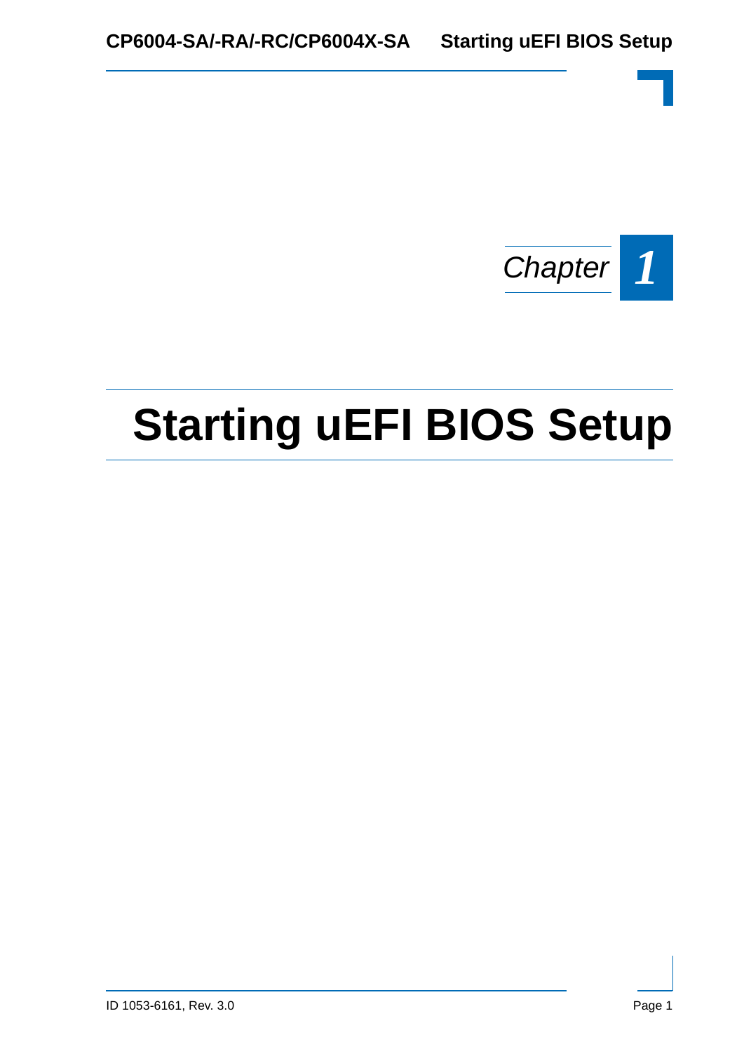*Chapter* **1**

# Starting uEFI BIOS Setup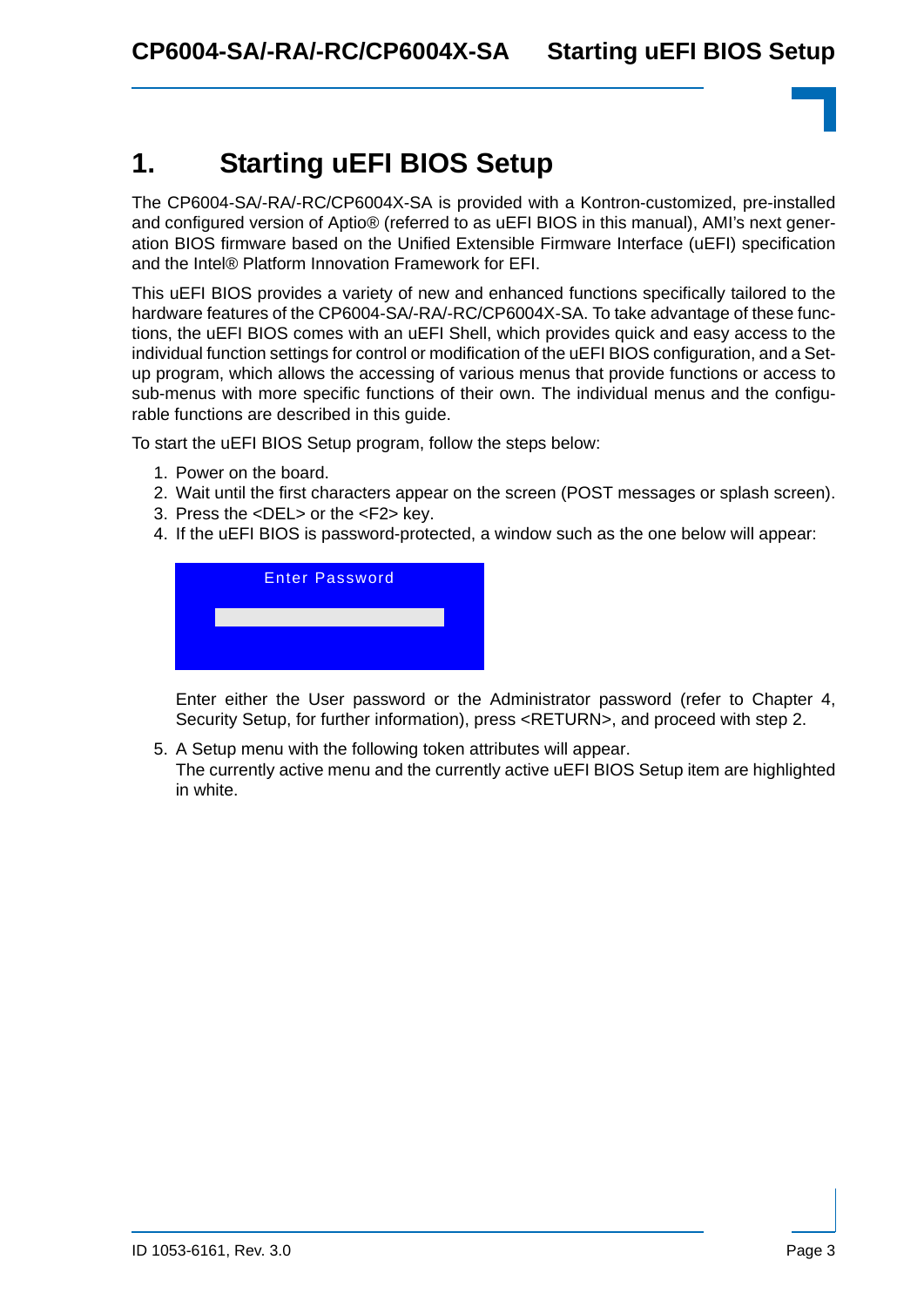# 1. Starting uEFI BIOS Setup

The CP6004-SA/-RA/-RC/CP6004X-SA is provided with a Kontron-customized, pre-installed and configured version of Aptio® (referred to as uEFI BIOS in this manual), AMI's next generation BIOS firmware based on the Unified Extensible Firmware Interface (uEFI) specification and the Intel® Platform Innovation Framework for EFI.

This uEFI BIOS provides a variety of new and enhanced functions specifically tailored to the hardware features of the CP6004-SA/-RA/-RC/CP6004X-SA. To take advantage of these functions, the uEFI BIOS comes with an uEFI Shell, which provides quick and easy access to the individual function settings for control or modification of the uEFI BIOS configuration, and a Setup program, which allows the accessing of various menus that provide functions or access to sub-menus with more specific functions of their own. The individual menus and the configurable functions are described in this guide.

To start the uEFI BIOS Setup program, follow the steps below:

1. Power on the board.
2. Wait until the first characters appear on the screen (POST messages or splash screen).
3. Press the <DEL> or the <F2> key.
4. If the uEFI BIOS is password-protected, a window such as the one below will appear:

   Enter Password

   Enter either the User password or the Administrator password (refer to Chapter 4, Security Setup, for further information), press <RETURN>, and proceed with step 2.

5. A Setup menu with the following token attributes will appear.
   The currently active menu and the currently active uEFI BIOS Setup item are highlighted in white.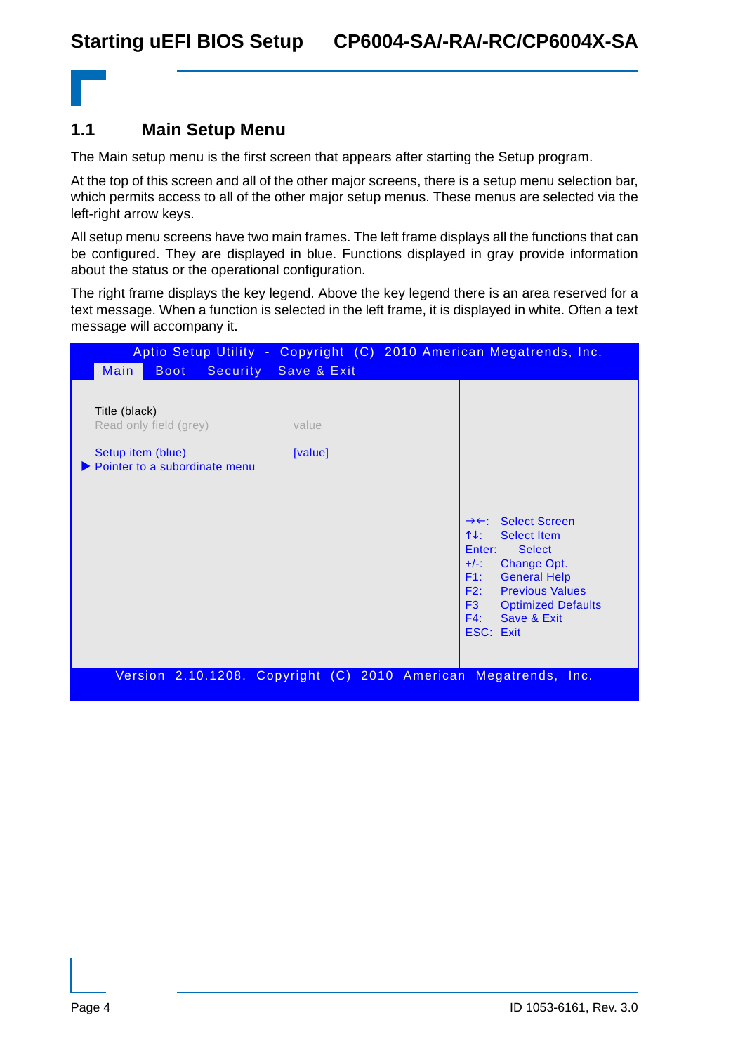## 1.1 Main Setup Menu

The Main setup menu is the first screen that appears after starting the Setup program.

At the top of this screen and all of the other major screens, there is a setup menu selection bar, which permits access to all of the other major setup menus. These menus are selected via the left-right arrow keys.

All setup menu screens have two main frames. The left frame displays all the functions that can be configured. They are displayed in blue. Functions displayed in gray provide information about the status or the operational configuration.

The right frame displays the key legend. Above the key legend there is an area reserved for a text message. When a function is selected in the left frame, it is displayed in white. Often a text message will accompany it.

```
Aptio Setup Utility - Copyright (C) 2010 American Megatrends, Inc.
 Main   Boot   Security   Save & Exit

 Title (black)
 Read only field (grey)          value

 Setup item (blue)               [value]
► Pointer to a subordinate menu

                                             →←:    Select Screen
                                             ↑↓:    Select Item
                                             Enter:   Select
                                             +/-:   Change Opt.
                                             F1:    General Help
                                             F2:    Previous Values
                                             F3     Optimized Defaults
                                             F4:    Save & Exit
                                             ESC:  Exit

Version 2.10.1208. Copyright (C) 2010 American Megatrends, Inc.
```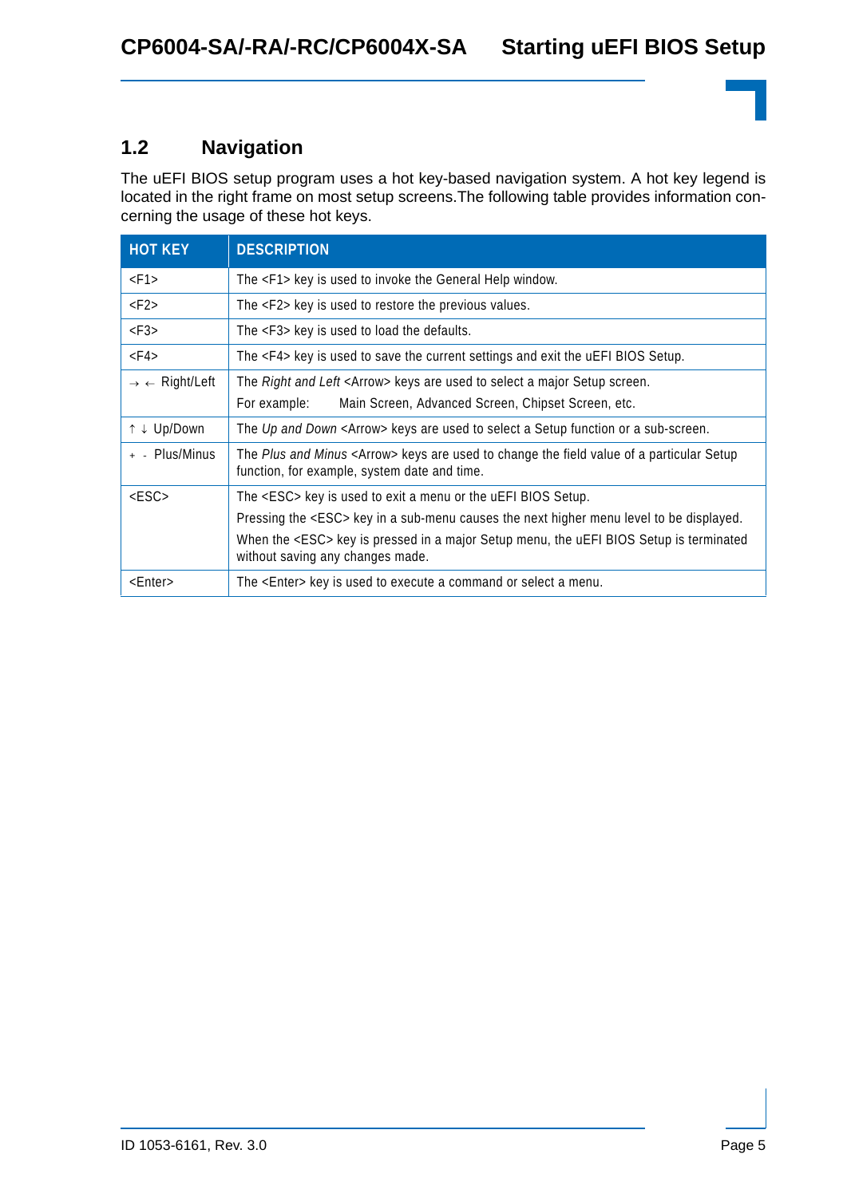## 1.2 Navigation

The uEFI BIOS setup program uses a hot key-based navigation system. A hot key legend is located in the right frame on most setup screens.The following table provides information concerning the usage of these hot keys.

| HOT KEY | DESCRIPTION |
|---|---|
| <F1> | The <F1> key is used to invoke the General Help window. |
| <F2> | The <F2> key is used to restore the previous values. |
| <F3> | The <F3> key is used to load the defaults. |
| <F4> | The <F4> key is used to save the current settings and exit the uEFI BIOS Setup. |
| → ← Right/Left | The *Right and Left* <Arrow> keys are used to select a major Setup screen.<br>For example: Main Screen, Advanced Screen, Chipset Screen, etc. |
| ↑ ↓ Up/Down | The *Up and Down* <Arrow> keys are used to select a Setup function or a sub-screen. |
| + - Plus/Minus | The *Plus and Minus* <Arrow> keys are used to change the field value of a particular Setup function, for example, system date and time. |
| <ESC> | The <ESC> key is used to exit a menu or the uEFI BIOS Setup.<br>Pressing the <ESC> key in a sub-menu causes the next higher menu level to be displayed.<br>When the <ESC> key is pressed in a major Setup menu, the uEFI BIOS Setup is terminated without saving any changes made. |
| <Enter> | The <Enter> key is used to execute a command or select a menu. |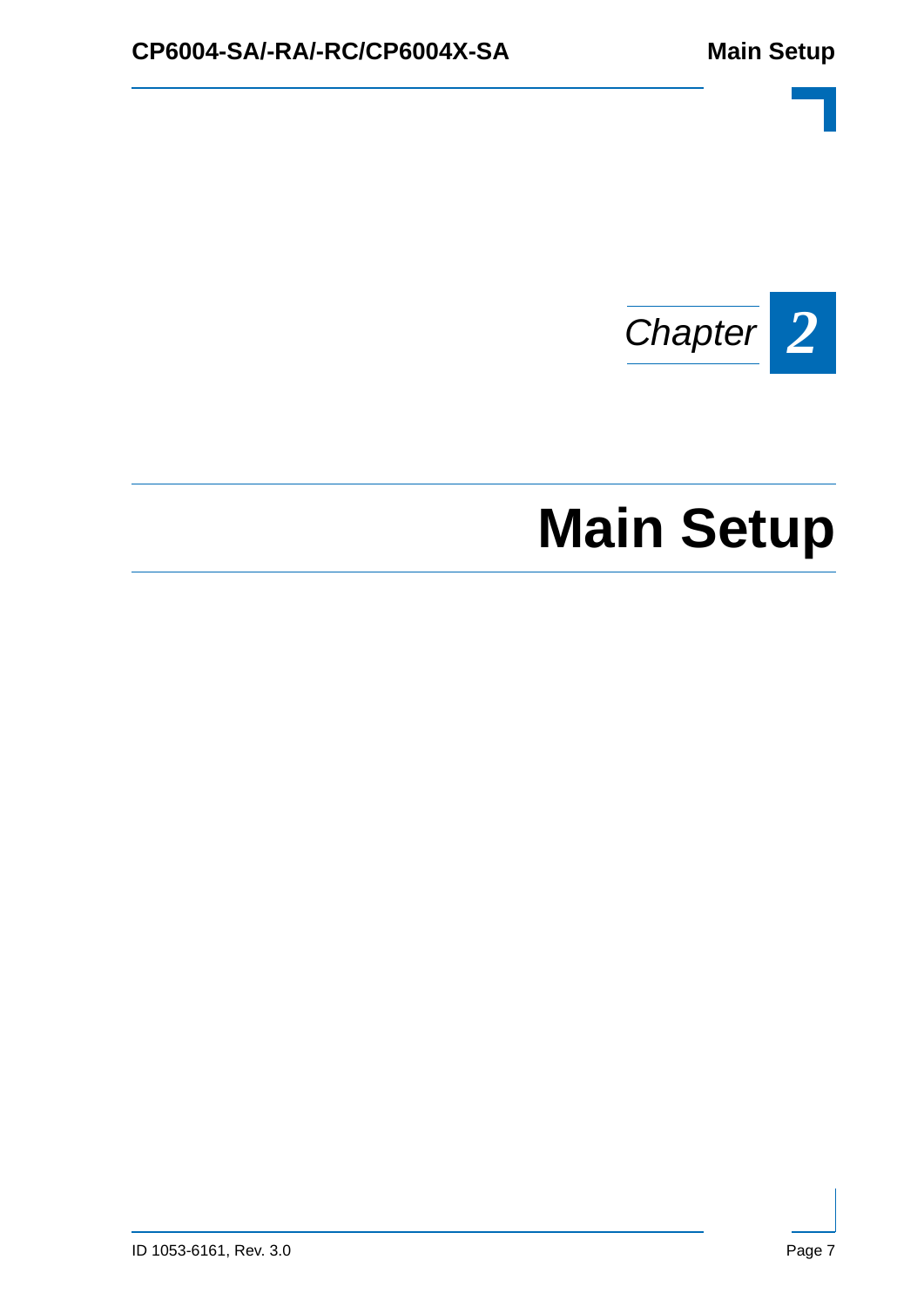Chapter 2

# Main Setup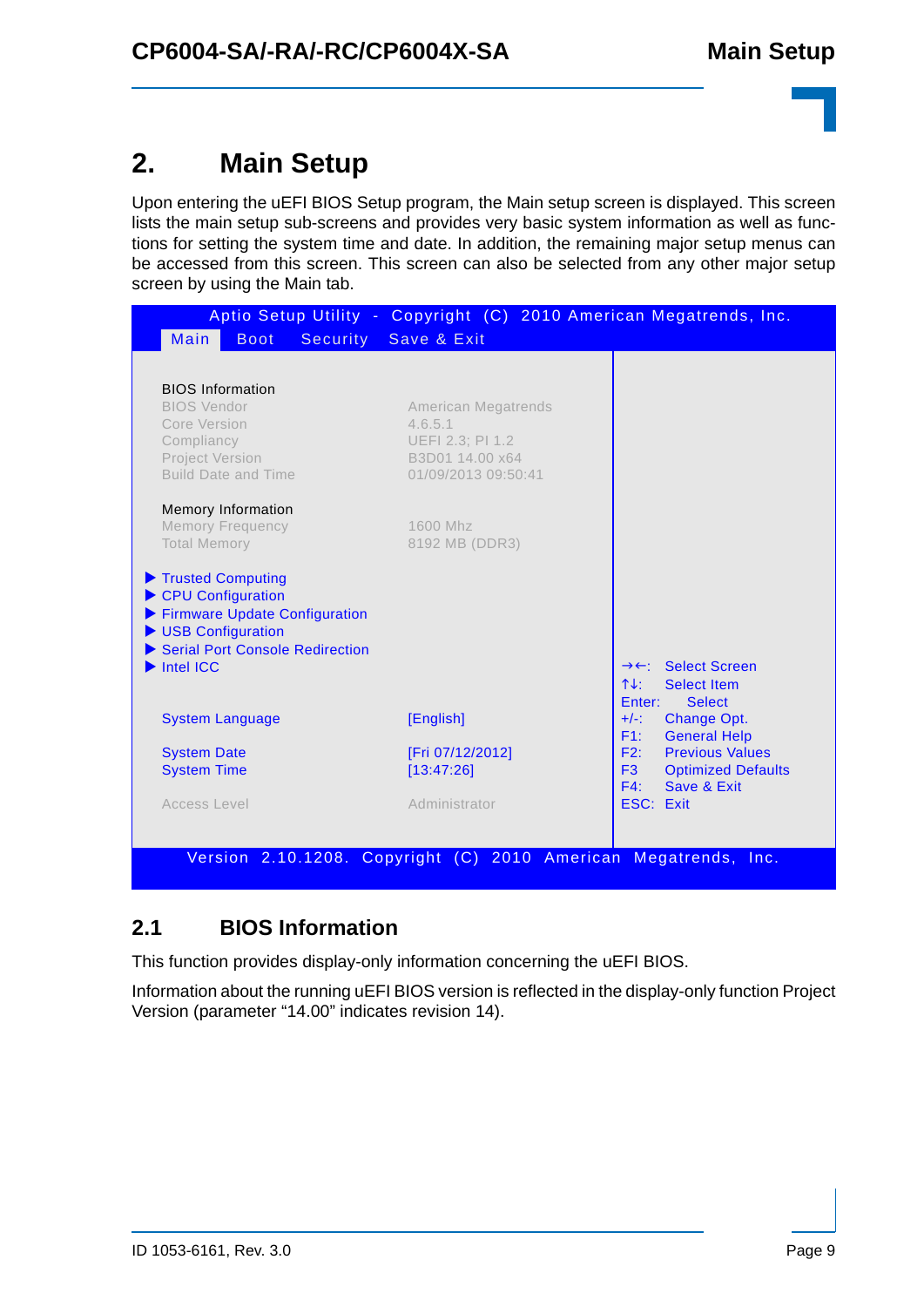# 2. Main Setup

Upon entering the uEFI BIOS Setup program, the Main setup screen is displayed. This screen lists the main setup sub-screens and provides very basic system information as well as functions for setting the system time and date. In addition, the remaining major setup menus can be accessed from this screen. This screen can also be selected from any other major setup screen by using the Main tab.

```
          Aptio Setup Utility - Copyright (C) 2010 American Megatrends, Inc.
   Main    Boot    Security    Save & Exit

   BIOS Information
   BIOS Vendor                    American Megatrends
   Core Version                   4.6.5.1
   Compliancy                     UEFI 2.3; PI 1.2
   Project Version                B3D01 14.00 x64
   Build Date and Time            01/09/2013 09:50:41

   Memory Information
   Memory Frequency               1600 Mhz
   Total Memory                   8192 MB (DDR3)

 ▶ Trusted Computing
 ▶ CPU Configuration
 ▶ Firmware Update Configuration
 ▶ USB Configuration
 ▶ Serial Port Console Redirection
 ▶ Intel ICC                                            →←:   Select Screen
                                                        ↑↓:   Select Item
                                                        Enter:   Select
   System Language                [English]             +/-:  Change Opt.
                                                        F1:   General Help
   System Date                    [Fri 07/12/2012]      F2:   Previous Values
   System Time                    [13:47:26]            F3    Optimized Defaults
                                                        F4:   Save & Exit
   Access Level                   Administrator         ESC:  Exit

        Version 2.10.1208. Copyright (C) 2010 American Megatrends, Inc.
```

## 2.1 BIOS Information

This function provides display-only information concerning the uEFI BIOS.

Information about the running uEFI BIOS version is reflected in the display-only function Project Version (parameter “14.00” indicates revision 14).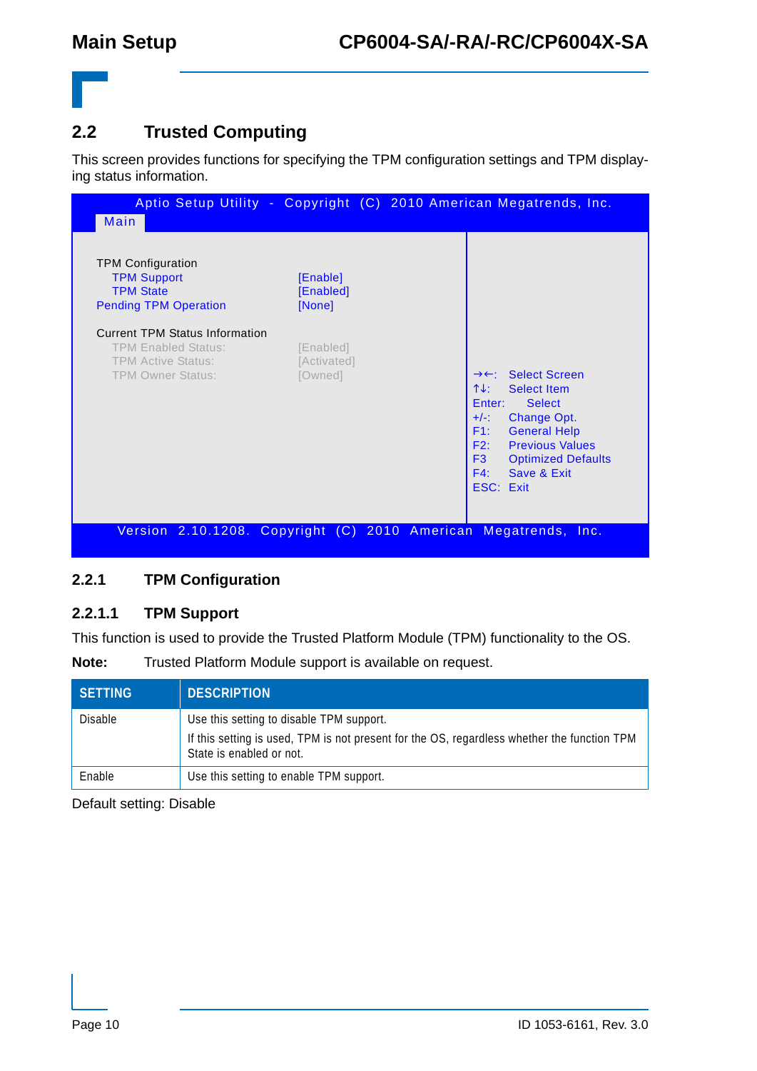## 2.2 Trusted Computing

This screen provides functions for specifying the TPM configuration settings and TPM displaying status information.

```
        Aptio Setup Utility - Copyright (C) 2010 American Megatrends, Inc.
  Main

  TPM Configuration
     TPM Support                       [Enable]
     TPM State                         [Enabled]
  Pending TPM Operation                [None]

  Current TPM Status Information
     TPM Enabled Status:               [Enabled]
     TPM Active Status:                [Activated]
     TPM Owner Status:                 [Owned]
                                                           →←:  Select Screen
                                                           ↑↓:  Select Item
                                                           Enter:   Select
                                                           +/-:  Change Opt.
                                                           F1:   General Help
                                                           F2:   Previous Values
                                                           F3    Optimized Defaults
                                                           F4:   Save & Exit
                                                           ESC:  Exit

      Version 2.10.1208. Copyright (C) 2010 American Megatrends, Inc.
```

### 2.2.1 TPM Configuration

#### 2.2.1.1 TPM Support

This function is used to provide the Trusted Platform Module (TPM) functionality to the OS.

**Note:** Trusted Platform Module support is available on request.

| SETTING | DESCRIPTION |
|---|---|
| Disable | Use this setting to disable TPM support.<br>If this setting is used, TPM is not present for the OS, regardless whether the function TPM State is enabled or not. |
| Enable | Use this setting to enable TPM support. |

Default setting: Disable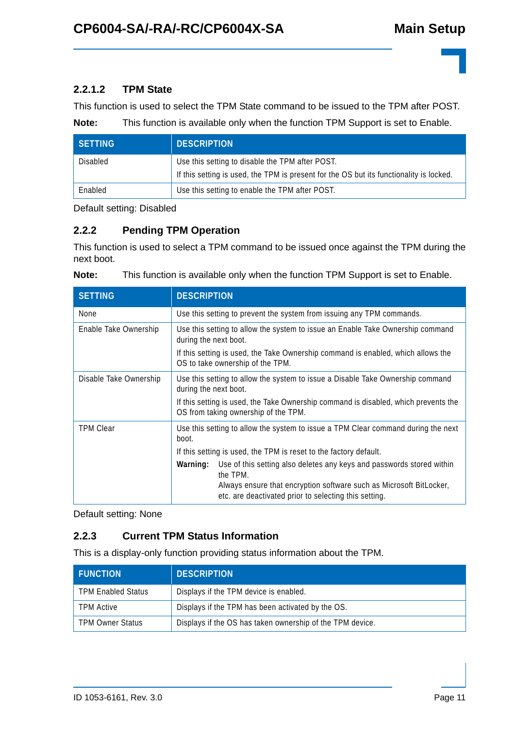#### 2.2.1.2 TPM State

This function is used to select the TPM State command to be issued to the TPM after POST.

**Note:** This function is available only when the function TPM Support is set to Enable.

| SETTING | DESCRIPTION |
|---|---|
| Disabled | Use this setting to disable the TPM after POST.<br>If this setting is used, the TPM is present for the OS but its functionality is locked. |
| Enabled | Use this setting to enable the TPM after POST. |

Default setting: Disabled

### 2.2.2 Pending TPM Operation

This function is used to select a TPM command to be issued once against the TPM during the next boot.

**Note:** This function is available only when the function TPM Support is set to Enable.

| SETTING | DESCRIPTION |
|---|---|
| None | Use this setting to prevent the system from issuing any TPM commands. |
| Enable Take Ownership | Use this setting to allow the system to issue an Enable Take Ownership command during the next boot.<br>If this setting is used, the Take Ownership command is enabled, which allows the OS to take ownership of the TPM. |
| Disable Take Ownership | Use this setting to allow the system to issue a Disable Take Ownership command during the next boot.<br>If this setting is used, the Take Ownership command is disabled, which prevents the OS from taking ownership of the TPM. |
| TPM Clear | Use this setting to allow the system to issue a TPM Clear command during the next boot.<br>If this setting is used, the TPM is reset to the factory default.<br>**Warning:** Use of this setting also deletes any keys and passwords stored within the TPM.<br>Always ensure that encryption software such as Microsoft BitLocker, etc. are deactivated prior to selecting this setting. |

Default setting: None

### 2.2.3 Current TPM Status Information

This is a display-only function providing status information about the TPM.

| FUNCTION | DESCRIPTION |
|---|---|
| TPM Enabled Status | Displays if the TPM device is enabled. |
| TPM Active | Displays if the TPM has been activated by the OS. |
| TPM Owner Status | Displays if the OS has taken ownership of the TPM device. |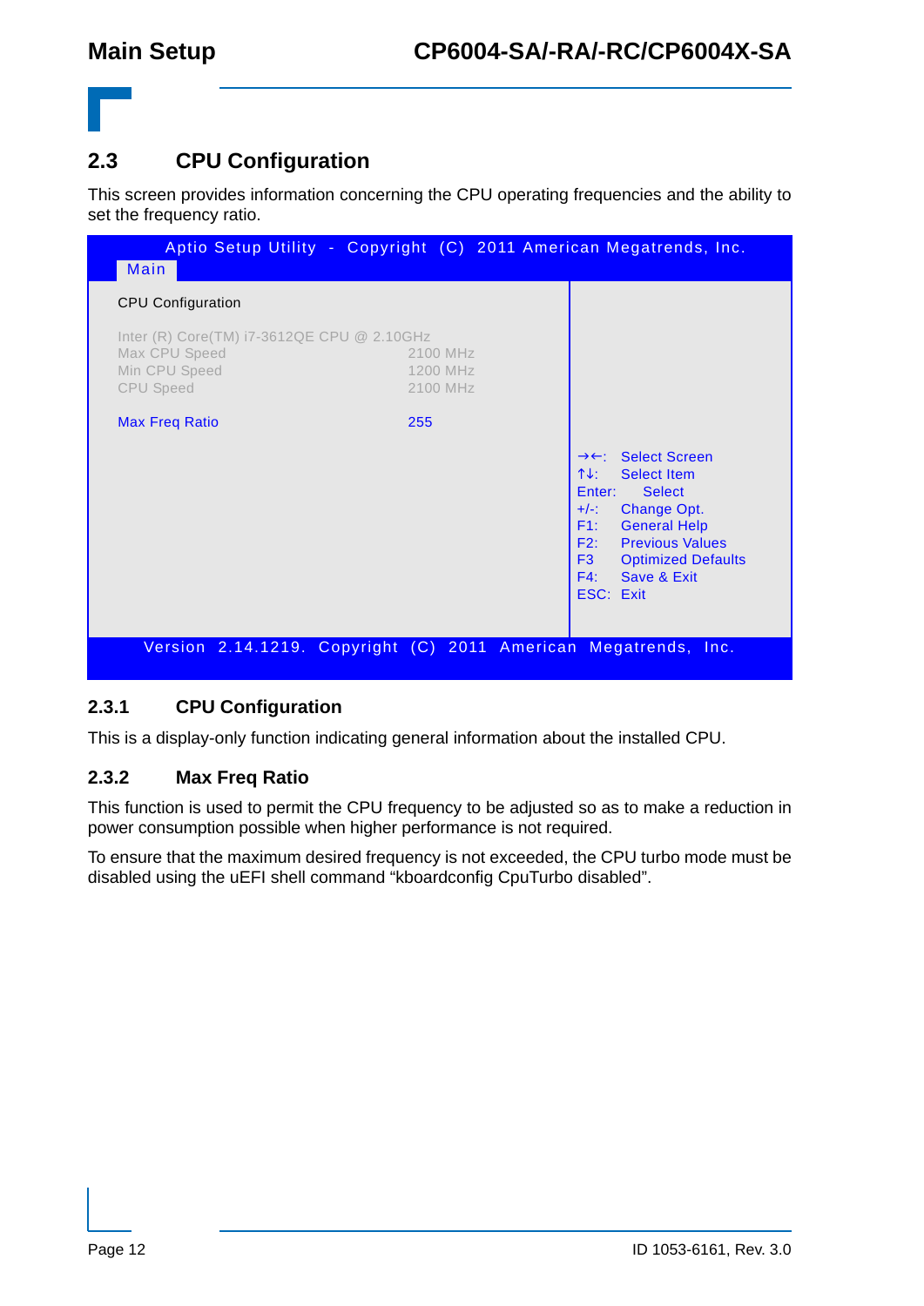## 2.3 CPU Configuration

This screen provides information concerning the CPU operating frequencies and the ability to set the frequency ratio.

```
        Aptio Setup Utility  -  Copyright  (C)  2011 American Megatrends, Inc.
 Main

 CPU Configuration

 Inter (R) Core(TM) i7-3612QE CPU @ 2.10GHz
 Max CPU Speed                                   2100 MHz
 Min CPU Speed                                   1200 MHz
 CPU Speed                                       2100 MHz

 Max Freq Ratio                                  255

                                                              →←:   Select Screen
                                                              ↑↓:   Select Item
                                                              Enter:     Select
                                                              +/-:  Change Opt.
                                                              F1:   General Help
                                                              F2:   Previous Values
                                                              F3    Optimized Defaults
                                                              F4:   Save & Exit
                                                              ESC:  Exit

      Version  2.14.1219.  Copyright  (C)  2011  American  Megatrends,  Inc.
```

### 2.3.1 CPU Configuration

This is a display-only function indicating general information about the installed CPU.

### 2.3.2 Max Freq Ratio

This function is used to permit the CPU frequency to be adjusted so as to make a reduction in power consumption possible when higher performance is not required.

To ensure that the maximum desired frequency is not exceeded, the CPU turbo mode must be disabled using the uEFI shell command "kboardconfig CpuTurbo disabled".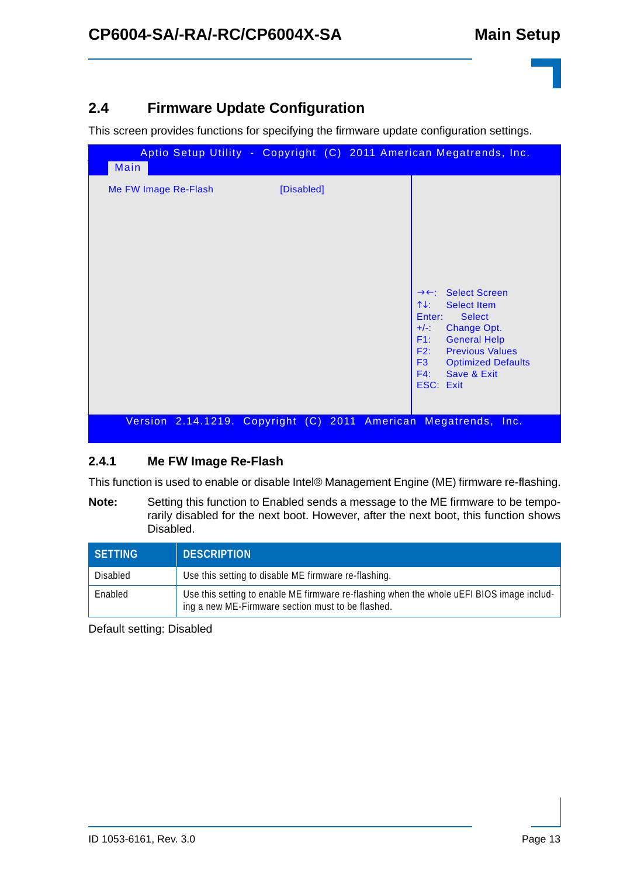## 2.4 Firmware Update Configuration

This screen provides functions for specifying the firmware update configuration settings.

```
        Aptio Setup Utility  -  Copyright  (C)  2011 American Megatrends, Inc.
  Main
  
  Me FW Image Re-Flash            [Disabled]
  
  
  
                                                  →←:   Select Screen
                                                  ↑↓:   Select Item
                                                  Enter:    Select
                                                  +/-:  Change Opt.
                                                  F1:   General Help
                                                  F2:   Previous Values
                                                  F3    Optimized Defaults
                                                  F4:   Save & Exit
                                                  ESC:  Exit
  
      Version  2.14.1219.  Copyright  (C)  2011  American  Megatrends,  Inc.
```

### 2.4.1 Me FW Image Re-Flash

This function is used to enable or disable Intel® Management Engine (ME) firmware re-flashing.

**Note:** Setting this function to Enabled sends a message to the ME firmware to be temporarily disabled for the next boot. However, after the next boot, this function shows Disabled.

| SETTING | DESCRIPTION |
|---|---|
| Disabled | Use this setting to disable ME firmware re-flashing. |
| Enabled | Use this setting to enable ME firmware re-flashing when the whole uEFI BIOS image including a new ME-Firmware section must to be flashed. |

Default setting: Disabled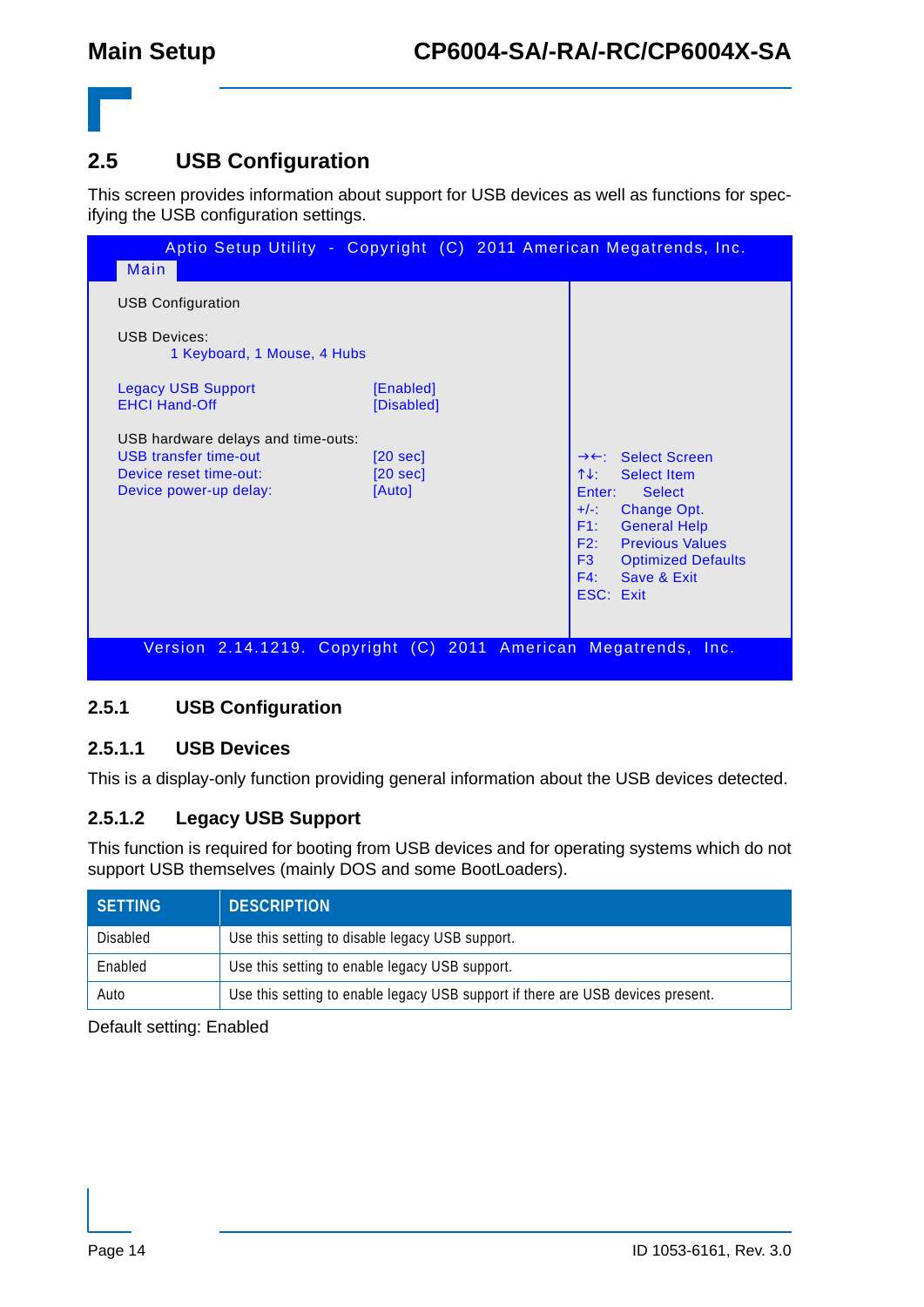## 2.5 USB Configuration

This screen provides information about support for USB devices as well as functions for specifying the USB configuration settings.

```
        Aptio Setup Utility  -  Copyright  (C)  2011 American Megatrends, Inc.
  Main
  USB Configuration

  USB Devices:
          1 Keyboard, 1 Mouse, 4 Hubs

  Legacy USB Support                 [Enabled]
  EHCI Hand-Off                      [Disabled]

  USB hardware delays and time-outs:
  USB transfer time-out              [20 sec]          →←:  Select Screen
  Device reset time-out:             [20 sec]          ↑↓:  Select Item
  Device power-up delay:             [Auto]            Enter:    Select
                                                       +/-:  Change Opt.
                                                       F1:   General Help
                                                       F2:   Previous Values
                                                       F3    Optimized Defaults
                                                       F4:   Save & Exit
                                                       ESC:  Exit

        Version  2.14.1219.  Copyright  (C)  2011  American  Megatrends,  Inc.
```

### 2.5.1 USB Configuration

#### 2.5.1.1 USB Devices

This is a display-only function providing general information about the USB devices detected.

#### 2.5.1.2 Legacy USB Support

This function is required for booting from USB devices and for operating systems which do not support USB themselves (mainly DOS and some BootLoaders).

| SETTING | DESCRIPTION |
|---|---|
| Disabled | Use this setting to disable legacy USB support. |
| Enabled | Use this setting to enable legacy USB support. |
| Auto | Use this setting to enable legacy USB support if there are USB devices present. |

Default setting: Enabled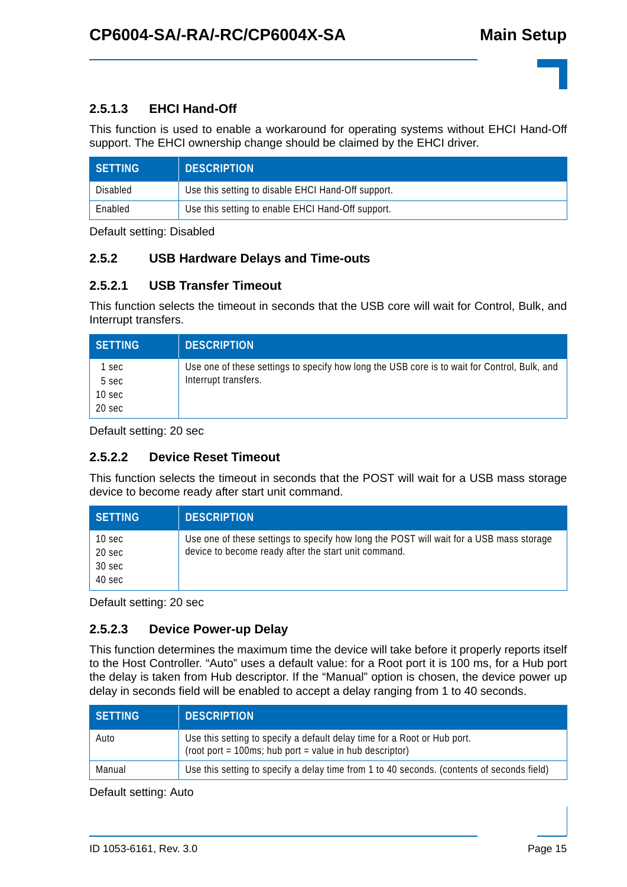#### 2.5.1.3 EHCI Hand-Off

This function is used to enable a workaround for operating systems without EHCI Hand-Off support. The EHCI ownership change should be claimed by the EHCI driver.

| SETTING | DESCRIPTION |
|---|---|
| Disabled | Use this setting to disable EHCI Hand-Off support. |
| Enabled | Use this setting to enable EHCI Hand-Off support. |

Default setting: Disabled

### 2.5.2 USB Hardware Delays and Time-outs

#### 2.5.2.1 USB Transfer Timeout

This function selects the timeout in seconds that the USB core will wait for Control, Bulk, and Interrupt transfers.

| SETTING | DESCRIPTION |
|---|---|
| 1 sec<br>5 sec<br>10 sec<br>20 sec | Use one of these settings to specify how long the USB core is to wait for Control, Bulk, and Interrupt transfers. |

Default setting: 20 sec

#### 2.5.2.2 Device Reset Timeout

This function selects the timeout in seconds that the POST will wait for a USB mass storage device to become ready after start unit command.

| SETTING | DESCRIPTION |
|---|---|
| 10 sec<br>20 sec<br>30 sec<br>40 sec | Use one of these settings to specify how long the POST will wait for a USB mass storage device to become ready after the start unit command. |

Default setting: 20 sec

#### 2.5.2.3 Device Power-up Delay

This function determines the maximum time the device will take before it properly reports itself to the Host Controller. “Auto” uses a default value: for a Root port it is 100 ms, for a Hub port the delay is taken from Hub descriptor. If the “Manual” option is chosen, the device power up delay in seconds field will be enabled to accept a delay ranging from 1 to 40 seconds.

| SETTING | DESCRIPTION |
|---|---|
| Auto | Use this setting to specify a default delay time for a Root or Hub port.<br>(root port = 100ms; hub port = value in hub descriptor) |
| Manual | Use this setting to specify a delay time from 1 to 40 seconds. (contents of seconds field) |

Default setting: Auto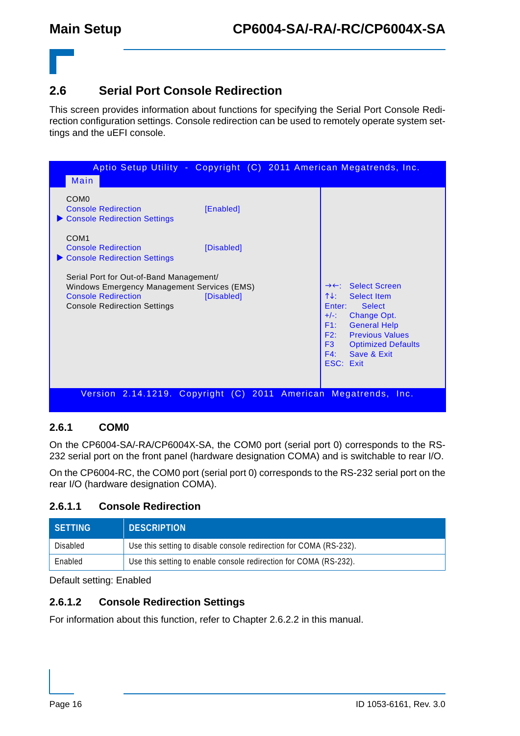## 2.6 Serial Port Console Redirection

This screen provides information about functions for specifying the Serial Port Console Redirection configuration settings. Console redirection can be used to remotely operate system settings and the uEFI console.

```
        Aptio Setup Utility  -  Copyright  (C)  2011 American Megatrends, Inc.
  Main
  COM0
  Console Redirection                 [Enabled]
▶ Console Redirection Settings

  COM1
  Console Redirection                 [Disabled]
▶ Console Redirection Settings

  Serial Port for Out-of-Band Management/
  Windows Emergency Management Services (EMS)
  Console Redirection                 [Disabled]        →←:   Select Screen
  Console Redirection Settings                          ↑↓:   Select Item
                                                        Enter:    Select
                                                        +/-:  Change Opt.
                                                        F1:   General Help
                                                        F2:   Previous Values
                                                        F3    Optimized Defaults
                                                        F4:   Save & Exit
                                                        ESC:  Exit

     Version  2.14.1219.  Copyright  (C)  2011  American  Megatrends,  Inc.
```

### 2.6.1 COM0

On the CP6004-SA/-RA/CP6004X-SA, the COM0 port (serial port 0) corresponds to the RS-232 serial port on the front panel (hardware designation COMA) and is switchable to rear I/O.

On the CP6004-RC, the COM0 port (serial port 0) corresponds to the RS-232 serial port on the rear I/O (hardware designation COMA).

#### 2.6.1.1 Console Redirection

| SETTING | DESCRIPTION |
|---|---|
| Disabled | Use this setting to disable console redirection for COMA (RS-232). |
| Enabled | Use this setting to enable console redirection for COMA (RS-232). |

Default setting: Enabled

#### 2.6.1.2 Console Redirection Settings

For information about this function, refer to Chapter 2.6.2.2 in this manual.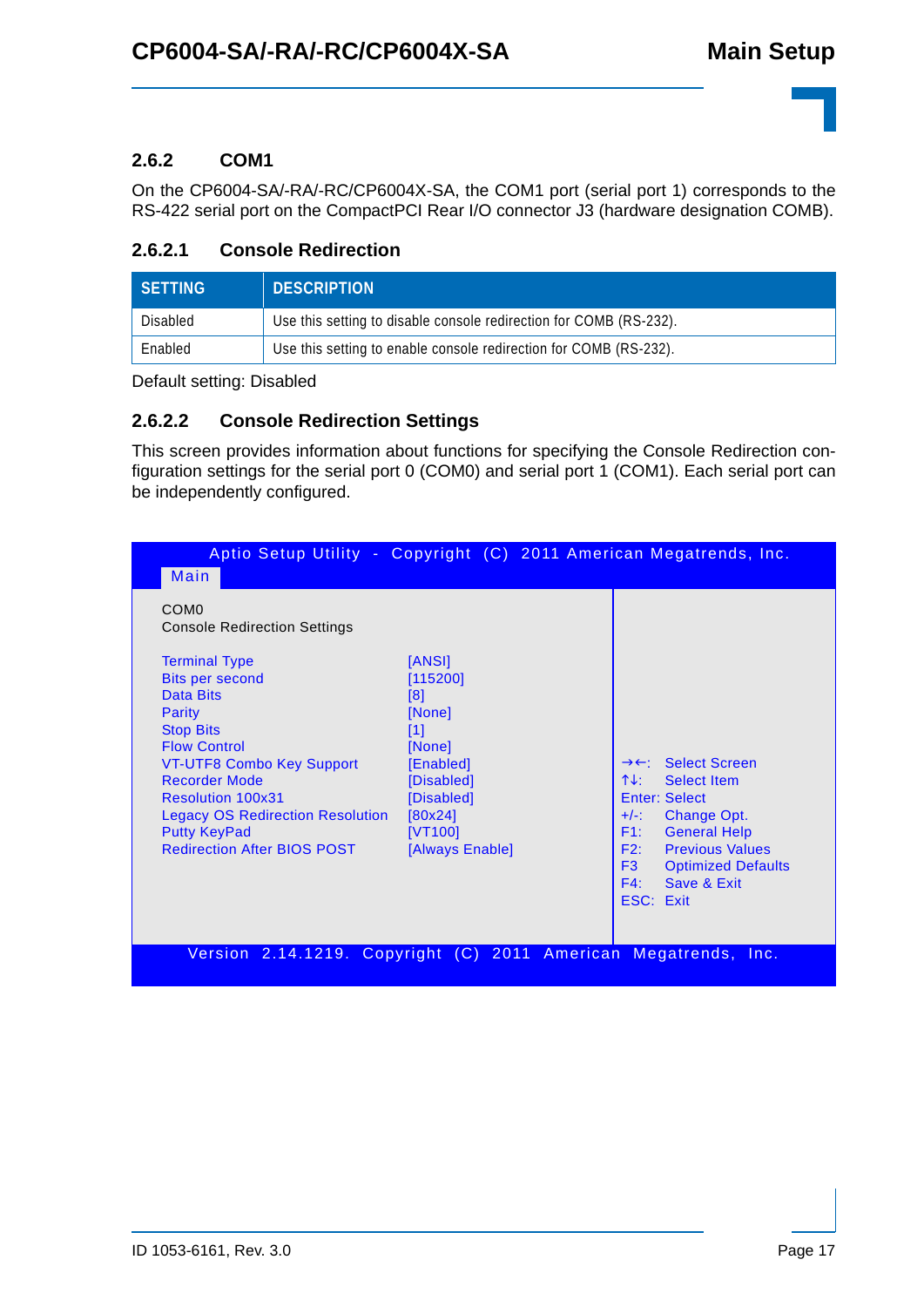### 2.6.2 COM1

On the CP6004-SA/-RA/-RC/CP6004X-SA, the COM1 port (serial port 1) corresponds to the RS-422 serial port on the CompactPCI Rear I/O connector J3 (hardware designation COMB).

#### 2.6.2.1 Console Redirection

| SETTING | DESCRIPTION |
|---|---|
| Disabled | Use this setting to disable console redirection for COMB (RS-232). |
| Enabled | Use this setting to enable console redirection for COMB (RS-232). |

Default setting: Disabled

#### 2.6.2.2 Console Redirection Settings

This screen provides information about functions for specifying the Console Redirection configuration settings for the serial port 0 (COM0) and serial port 1 (COM1). Each serial port can be independently configured.

```
Aptio Setup Utility - Copyright (C) 2011 American Megatrends, Inc.
Main

COM0
Console Redirection Settings

Terminal Type                       [ANSI]
Bits per second                     [115200]
Data Bits                           [8]
Parity                              [None]
Stop Bits                           [1]
Flow Control                        [None]
VT-UTF8 Combo Key Support           [Enabled]          →←:  Select Screen
Recorder Mode                       [Disabled]         ↑↓:  Select Item
Resolution 100x31                   [Disabled]         Enter: Select
Legacy OS Redirection Resolution    [80x24]            +/-:  Change Opt.
Putty KeyPad                        [VT100]            F1:   General Help
Redirection After BIOS POST         [Always Enable]    F2:   Previous Values
                                                       F3    Optimized Defaults
                                                       F4:   Save & Exit
                                                       ESC:  Exit

Version 2.14.1219. Copyright (C) 2011 American Megatrends, Inc.
```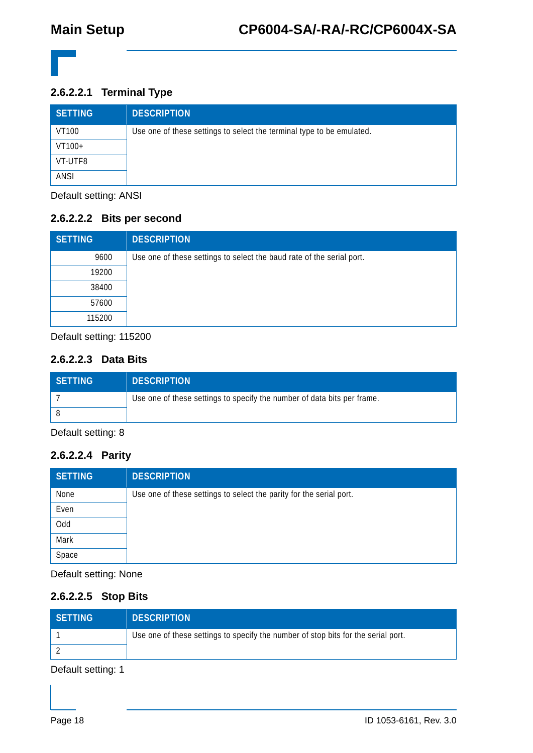#### 2.6.2.2.1 Terminal Type

| SETTING | DESCRIPTION |
|---|---|
| VT100 | Use one of these settings to select the terminal type to be emulated. |
| VT100+ | |
| VT-UTF8 | |
| ANSI | |

Default setting: ANSI

#### 2.6.2.2.2 Bits per second

| SETTING | DESCRIPTION |
|---|---|
| 9600 | Use one of these settings to select the baud rate of the serial port. |
| 19200 | |
| 38400 | |
| 57600 | |
| 115200 | |

Default setting: 115200

#### 2.6.2.2.3 Data Bits

| SETTING | DESCRIPTION |
|---|---|
| 7 | Use one of these settings to specify the number of data bits per frame. |
| 8 | |

Default setting: 8

#### 2.6.2.2.4 Parity

| SETTING | DESCRIPTION |
|---|---|
| None | Use one of these settings to select the parity for the serial port. |
| Even | |
| Odd | |
| Mark | |
| Space | |

Default setting: None

#### 2.6.2.2.5 Stop Bits

| SETTING | DESCRIPTION |
|---|---|
| 1 | Use one of these settings to specify the number of stop bits for the serial port. |
| 2 | |

Default setting: 1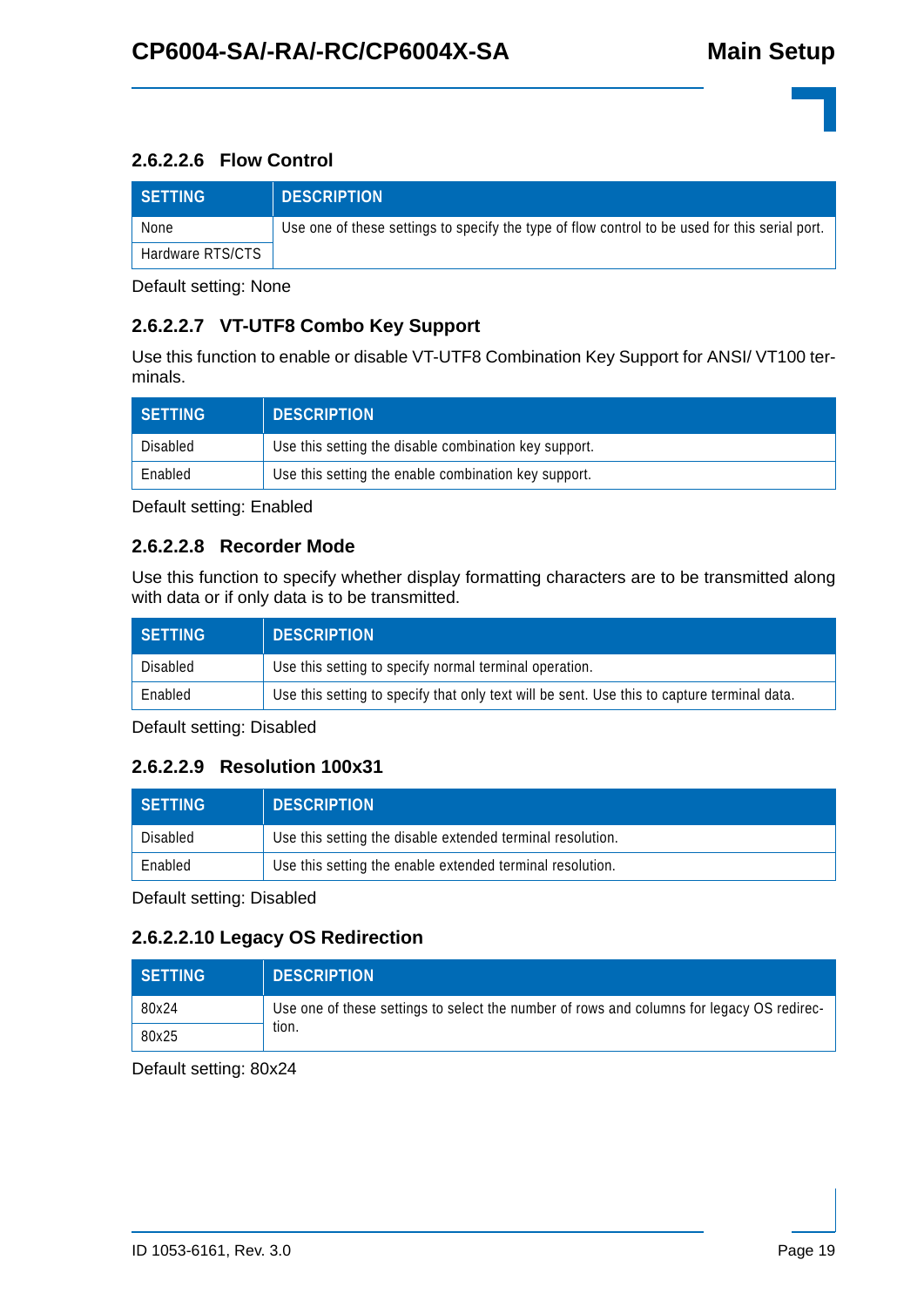#### 2.6.2.2.6 Flow Control

| SETTING | DESCRIPTION |
|---|---|
| None | Use one of these settings to specify the type of flow control to be used for this serial port. |
| Hardware RTS/CTS | |

Default setting: None

#### 2.6.2.2.7 VT-UTF8 Combo Key Support

Use this function to enable or disable VT-UTF8 Combination Key Support for ANSI/ VT100 terminals.

| SETTING | DESCRIPTION |
|---|---|
| Disabled | Use this setting the disable combination key support. |
| Enabled | Use this setting the enable combination key support. |

Default setting: Enabled

#### 2.6.2.2.8 Recorder Mode

Use this function to specify whether display formatting characters are to be transmitted along with data or if only data is to be transmitted.

| SETTING | DESCRIPTION |
|---|---|
| Disabled | Use this setting to specify normal terminal operation. |
| Enabled | Use this setting to specify that only text will be sent. Use this to capture terminal data. |

Default setting: Disabled

#### 2.6.2.2.9 Resolution 100x31

| SETTING | DESCRIPTION |
|---|---|
| Disabled | Use this setting the disable extended terminal resolution. |
| Enabled | Use this setting the enable extended terminal resolution. |

Default setting: Disabled

#### 2.6.2.2.10 Legacy OS Redirection

| SETTING | DESCRIPTION |
|---|---|
| 80x24 | Use one of these settings to select the number of rows and columns for legacy OS redirection. |
| 80x25 | |

Default setting: 80x24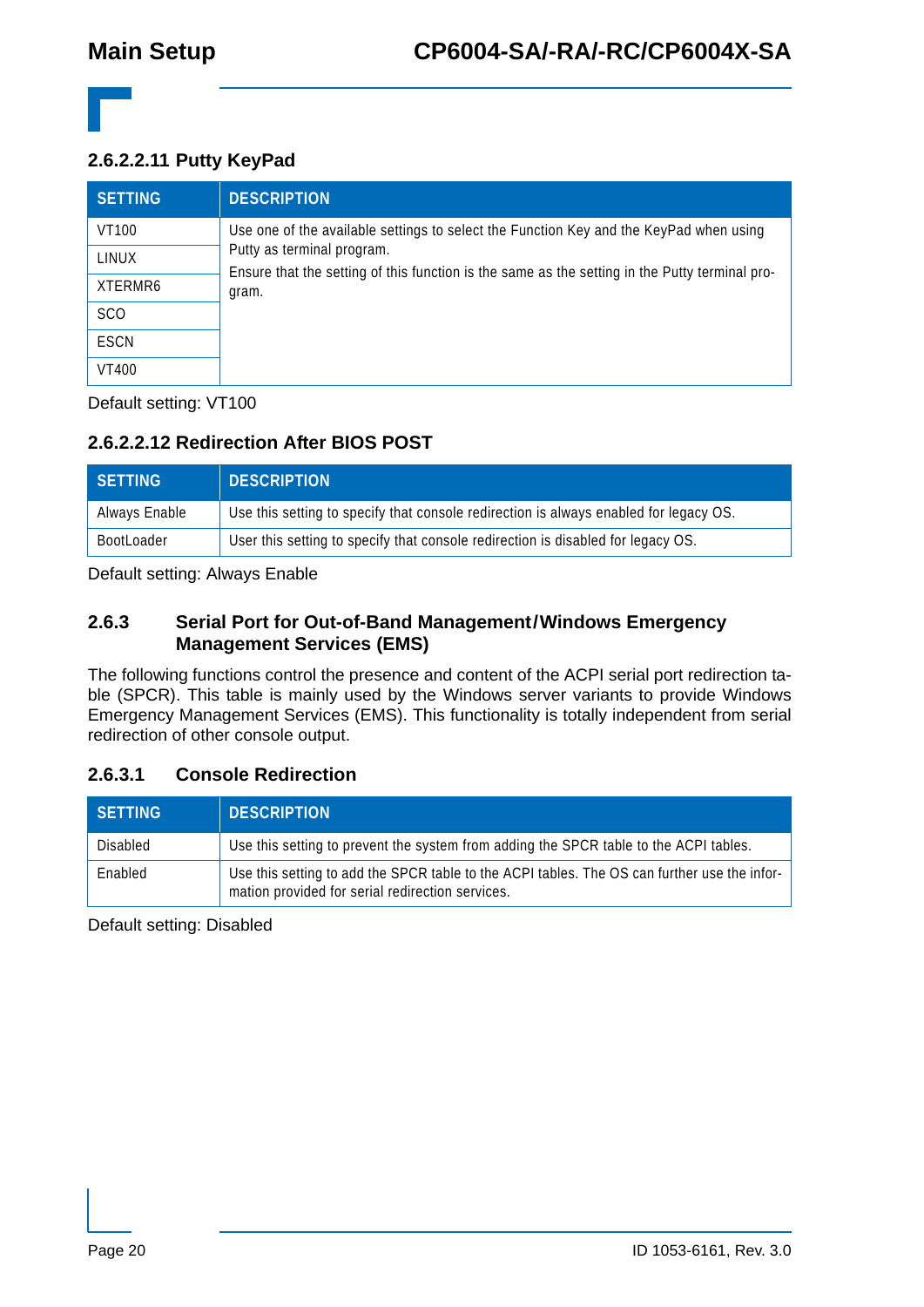#### 2.6.2.2.11 Putty KeyPad

| SETTING | DESCRIPTION |
|---|---|
| VT100 | Use one of the available settings to select the Function Key and the KeyPad when using Putty as terminal program. Ensure that the setting of this function is the same as the setting in the Putty terminal program. |
| LINUX | |
| XTERMR6 | |
| SCO | |
| ESCN | |
| VT400 | |

Default setting: VT100

#### 2.6.2.2.12 Redirection After BIOS POST

| SETTING | DESCRIPTION |
|---|---|
| Always Enable | Use this setting to specify that console redirection is always enabled for legacy OS. |
| BootLoader | User this setting to specify that console redirection is disabled for legacy OS. |

Default setting: Always Enable

### 2.6.3 Serial Port for Out-of-Band Management/Windows Emergency Management Services (EMS)

The following functions control the presence and content of the ACPI serial port redirection table (SPCR). This table is mainly used by the Windows server variants to provide Windows Emergency Management Services (EMS). This functionality is totally independent from serial redirection of other console output.

#### 2.6.3.1 Console Redirection

| SETTING | DESCRIPTION |
|---|---|
| Disabled | Use this setting to prevent the system from adding the SPCR table to the ACPI tables. |
| Enabled | Use this setting to add the SPCR table to the ACPI tables. The OS can further use the information provided for serial redirection services. |

Default setting: Disabled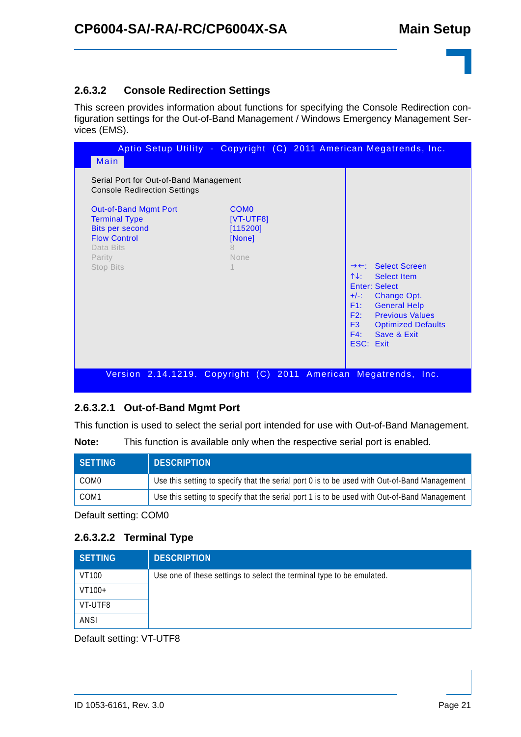### 2.6.3.2 Console Redirection Settings

This screen provides information about functions for specifying the Console Redirection configuration settings for the Out-of-Band Management / Windows Emergency Management Services (EMS).

```
Aptio Setup Utility - Copyright (C) 2011 American Megatrends, Inc.
Main

Serial Port for Out-of-Band Management
Console Redirection Settings

Out-of-Band Mgmt Port        COM0
Terminal Type                [VT-UTF8]
Bits per second              [115200]
Flow Control                 [None]
Data Bits                    8
Parity                       None
Stop Bits                    1
                                          →←:   Select Screen
                                          ↑↓:   Select Item
                                          Enter: Select
                                          +/-:  Change Opt.
                                          F1:   General Help
                                          F2:   Previous Values
                                          F3    Optimized Defaults
                                          F4:   Save & Exit
                                          ESC:  Exit

Version 2.14.1219. Copyright (C) 2011 American Megatrends, Inc.
```

#### 2.6.3.2.1 Out-of-Band Mgmt Port

This function is used to select the serial port intended for use with Out-of-Band Management.

**Note:** This function is available only when the respective serial port is enabled.

| SETTING | DESCRIPTION |
|---|---|
| COM0 | Use this setting to specify that the serial port 0 is to be used with Out-of-Band Management |
| COM1 | Use this setting to specify that the serial port 1 is to be used with Out-of-Band Management |

Default setting: COM0

#### 2.6.3.2.2 Terminal Type

| SETTING | DESCRIPTION |
|---|---|
| VT100 | Use one of these settings to select the terminal type to be emulated. |
| VT100+ | |
| VT-UTF8 | |
| ANSI | |

Default setting: VT-UTF8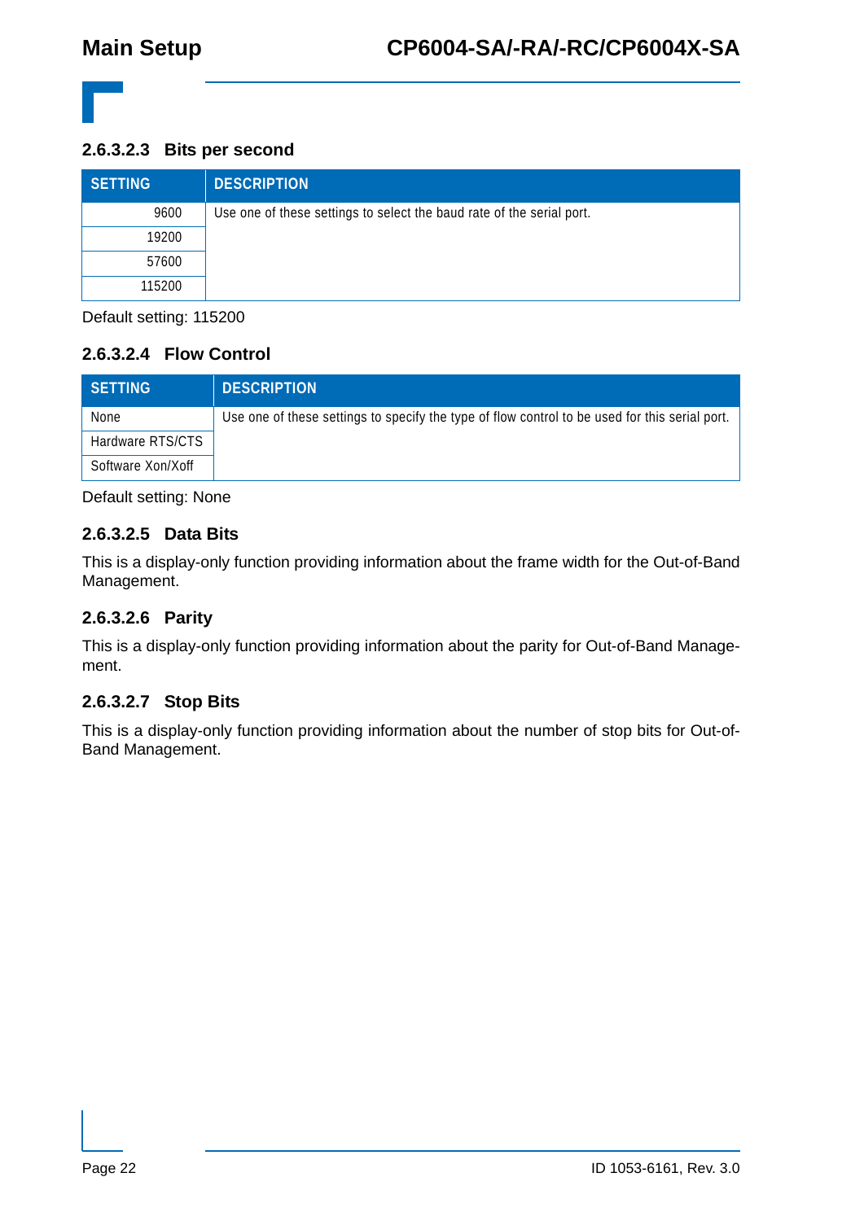#### 2.6.3.2.3 Bits per second

| SETTING | DESCRIPTION |
|---|---|
| 9600 | Use one of these settings to select the baud rate of the serial port. |
| 19200 | |
| 57600 | |
| 115200 | |

Default setting: 115200

#### 2.6.3.2.4 Flow Control

| SETTING | DESCRIPTION |
|---|---|
| None | Use one of these settings to specify the type of flow control to be used for this serial port. |
| Hardware RTS/CTS | |
| Software Xon/Xoff | |

Default setting: None

#### 2.6.3.2.5 Data Bits

This is a display-only function providing information about the frame width for the Out-of-Band Management.

#### 2.6.3.2.6 Parity

This is a display-only function providing information about the parity for Out-of-Band Management.

#### 2.6.3.2.7 Stop Bits

This is a display-only function providing information about the number of stop bits for Out-of-Band Management.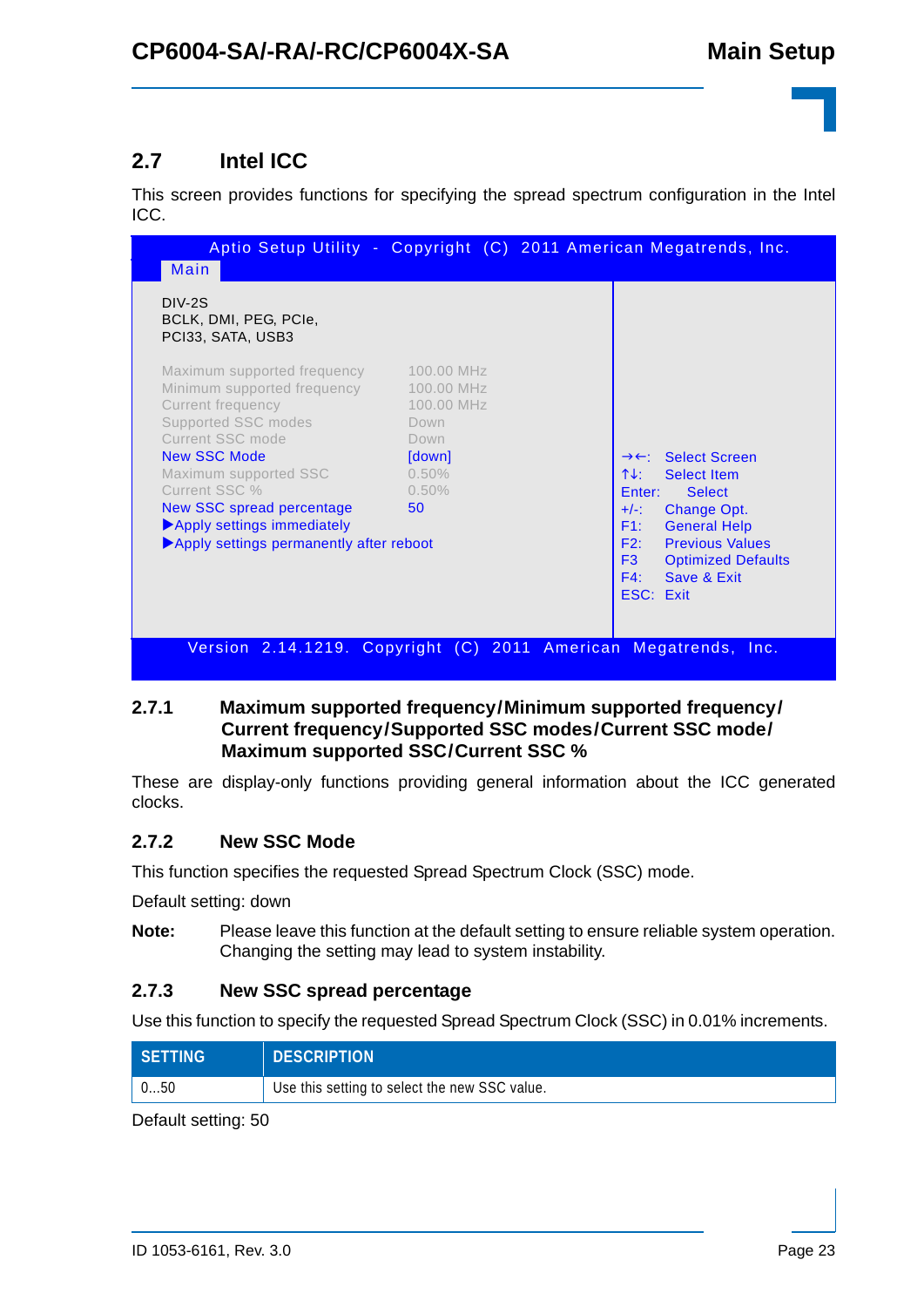## 2.7 Intel ICC

This screen provides functions for specifying the spread spectrum configuration in the Intel ICC.

```
 Aptio Setup Utility - Copyright (C) 2011 American Megatrends, Inc.
 Main

 DIV-2S
 BCLK, DMI, PEG, PCIe,
 PCI33, SATA, USB3

 Maximum supported frequency      100.00 MHz
 Minimum supported frequency      100.00 MHz
 Current frequency                100.00 MHz
 Supported SSC modes              Down
 Current SSC mode                 Down
 New SSC Mode                     [down]          →←:    Select Screen
 Maximum supported SSC            0.50%           ↑↓:    Select Item
 Current SSC %                    0.50%           Enter: Select
 New SSC spread percentage        50              +/-:   Change Opt.
 ▶Apply settings immediately                      F1:    General Help
 ▶Apply settings permanently after reboot         F2:    Previous Values
                                                  F3     Optimized Defaults
                                                  F4:    Save & Exit
                                                  ESC:   Exit

 Version 2.14.1219. Copyright (C) 2011 American Megatrends, Inc.
```

### 2.7.1 Maximum supported frequency/Minimum supported frequency/ Current frequency/Supported SSC modes/Current SSC mode/ Maximum supported SSC/Current SSC %

These are display-only functions providing general information about the ICC generated clocks.

### 2.7.2 New SSC Mode

This function specifies the requested Spread Spectrum Clock (SSC) mode.

Default setting: down

**Note:** Please leave this function at the default setting to ensure reliable system operation. Changing the setting may lead to system instability.

### 2.7.3 New SSC spread percentage

Use this function to specify the requested Spread Spectrum Clock (SSC) in 0.01% increments.

| SETTING | DESCRIPTION |
|---|---|
| 0...50 | Use this setting to select the new SSC value. |

Default setting: 50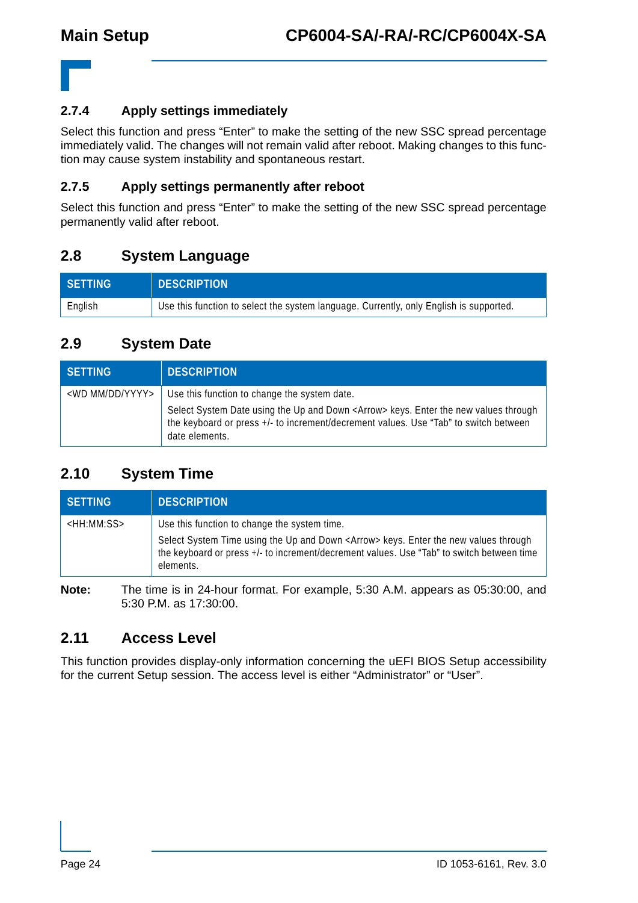### 2.7.4 Apply settings immediately

Select this function and press "Enter" to make the setting of the new SSC spread percentage immediately valid. The changes will not remain valid after reboot. Making changes to this function may cause system instability and spontaneous restart.

### 2.7.5 Apply settings permanently after reboot

Select this function and press "Enter" to make the setting of the new SSC spread percentage permanently valid after reboot.

## 2.8 System Language

| SETTING | DESCRIPTION |
|---|---|
| English | Use this function to select the system language. Currently, only English is supported. |

## 2.9 System Date

| SETTING | DESCRIPTION |
|---|---|
| <WD MM/DD/YYYY> | Use this function to change the system date.<br>Select System Date using the Up and Down <Arrow> keys. Enter the new values through the keyboard or press +/- to increment/decrement values. Use "Tab" to switch between date elements. |

## 2.10 System Time

| SETTING | DESCRIPTION |
|---|---|
| <HH:MM:SS> | Use this function to change the system time.<br>Select System Time using the Up and Down <Arrow> keys. Enter the new values through the keyboard or press +/- to increment/decrement values. Use "Tab" to switch between time elements. |

**Note:** The time is in 24-hour format. For example, 5:30 A.M. appears as 05:30:00, and 5:30 P.M. as 17:30:00.

## 2.11 Access Level

This function provides display-only information concerning the uEFI BIOS Setup accessibility for the current Setup session. The access level is either "Administrator" or "User".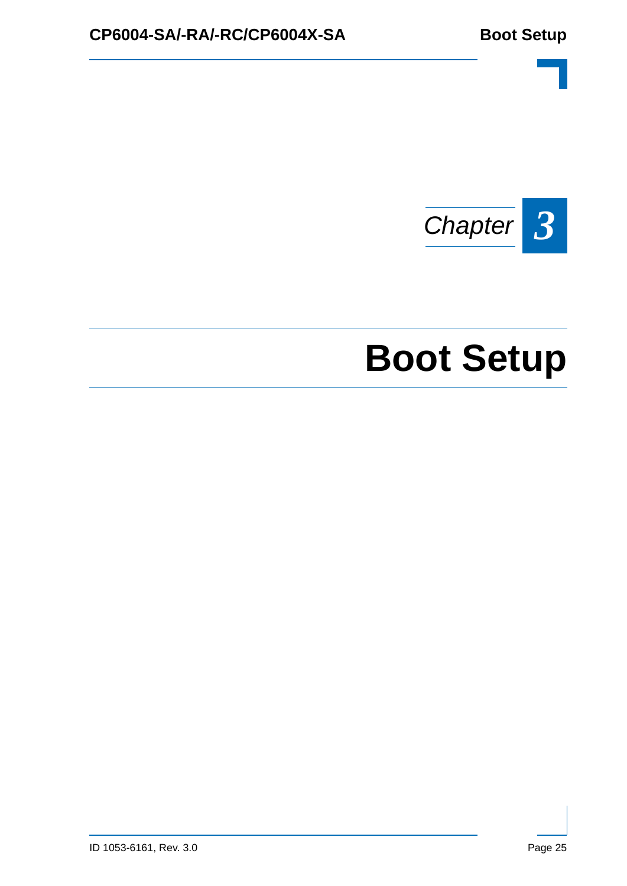*Chapter* **3**

# Boot Setup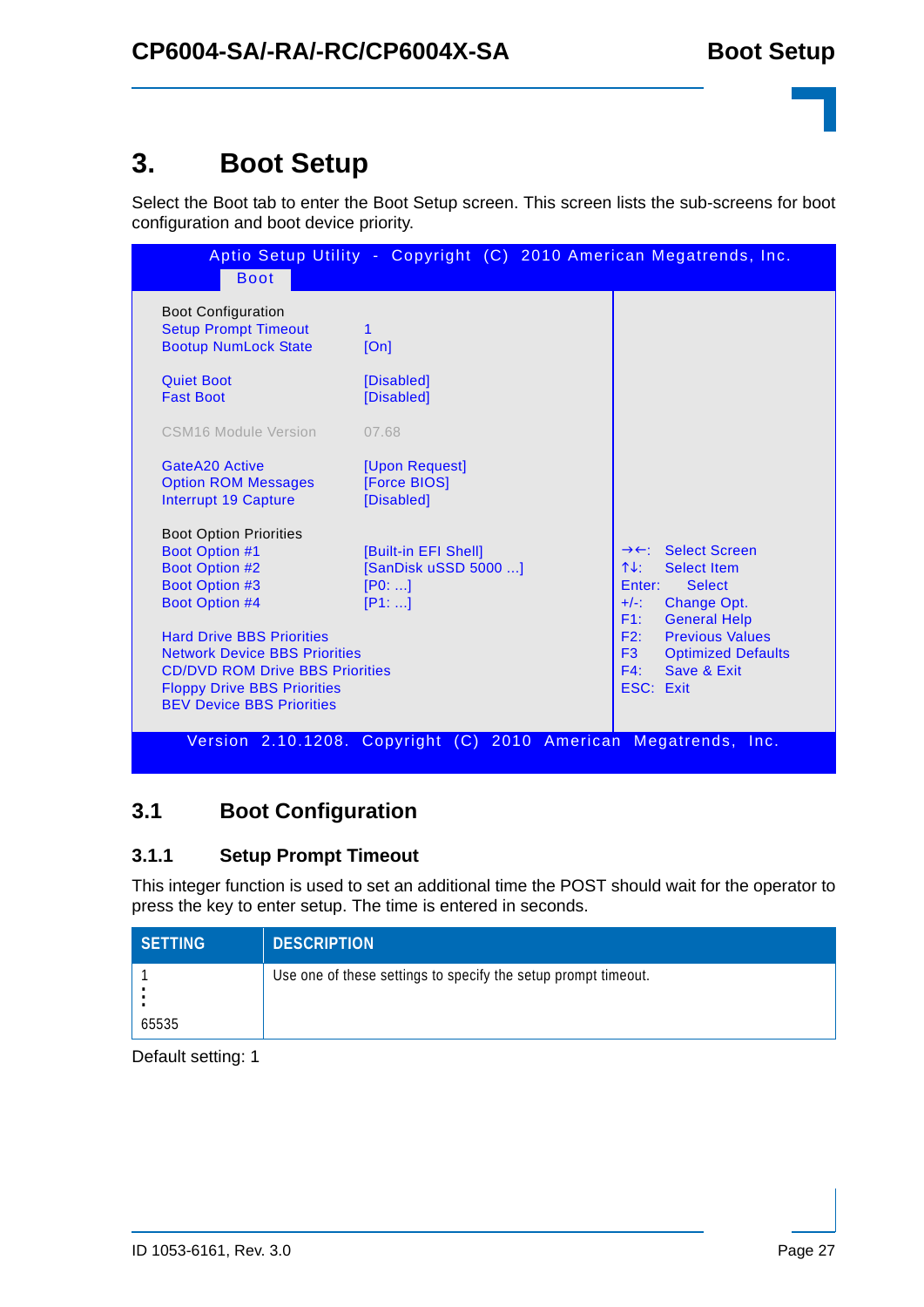# 3. Boot Setup

Select the Boot tab to enter the Boot Setup screen. This screen lists the sub-screens for boot configuration and boot device priority.

```
Aptio Setup Utility - Copyright (C) 2010 American Megatrends, Inc.
Boot

Boot Configuration
Setup Prompt Timeout          1
Bootup NumLock State          [On]

Quiet Boot                    [Disabled]
Fast Boot                     [Disabled]

CSM16 Module Version          07.68

GateA20 Active                [Upon Request]
Option ROM Messages           [Force BIOS]
Interrupt 19 Capture          [Disabled]

Boot Option Priorities
Boot Option #1                [Built-in EFI Shell]
Boot Option #2                [SanDisk uSSD 5000 ...]
Boot Option #3                [P0: ...]
Boot Option #4                [P1: ...]

Hard Drive BBS Priorities
Network Device BBS Priorities
CD/DVD ROM Drive BBS Priorities
Floppy Drive BBS Priorities
BEV Device BBS Priorities

→←:   Select Screen
↑↓:   Select Item
Enter:  Select
+/-:  Change Opt.
F1:   General Help
F2:   Previous Values
F3    Optimized Defaults
F4:   Save & Exit
ESC:  Exit

Version 2.10.1208. Copyright (C) 2010 American Megatrends, Inc.
```

## 3.1 Boot Configuration

### 3.1.1 Setup Prompt Timeout

This integer function is used to set an additional time the POST should wait for the operator to press the key to enter setup. The time is entered in seconds.

| SETTING | DESCRIPTION |
|---|---|
| 1<br>⋮<br>65535 | Use one of these settings to specify the setup prompt timeout. |

Default setting: 1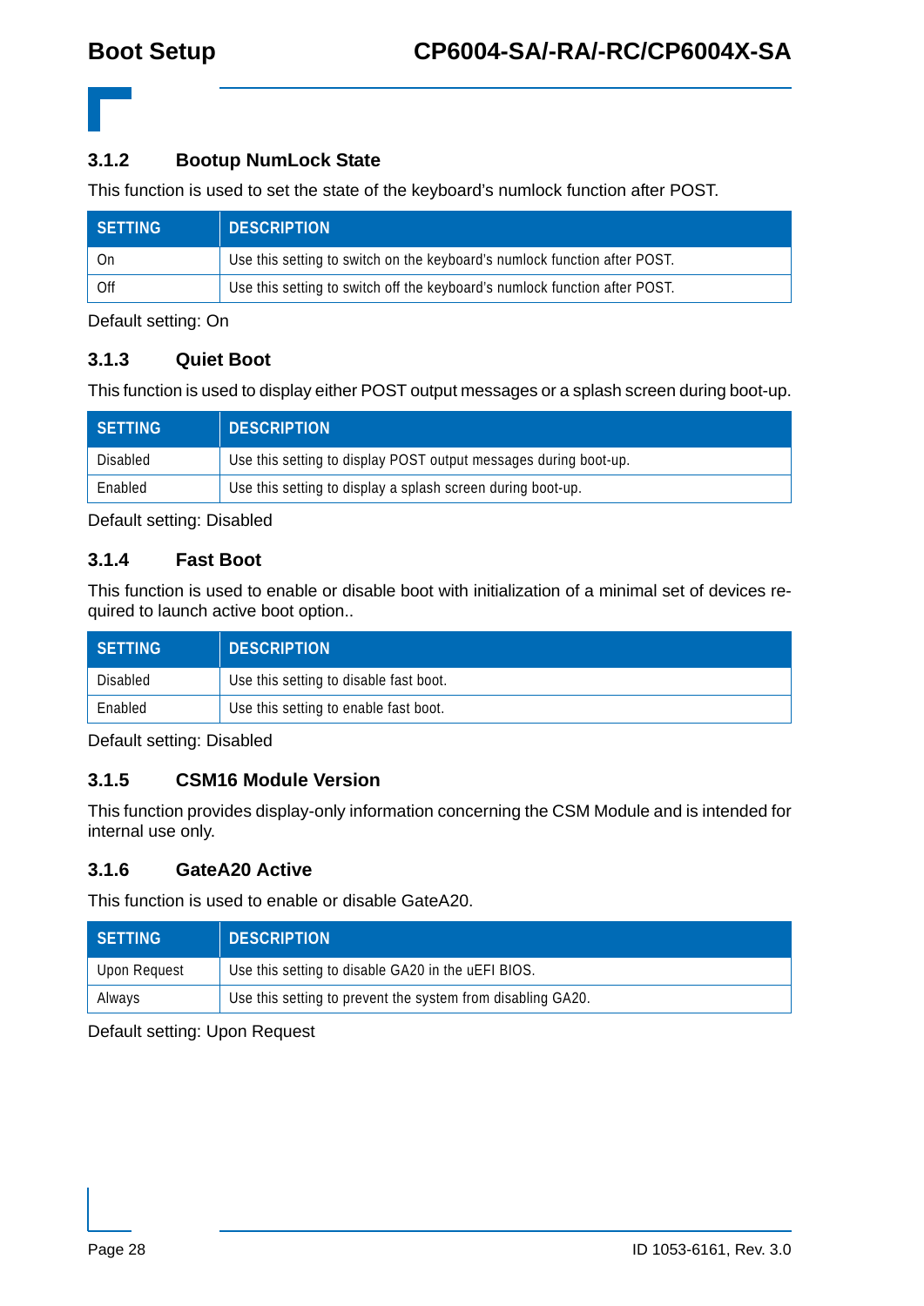### 3.1.2 Bootup NumLock State

This function is used to set the state of the keyboard's numlock function after POST.

| SETTING | DESCRIPTION |
|---|---|
| On | Use this setting to switch on the keyboard's numlock function after POST. |
| Off | Use this setting to switch off the keyboard's numlock function after POST. |

Default setting: On

### 3.1.3 Quiet Boot

This function is used to display either POST output messages or a splash screen during boot-up.

| SETTING | DESCRIPTION |
|---|---|
| Disabled | Use this setting to display POST output messages during boot-up. |
| Enabled | Use this setting to display a splash screen during boot-up. |

Default setting: Disabled

### 3.1.4 Fast Boot

This function is used to enable or disable boot with initialization of a minimal set of devices required to launch active boot option..

| SETTING | DESCRIPTION |
|---|---|
| Disabled | Use this setting to disable fast boot. |
| Enabled | Use this setting to enable fast boot. |

Default setting: Disabled

### 3.1.5 CSM16 Module Version

This function provides display-only information concerning the CSM Module and is intended for internal use only.

### 3.1.6 GateA20 Active

This function is used to enable or disable GateA20.

| SETTING | DESCRIPTION |
|---|---|
| Upon Request | Use this setting to disable GA20 in the uEFI BIOS. |
| Always | Use this setting to prevent the system from disabling GA20. |

Default setting: Upon Request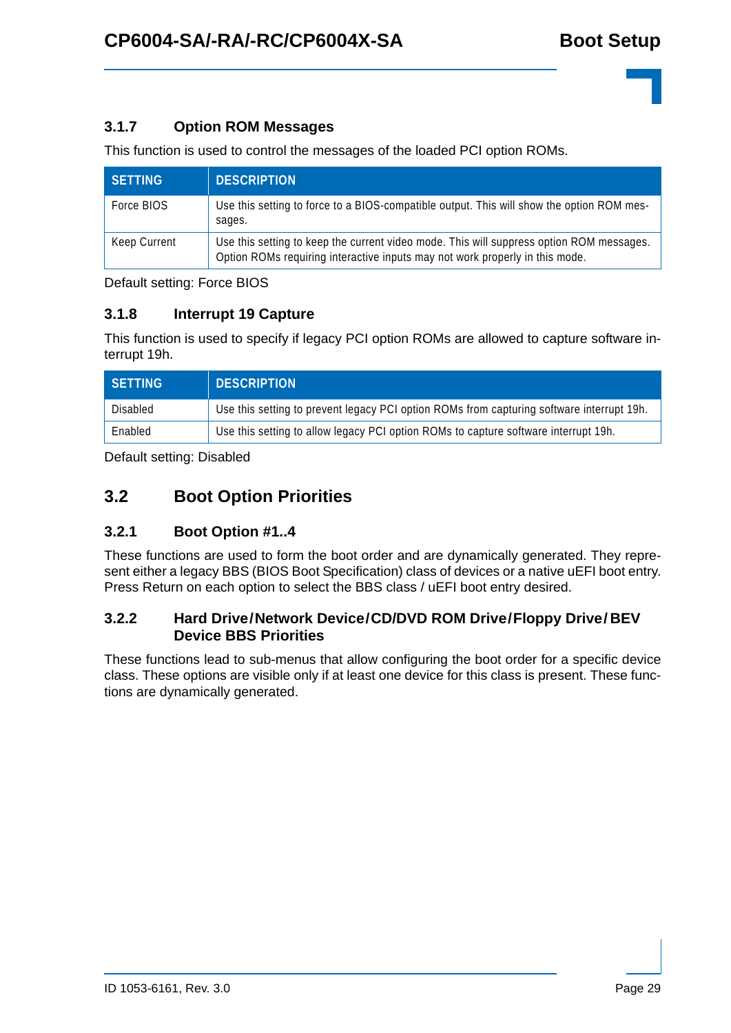### 3.1.7 Option ROM Messages

This function is used to control the messages of the loaded PCI option ROMs.

| SETTING | DESCRIPTION |
|---|---|
| Force BIOS | Use this setting to force to a BIOS-compatible output. This will show the option ROM messages. |
| Keep Current | Use this setting to keep the current video mode. This will suppress option ROM messages. Option ROMs requiring interactive inputs may not work properly in this mode. |

Default setting: Force BIOS

### 3.1.8 Interrupt 19 Capture

This function is used to specify if legacy PCI option ROMs are allowed to capture software interrupt 19h.

| SETTING | DESCRIPTION |
|---|---|
| Disabled | Use this setting to prevent legacy PCI option ROMs from capturing software interrupt 19h. |
| Enabled | Use this setting to allow legacy PCI option ROMs to capture software interrupt 19h. |

Default setting: Disabled

## 3.2 Boot Option Priorities

### 3.2.1 Boot Option #1..4

These functions are used to form the boot order and are dynamically generated. They represent either a legacy BBS (BIOS Boot Specification) class of devices or a native uEFI boot entry. Press Return on each option to select the BBS class / uEFI boot entry desired.

### 3.2.2 Hard Drive/Network Device/CD/DVD ROM Drive/Floppy Drive/BEV Device BBS Priorities

These functions lead to sub-menus that allow configuring the boot order for a specific device class. These options are visible only if at least one device for this class is present. These functions are dynamically generated.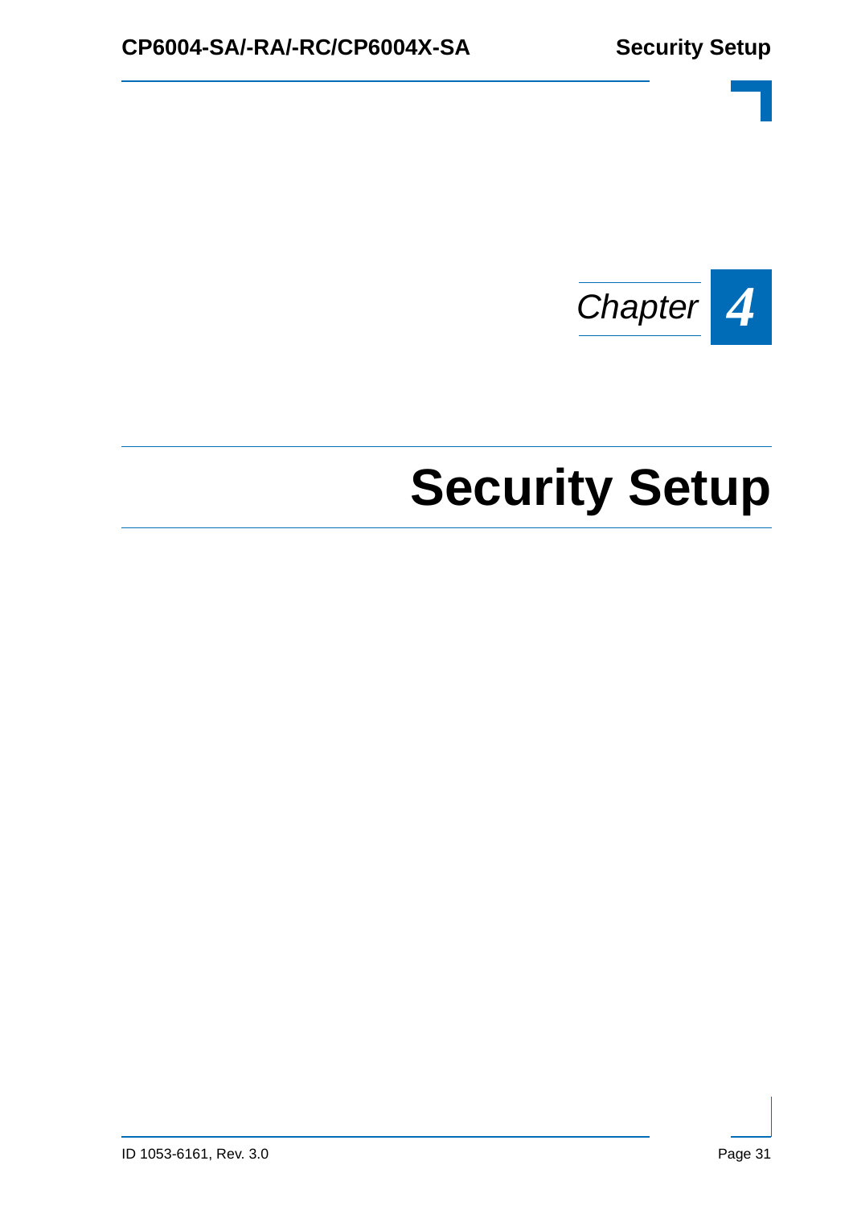Chapter 4

# Security Setup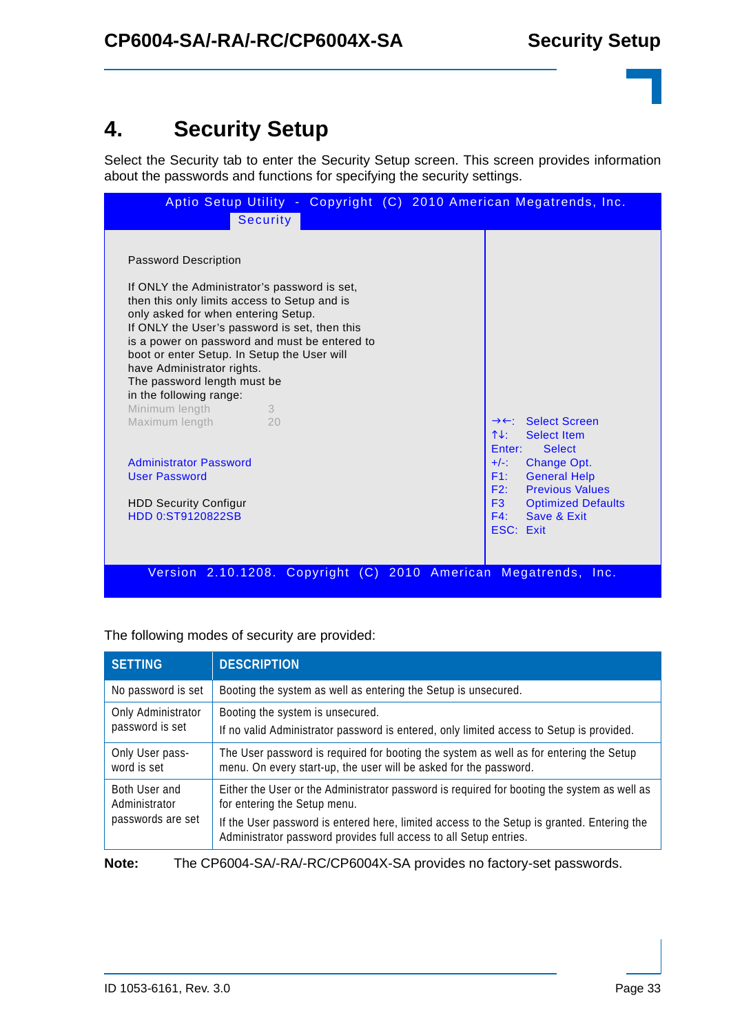# 4. Security Setup

Select the Security tab to enter the Security Setup screen. This screen provides information about the passwords and functions for specifying the security settings.

```
            Aptio Setup Utility - Copyright (C) 2010 American Megatrends, Inc.
                        Security

 Password Description

 If ONLY the Administrator's password is set,
 then this only limits access to Setup and is
 only asked for when entering Setup.
 If ONLY the User's password is set, then this
 is a power on password and must be entered to
 boot or enter Setup. In Setup the User will
 have Administrator rights.
 The password length must be
 in the following range:
 Minimum length              3
 Maximum length              20                  →←:    Select Screen
                                                 ↑↓:    Select Item
                                                 Enter:     Select
 Administrator Password                          +/-:   Change Opt.
 User Password                                   F1:    General Help
                                                 F2:    Previous Values
 HDD Security Configur                           F3     Optimized Defaults
 HDD 0:ST9120822SB                               F4:    Save & Exit
                                                 ESC:  Exit

          Version 2.10.1208. Copyright (C) 2010 American Megatrends, Inc.
```

The following modes of security are provided:

| SETTING | DESCRIPTION |
|---|---|
| No password is set | Booting the system as well as entering the Setup is unsecured. |
| Only Administrator password is set | Booting the system is unsecured.<br>If no valid Administrator password is entered, only limited access to Setup is provided. |
| Only User password is set | The User password is required for booting the system as well as for entering the Setup menu. On every start-up, the user will be asked for the password. |
| Both User and Administrator passwords are set | Either the User or the Administrator password is required for booting the system as well as for entering the Setup menu.<br>If the User password is entered here, limited access to the Setup is granted. Entering the Administrator password provides full access to all Setup entries. |

**Note:** The CP6004-SA/-RA/-RC/CP6004X-SA provides no factory-set passwords.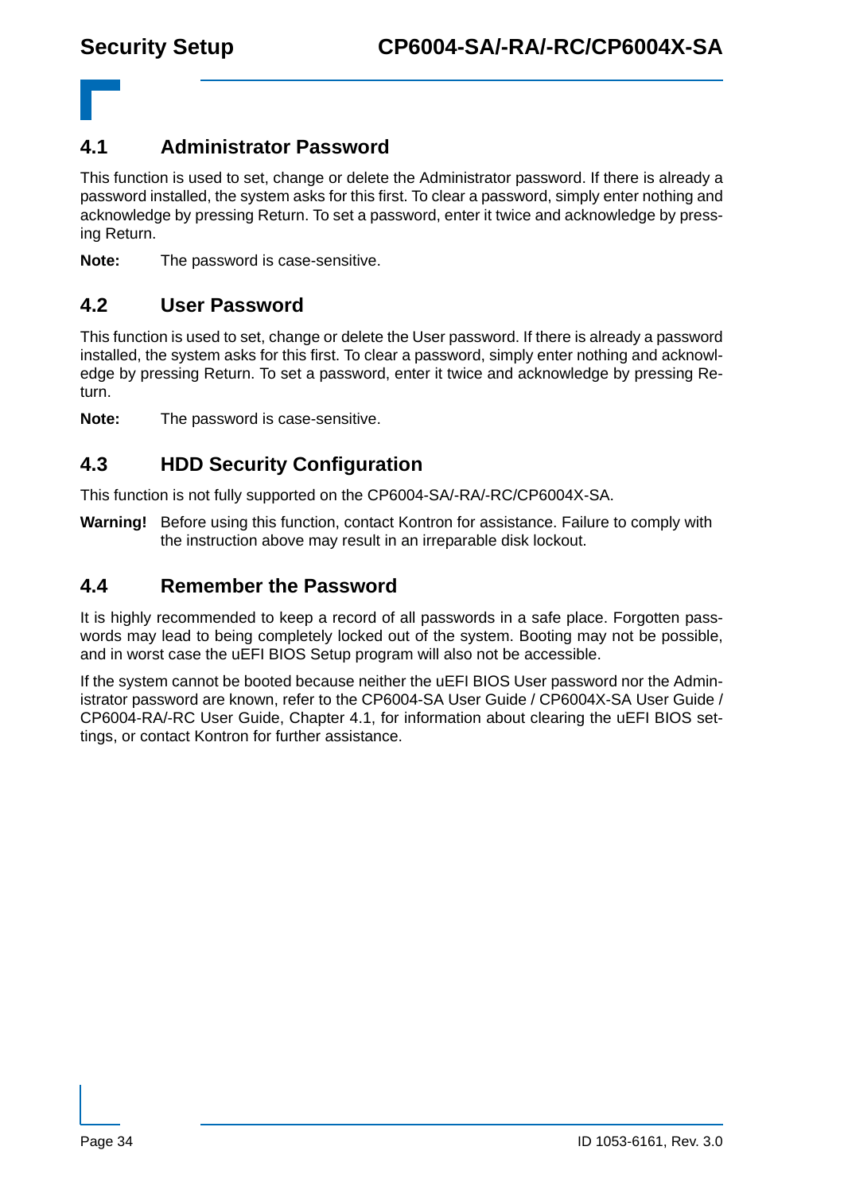## 4.1 Administrator Password

This function is used to set, change or delete the Administrator password. If there is already a password installed, the system asks for this first. To clear a password, simply enter nothing and acknowledge by pressing Return. To set a password, enter it twice and acknowledge by pressing Return.

**Note:** The password is case-sensitive.

## 4.2 User Password

This function is used to set, change or delete the User password. If there is already a password installed, the system asks for this first. To clear a password, simply enter nothing and acknowledge by pressing Return. To set a password, enter it twice and acknowledge by pressing Return.

**Note:** The password is case-sensitive.

## 4.3 HDD Security Configuration

This function is not fully supported on the CP6004-SA/-RA/-RC/CP6004X-SA.

**Warning!** Before using this function, contact Kontron for assistance. Failure to comply with the instruction above may result in an irreparable disk lockout.

## 4.4 Remember the Password

It is highly recommended to keep a record of all passwords in a safe place. Forgotten passwords may lead to being completely locked out of the system. Booting may not be possible, and in worst case the uEFI BIOS Setup program will also not be accessible.

If the system cannot be booted because neither the uEFI BIOS User password nor the Administrator password are known, refer to the CP6004-SA User Guide / CP6004X-SA User Guide / CP6004-RA/-RC User Guide, Chapter 4.1, for information about clearing the uEFI BIOS settings, or contact Kontron for further assistance.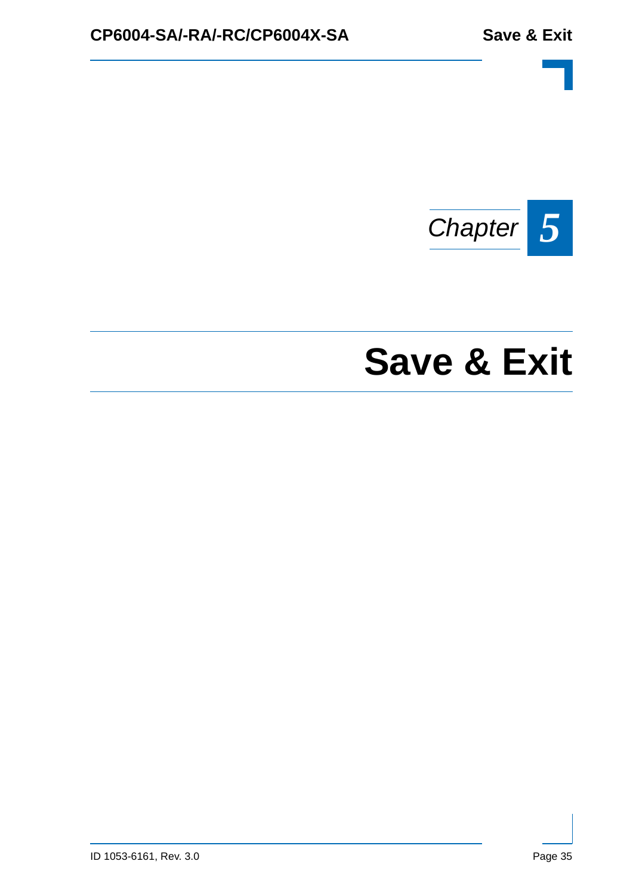*Chapter* **5**

# Save & Exit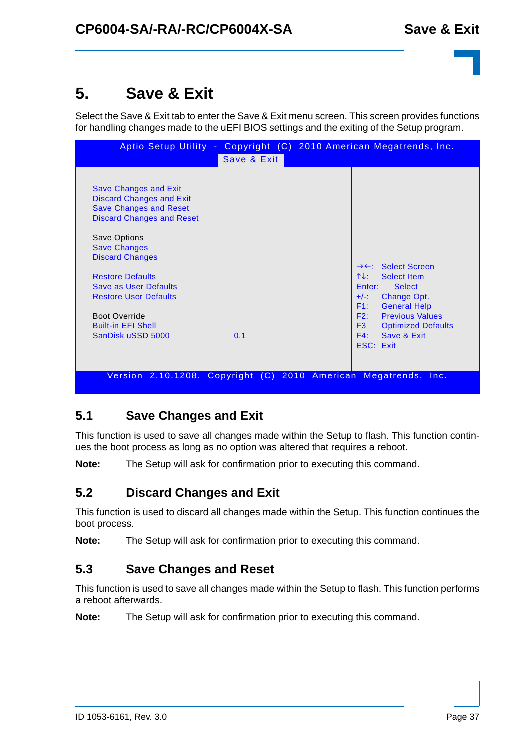# 5. Save & Exit

Select the Save & Exit tab to enter the Save & Exit menu screen. This screen provides functions for handling changes made to the uEFI BIOS settings and the exiting of the Setup program.

```
Aptio Setup Utility - Copyright (C) 2010 American Megatrends, Inc.
                     Save & Exit

Save Changes and Exit
Discard Changes and Exit
Save Changes and Reset
Discard Changes and Reset

Save Options
Save Changes
Discard Changes
                                                  →←:  Select Screen
Restore Defaults                                  ↑↓:  Select Item
Save as User Defaults                             Enter:  Select
Restore User Defaults                             +/-:  Change Opt.
                                                  F1:  General Help
Boot Override                                     F2:  Previous Values
Built-in EFI Shell                                F3   Optimized Defaults
SanDisk uSSD 5000              0.1                F4:  Save & Exit
                                                  ESC: Exit

Version 2.10.1208. Copyright (C) 2010 American Megatrends, Inc.
```

## 5.1 Save Changes and Exit

This function is used to save all changes made within the Setup to flash. This function continues the boot process as long as no option was altered that requires a reboot.

**Note:** The Setup will ask for confirmation prior to executing this command.

## 5.2 Discard Changes and Exit

This function is used to discard all changes made within the Setup. This function continues the boot process.

**Note:** The Setup will ask for confirmation prior to executing this command.

## 5.3 Save Changes and Reset

This function is used to save all changes made within the Setup to flash. This function performs a reboot afterwards.

**Note:** The Setup will ask for confirmation prior to executing this command.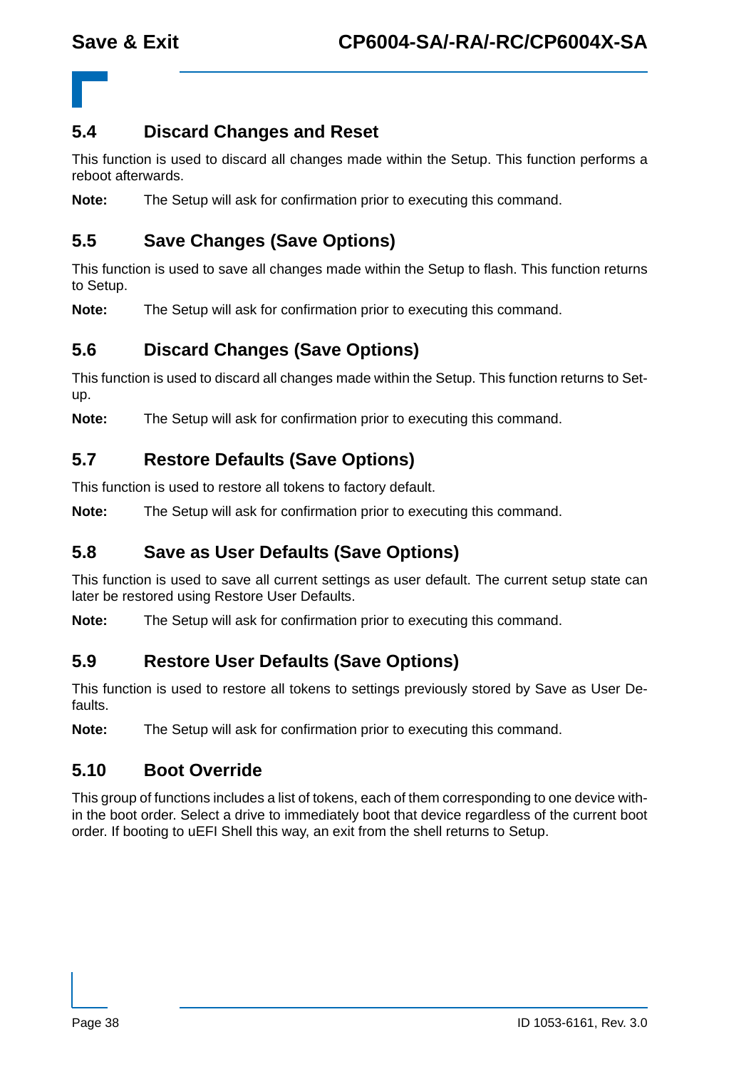## 5.4 Discard Changes and Reset

This function is used to discard all changes made within the Setup. This function performs a reboot afterwards.

**Note:** The Setup will ask for confirmation prior to executing this command.

## 5.5 Save Changes (Save Options)

This function is used to save all changes made within the Setup to flash. This function returns to Setup.

**Note:** The Setup will ask for confirmation prior to executing this command.

## 5.6 Discard Changes (Save Options)

This function is used to discard all changes made within the Setup. This function returns to Setup.

**Note:** The Setup will ask for confirmation prior to executing this command.

## 5.7 Restore Defaults (Save Options)

This function is used to restore all tokens to factory default.

**Note:** The Setup will ask for confirmation prior to executing this command.

## 5.8 Save as User Defaults (Save Options)

This function is used to save all current settings as user default. The current setup state can later be restored using Restore User Defaults.

**Note:** The Setup will ask for confirmation prior to executing this command.

## 5.9 Restore User Defaults (Save Options)

This function is used to restore all tokens to settings previously stored by Save as User Defaults.

**Note:** The Setup will ask for confirmation prior to executing this command.

## 5.10 Boot Override

This group of functions includes a list of tokens, each of them corresponding to one device within the boot order. Select a drive to immediately boot that device regardless of the current boot order. If booting to uEFI Shell this way, an exit from the shell returns to Setup.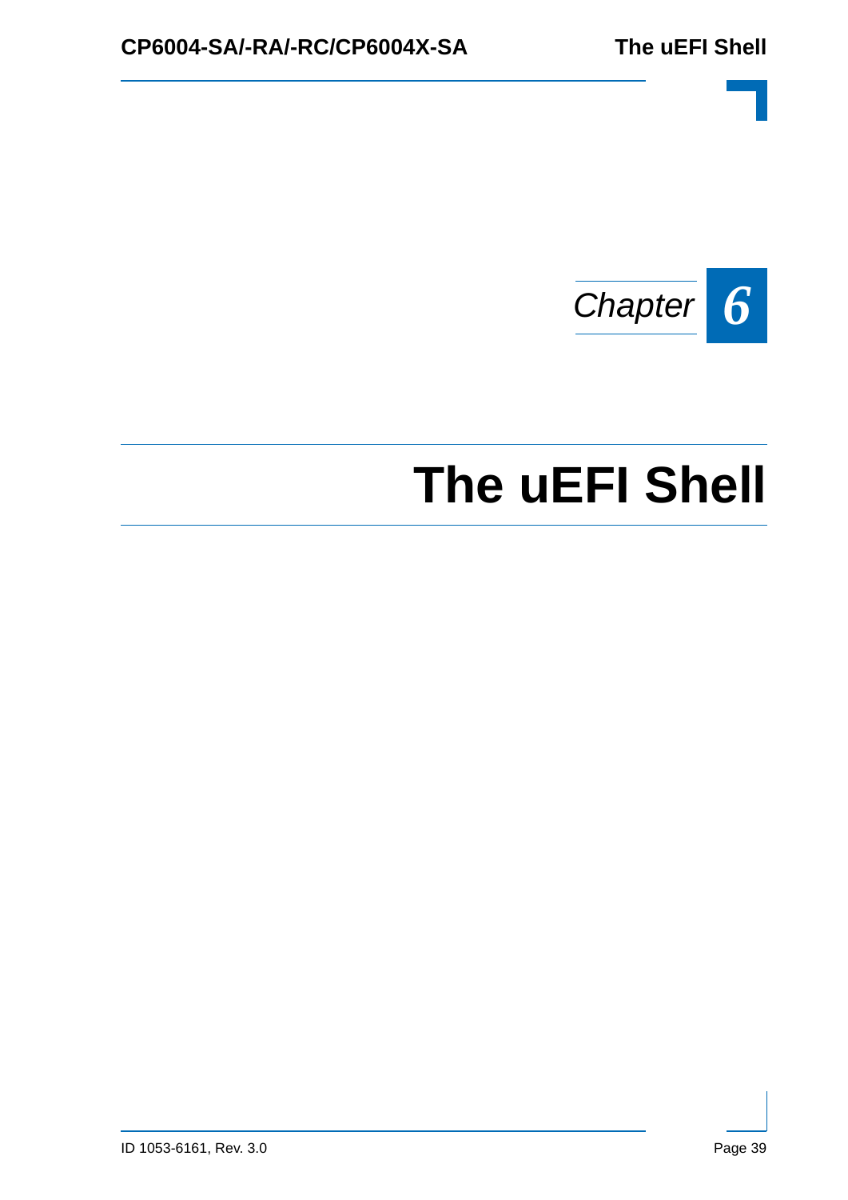Chapter 6

# The uEFI Shell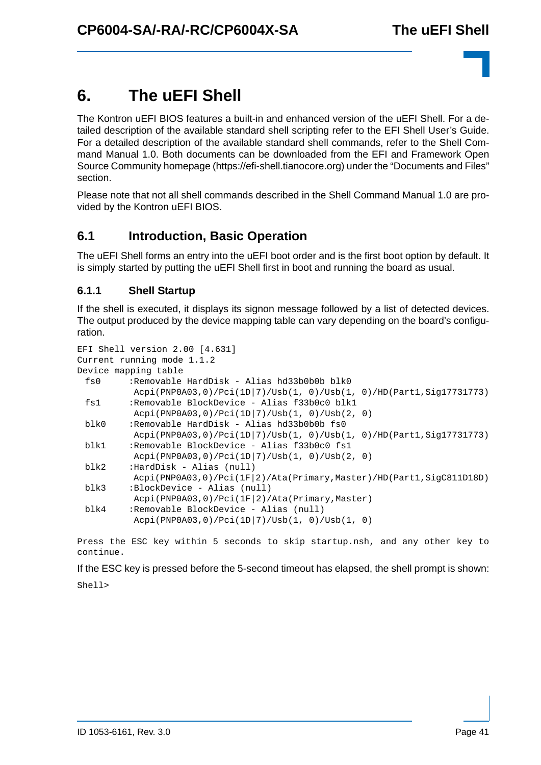# 6. The uEFI Shell

The Kontron uEFI BIOS features a built-in and enhanced version of the uEFI Shell. For a detailed description of the available standard shell scripting refer to the EFI Shell User's Guide. For a detailed description of the available standard shell commands, refer to the Shell Command Manual 1.0. Both documents can be downloaded from the EFI and Framework Open Source Community homepage (https://efi-shell.tianocore.org) under the "Documents and Files" section.

Please note that not all shell commands described in the Shell Command Manual 1.0 are provided by the Kontron uEFI BIOS.

## 6.1 Introduction, Basic Operation

The uEFI Shell forms an entry into the uEFI boot order and is the first boot option by default. It is simply started by putting the uEFI Shell first in boot and running the board as usual.

### 6.1.1 Shell Startup

If the shell is executed, it displays its signon message followed by a list of detected devices. The output produced by the device mapping table can vary depending on the board's configuration.

```
EFI Shell version 2.00 [4.631]
Current running mode 1.1.2
Device mapping table
  fs0     :Removable HardDisk - Alias hd33b0b0b blk0
           Acpi(PNP0A03,0)/Pci(1D|7)/Usb(1, 0)/Usb(1, 0)/HD(Part1,Sig17731773)
  fs1     :Removable BlockDevice - Alias f33b0c0 blk1
           Acpi(PNP0A03,0)/Pci(1D|7)/Usb(1, 0)/Usb(2, 0)
  blk0    :Removable HardDisk - Alias hd33b0b0b fs0
           Acpi(PNP0A03,0)/Pci(1D|7)/Usb(1, 0)/Usb(1, 0)/HD(Part1,Sig17731773)
  blk1    :Removable BlockDevice - Alias f33b0c0 fs1
           Acpi(PNP0A03,0)/Pci(1D|7)/Usb(1, 0)/Usb(2, 0)
  blk2    :HardDisk - Alias (null)
           Acpi(PNP0A03,0)/Pci(1F|2)/Ata(Primary,Master)/HD(Part1,SigC811D18D)
  blk3    :BlockDevice - Alias (null)
           Acpi(PNP0A03,0)/Pci(1F|2)/Ata(Primary,Master)
  blk4    :Removable BlockDevice - Alias (null)
           Acpi(PNP0A03,0)/Pci(1D|7)/Usb(1, 0)/Usb(1, 0)

Press the ESC key within 5 seconds to skip startup.nsh, and any other key to
continue.
```

If the ESC key is pressed before the 5-second timeout has elapsed, the shell prompt is shown:

```
Shell>
```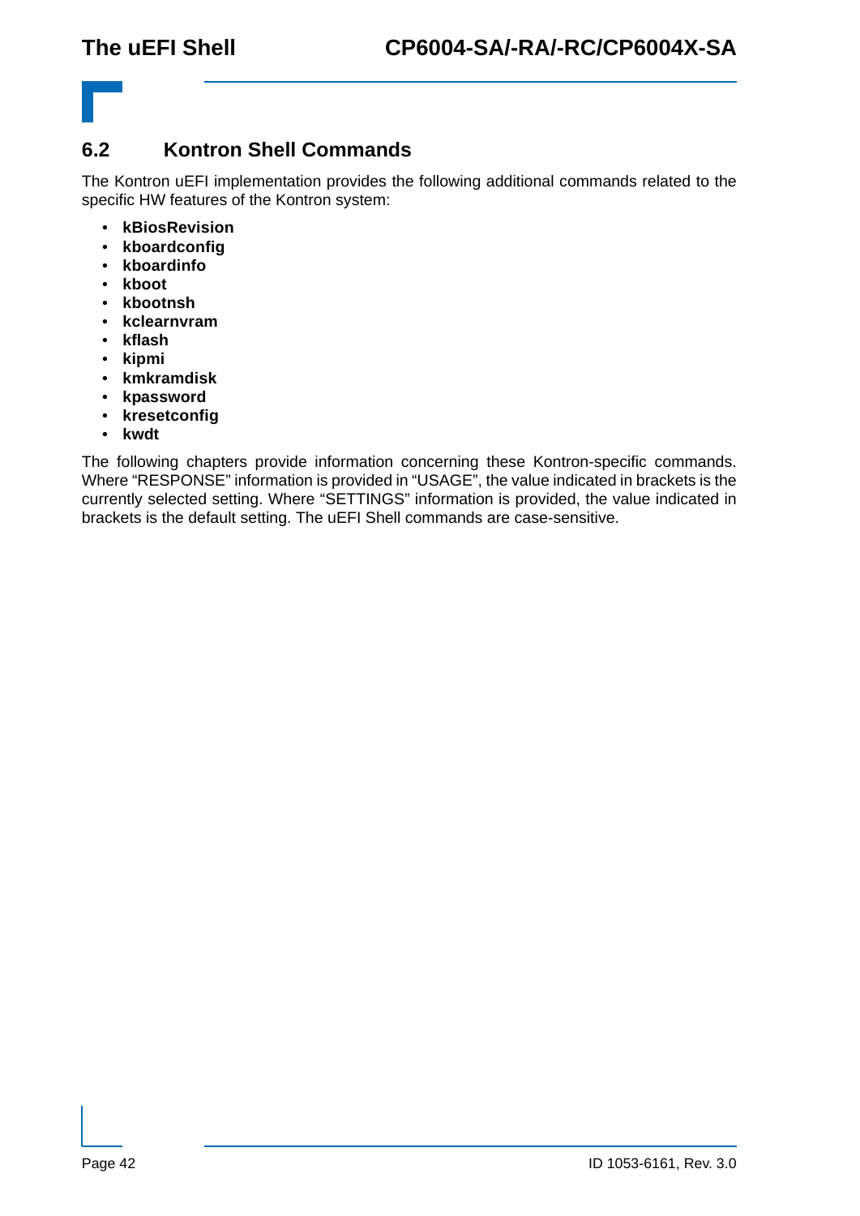## 6.2 Kontron Shell Commands

The Kontron uEFI implementation provides the following additional commands related to the specific HW features of the Kontron system:

- **kBiosRevision**
- **kboardconfig**
- **kboardinfo**
- **kboot**
- **kbootnsh**
- **kclearnvram**
- **kflash**
- **kipmi**
- **kmkramdisk**
- **kpassword**
- **kresetconfig**
- **kwdt**

The following chapters provide information concerning these Kontron-specific commands. Where “RESPONSE” information is provided in “USAGE”, the value indicated in brackets is the currently selected setting. Where “SETTINGS” information is provided, the value indicated in brackets is the default setting. The uEFI Shell commands are case-sensitive.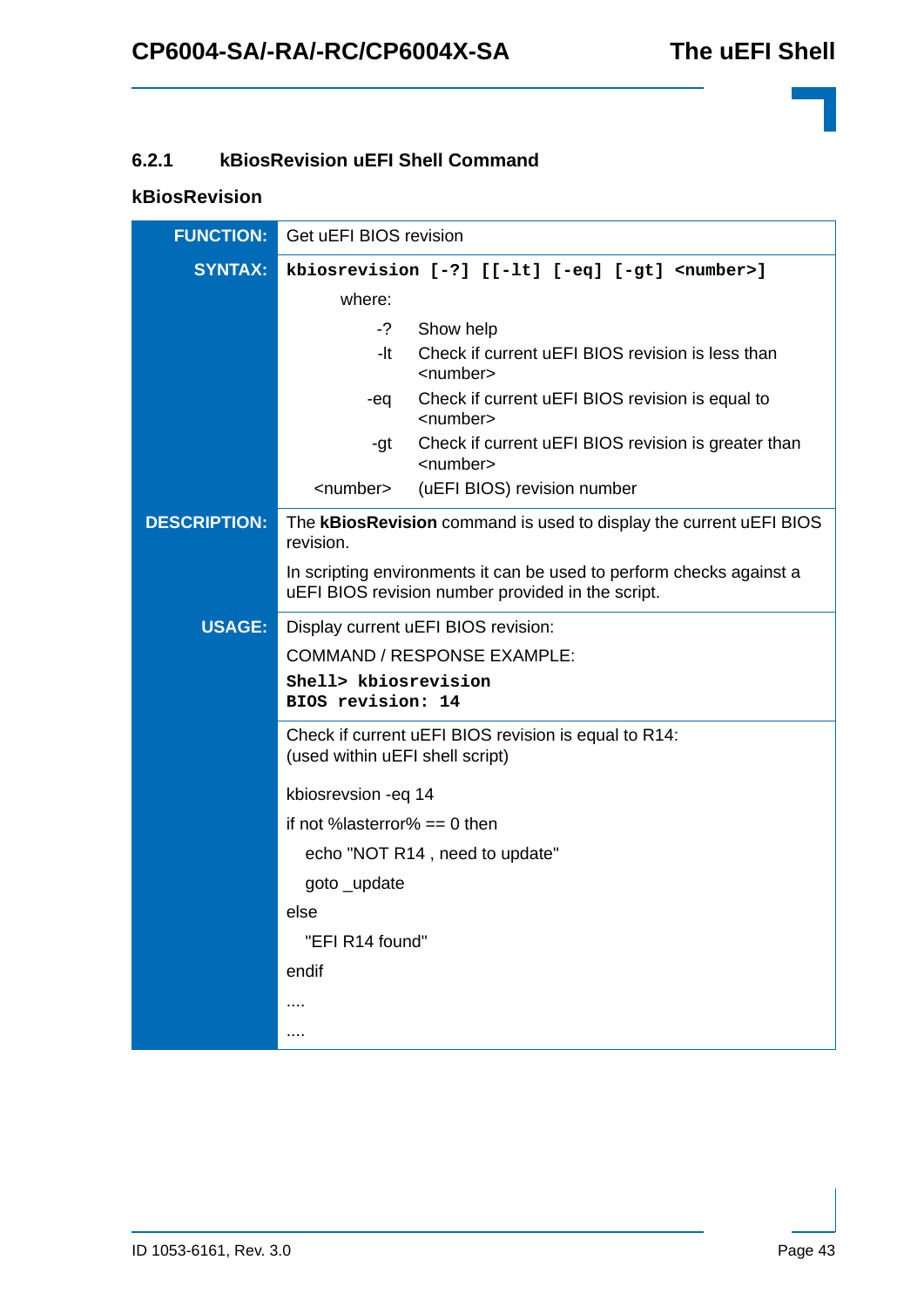### 6.2.1 kBiosRevision uEFI Shell Command

#### kBiosRevision

| | |
|---|---|
| **FUNCTION:** | Get uEFI BIOS revision |
| **SYNTAX:** | **`kbiosrevision [-?] [[-lt] [-eq] [-gt] <number>]`**<br>where:<br>-? Show help<br>-lt Check if current uEFI BIOS revision is less than <number><br>-eq Check if current uEFI BIOS revision is equal to <number><br>-gt Check if current uEFI BIOS revision is greater than <number><br><number> (uEFI BIOS) revision number |
| **DESCRIPTION:** | The **kBiosRevision** command is used to display the current uEFI BIOS revision.<br>In scripting environments it can be used to perform checks against a uEFI BIOS revision number provided in the script. |
| **USAGE:** | Display current uEFI BIOS revision:<br>COMMAND / RESPONSE EXAMPLE:<br>**`Shell> kbiosrevision`**<br>**`BIOS revision: 14`** |
| | Check if current uEFI BIOS revision is equal to R14:<br>(used within uEFI shell script)<br>kbiosrevsion -eq 14<br>if not %lasterror% == 0 then<br>&nbsp;&nbsp;&nbsp;echo "NOT R14 , need to update"<br>&nbsp;&nbsp;&nbsp;goto _update<br>else<br>&nbsp;&nbsp;&nbsp;"EFI R14 found"<br>endif<br>....<br>.... |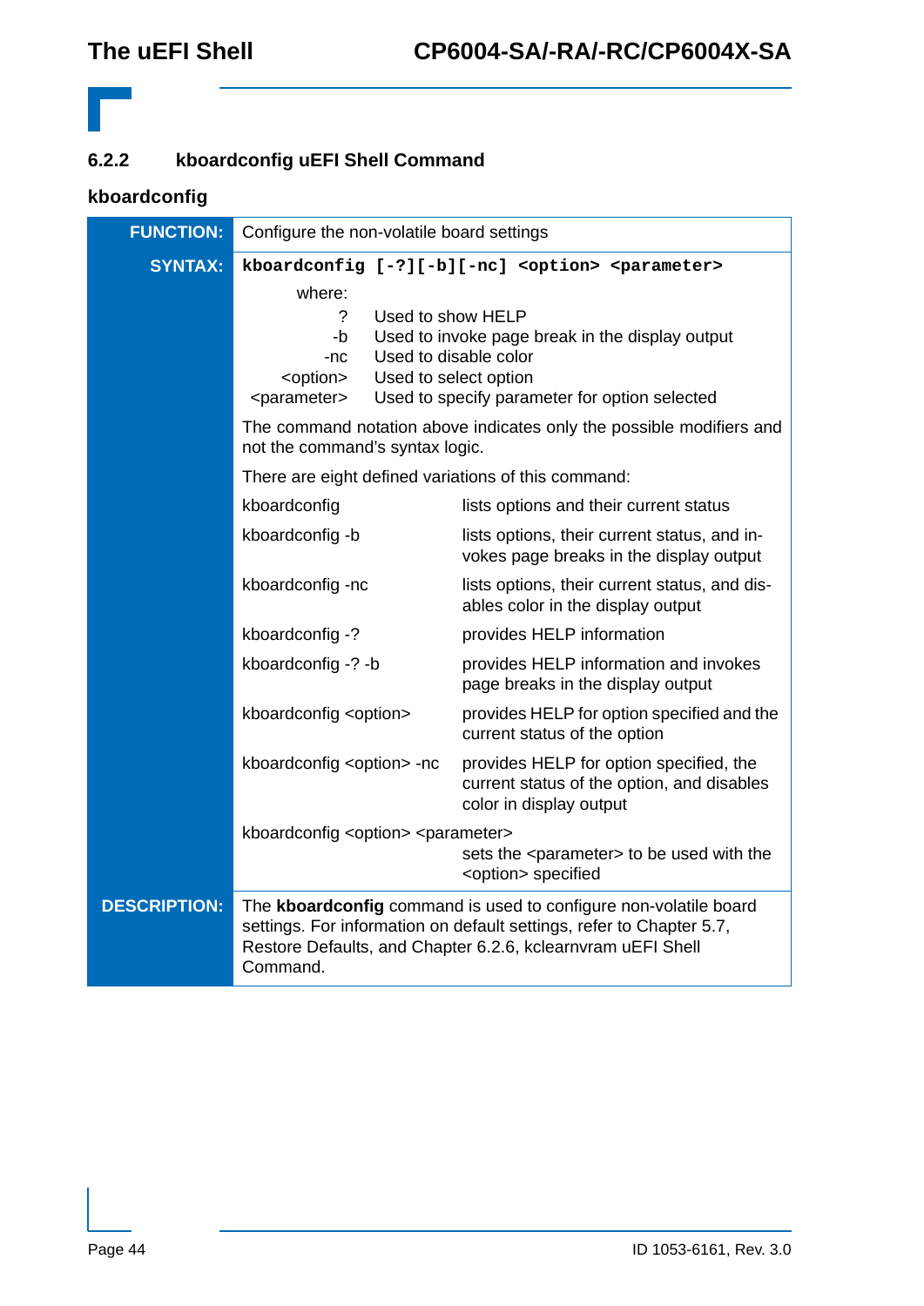### 6.2.2 kboardconfig uEFI Shell Command

**kboardconfig**

| | |
|---|---|
| **FUNCTION:** | Configure the non-volatile board settings |
| **SYNTAX:** | `kboardconfig [-?][-b][-nc] <option> <parameter>`<br><br>where:<br>? Used to show HELP<br>-b Used to invoke page break in the display output<br>-nc Used to disable color<br><option> Used to select option<br><parameter> Used to specify parameter for option selected<br><br>The command notation above indicates only the possible modifiers and not the command's syntax logic.<br><br>There are eight defined variations of this command:<br><br>kboardconfig — lists options and their current status<br>kboardconfig -b — lists options, their current status, and invokes page breaks in the display output<br>kboardconfig -nc — lists options, their current status, and disables color in the display output<br>kboardconfig -? — provides HELP information<br>kboardconfig -? -b — provides HELP information and invokes page breaks in the display output<br>kboardconfig <option> — provides HELP for option specified and the current status of the option<br>kboardconfig <option> -nc — provides HELP for option specified, the current status of the option, and disables color in display output<br>kboardconfig <option> <parameter> — sets the <parameter> to be used with the <option> specified |
| **DESCRIPTION:** | The **kboardconfig** command is used to configure non-volatile board settings. For information on default settings, refer to Chapter 5.7, Restore Defaults, and Chapter 6.2.6, kclearnvram uEFI Shell Command. |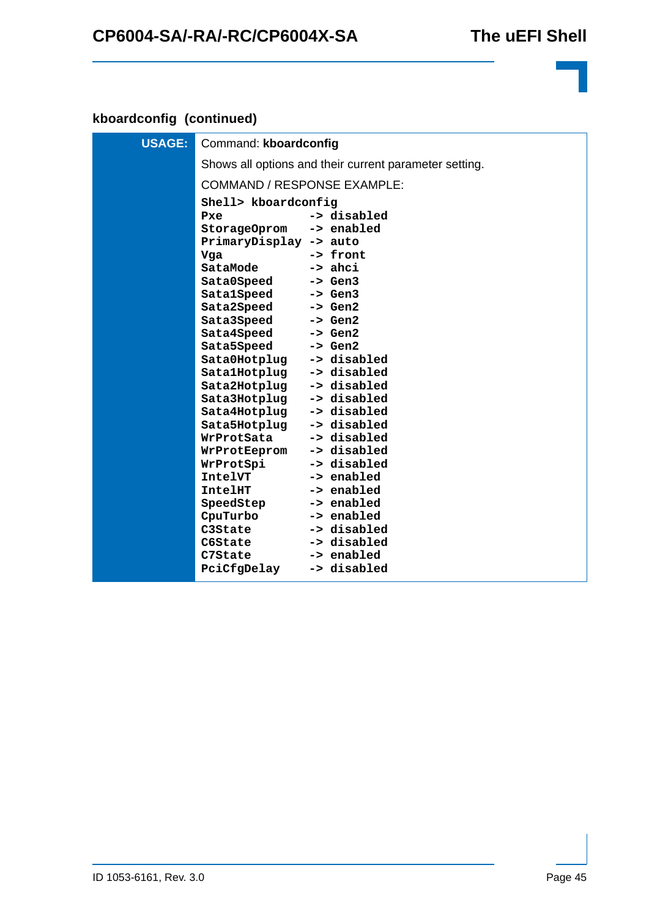### kboardconfig (continued)

| USAGE: | Command: **kboardconfig** |
|---|---|
| | Shows all options and their current parameter setting. |
| | COMMAND / RESPONSE EXAMPLE: |

```
Shell> kboardconfig
Pxe            -> disabled
StorageOprom   -> enabled
PrimaryDisplay -> auto
Vga            -> front
SataMode       -> ahci
Sata0Speed     -> Gen3
Sata1Speed     -> Gen3
Sata2Speed     -> Gen2
Sata3Speed     -> Gen2
Sata4Speed     -> Gen2
Sata5Speed     -> Gen2
Sata0Hotplug   -> disabled
Sata1Hotplug   -> disabled
Sata2Hotplug   -> disabled
Sata3Hotplug   -> disabled
Sata4Hotplug   -> disabled
Sata5Hotplug   -> disabled
WrProtSata     -> disabled
WrProtEeprom   -> disabled
WrProtSpi      -> disabled
IntelVT        -> enabled
IntelHT        -> enabled
SpeedStep      -> enabled
CpuTurbo       -> enabled
C3State        -> disabled
C6State        -> disabled
C7State        -> enabled
PciCfgDelay    -> disabled
```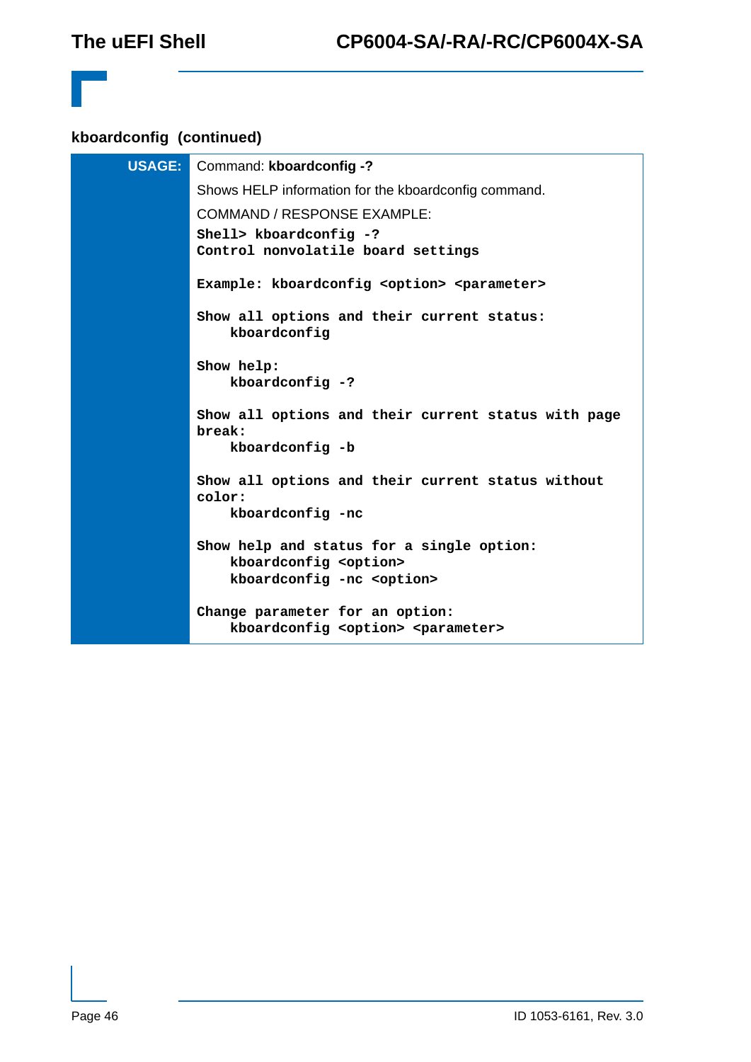### kboardconfig (continued)

**USAGE:**

Command: **kboardconfig -?**

Shows HELP information for the kboardconfig command.

COMMAND / RESPONSE EXAMPLE:

```
Shell> kboardconfig -?
Control nonvolatile board settings

Example: kboardconfig <option> <parameter>

Show all options and their current status:
    kboardconfig

Show help:
    kboardconfig -?

Show all options and their current status with page
break:
    kboardconfig -b

Show all options and their current status without
color:
    kboardconfig -nc

Show help and status for a single option:
    kboardconfig <option>
    kboardconfig -nc <option>

Change parameter for an option:
    kboardconfig <option> <parameter>
```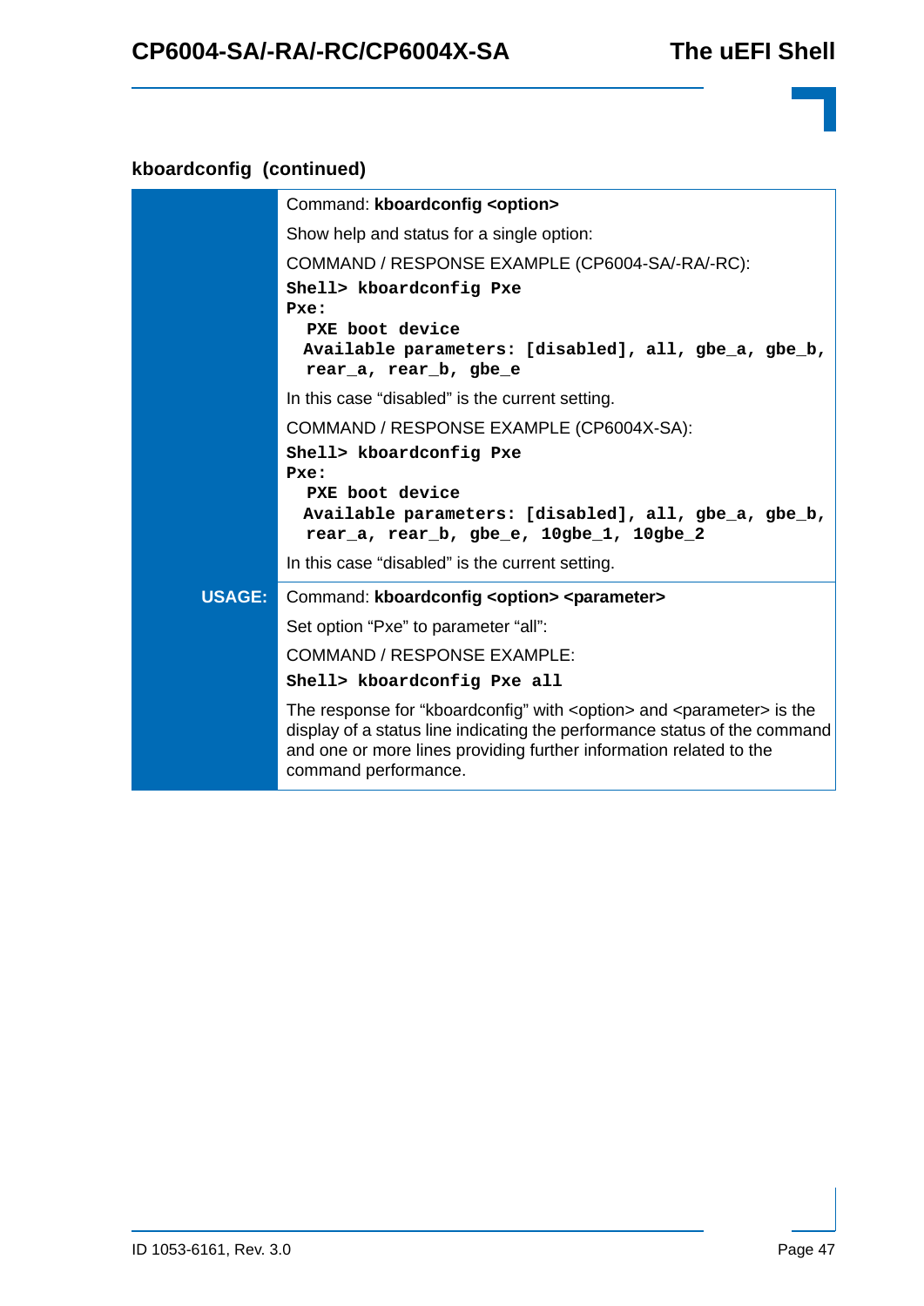### kboardconfig (continued)

| | |
|---|---|
| | Command: **kboardconfig <option>**<br><br>Show help and status for a single option:<br><br>COMMAND / RESPONSE EXAMPLE (CP6004-SA/-RA/-RC):<br><br>`Shell> kboardconfig Pxe`<br>`Pxe:`<br>`  PXE boot device`<br>`  Available parameters: [disabled], all, gbe_a, gbe_b,`<br>`  rear_a, rear_b, gbe_e`<br><br>In this case "disabled" is the current setting.<br><br>COMMAND / RESPONSE EXAMPLE (CP6004X-SA):<br><br>`Shell> kboardconfig Pxe`<br>`Pxe:`<br>`  PXE boot device`<br>`  Available parameters: [disabled], all, gbe_a, gbe_b,`<br>`  rear_a, rear_b, gbe_e, 10gbe_1, 10gbe_2`<br><br>In this case "disabled" is the current setting. |
| **USAGE:** | Command: **kboardconfig <option> <parameter>**<br><br>Set option "Pxe" to parameter "all":<br><br>COMMAND / RESPONSE EXAMPLE:<br><br>`Shell> kboardconfig Pxe all`<br><br>The response for "kboardconfig" with <option> and <parameter> is the display of a status line indicating the performance status of the command and one or more lines providing further information related to the command performance. |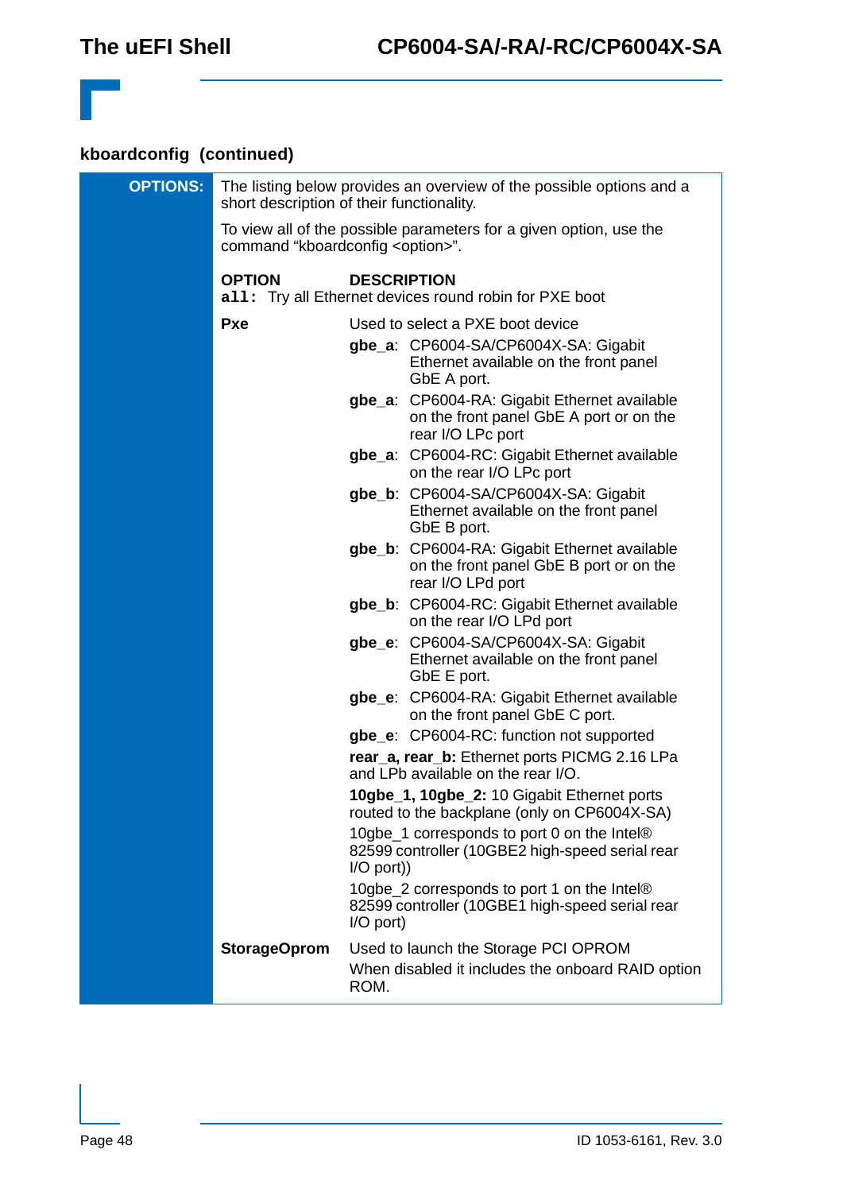### kboardconfig (continued)

**OPTIONS:**

The listing below provides an overview of the possible options and a short description of their functionality.

To view all of the possible parameters for a given option, use the command “kboardconfig <option>”.

| OPTION | DESCRIPTION |
|---|---|
| `all:` | Try all Ethernet devices round robin for PXE boot |
| **Pxe** | Used to select a PXE boot device<br>**gbe_a**: CP6004-SA/CP6004X-SA: Gigabit Ethernet available on the front panel GbE A port.<br>**gbe_a**: CP6004-RA: Gigabit Ethernet available on the front panel GbE A port or on the rear I/O LPc port<br>**gbe_a**: CP6004-RC: Gigabit Ethernet available on the rear I/O LPc port<br>**gbe_b**: CP6004-SA/CP6004X-SA: Gigabit Ethernet available on the front panel GbE B port.<br>**gbe_b**: CP6004-RA: Gigabit Ethernet available on the front panel GbE B port or on the rear I/O LPd port<br>**gbe_b**: CP6004-RC: Gigabit Ethernet available on the rear I/O LPd port<br>**gbe_e**: CP6004-SA/CP6004X-SA: Gigabit Ethernet available on the front panel GbE E port.<br>**gbe_e**: CP6004-RA: Gigabit Ethernet available on the front panel GbE C port.<br>**gbe_e**: CP6004-RC: function not supported<br>**rear_a, rear_b:** Ethernet ports PICMG 2.16 LPa and LPb available on the rear I/O.<br>**10gbe_1, 10gbe_2:** 10 Gigabit Ethernet ports routed to the backplane (only on CP6004X-SA)<br>10gbe_1 corresponds to port 0 on the Intel® 82599 controller (10GBE2 high-speed serial rear I/O port))<br>10gbe_2 corresponds to port 1 on the Intel® 82599 controller (10GBE1 high-speed serial rear I/O port) |
| **StorageOprom** | Used to launch the Storage PCI OPROM<br>When disabled it includes the onboard RAID option ROM. |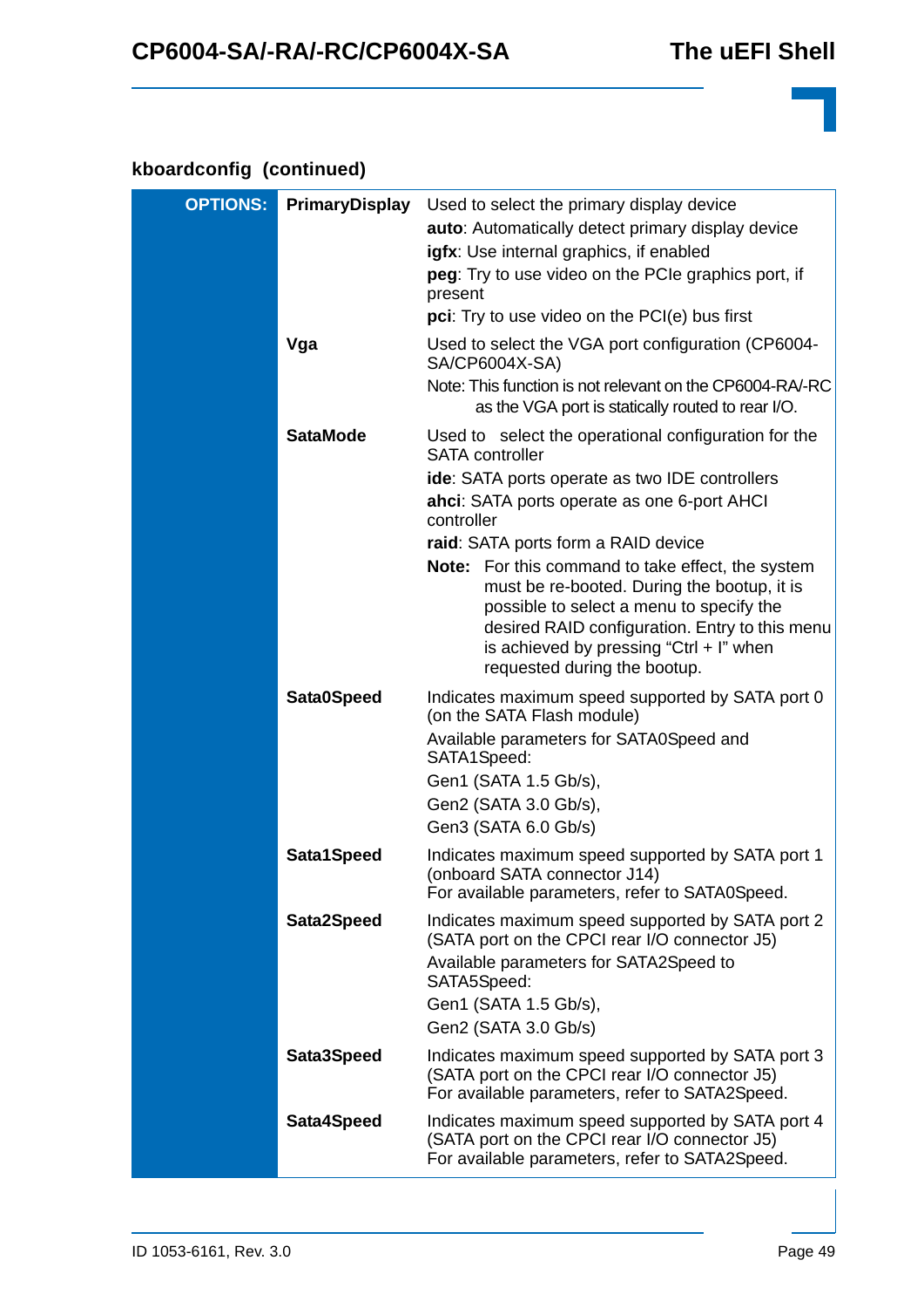### kboardconfig (continued)

| OPTIONS: | | |
|---|---|---|
| | **PrimaryDisplay** | Used to select the primary display device<br>**auto**: Automatically detect primary display device<br>**igfx**: Use internal graphics, if enabled<br>**peg**: Try to use video on the PCIe graphics port, if present<br>**pci**: Try to use video on the PCI(e) bus first |
| | **Vga** | Used to select the VGA port configuration (CP6004-SA/CP6004X-SA)<br>Note: This function is not relevant on the CP6004-RA/-RC as the VGA port is statically routed to rear I/O. |
| | **SataMode** | Used to select the operational configuration for the SATA controller<br>**ide**: SATA ports operate as two IDE controllers<br>**ahci**: SATA ports operate as one 6-port AHCI controller<br>**raid**: SATA ports form a RAID device<br>**Note:** For this command to take effect, the system must be re-booted. During the bootup, it is possible to select a menu to specify the desired RAID configuration. Entry to this menu is achieved by pressing “Ctrl + I” when requested during the bootup. |
| | **Sata0Speed** | Indicates maximum speed supported by SATA port 0 (on the SATA Flash module)<br>Available parameters for SATA0Speed and SATA1Speed:<br>Gen1 (SATA 1.5 Gb/s),<br>Gen2 (SATA 3.0 Gb/s),<br>Gen3 (SATA 6.0 Gb/s) |
| | **Sata1Speed** | Indicates maximum speed supported by SATA port 1 (onboard SATA connector J14)<br>For available parameters, refer to SATA0Speed. |
| | **Sata2Speed** | Indicates maximum speed supported by SATA port 2 (SATA port on the CPCI rear I/O connector J5)<br>Available parameters for SATA2Speed to SATA5Speed:<br>Gen1 (SATA 1.5 Gb/s),<br>Gen2 (SATA 3.0 Gb/s) |
| | **Sata3Speed** | Indicates maximum speed supported by SATA port 3 (SATA port on the CPCI rear I/O connector J5)<br>For available parameters, refer to SATA2Speed. |
| | **Sata4Speed** | Indicates maximum speed supported by SATA port 4 (SATA port on the CPCI rear I/O connector J5)<br>For available parameters, refer to SATA2Speed. |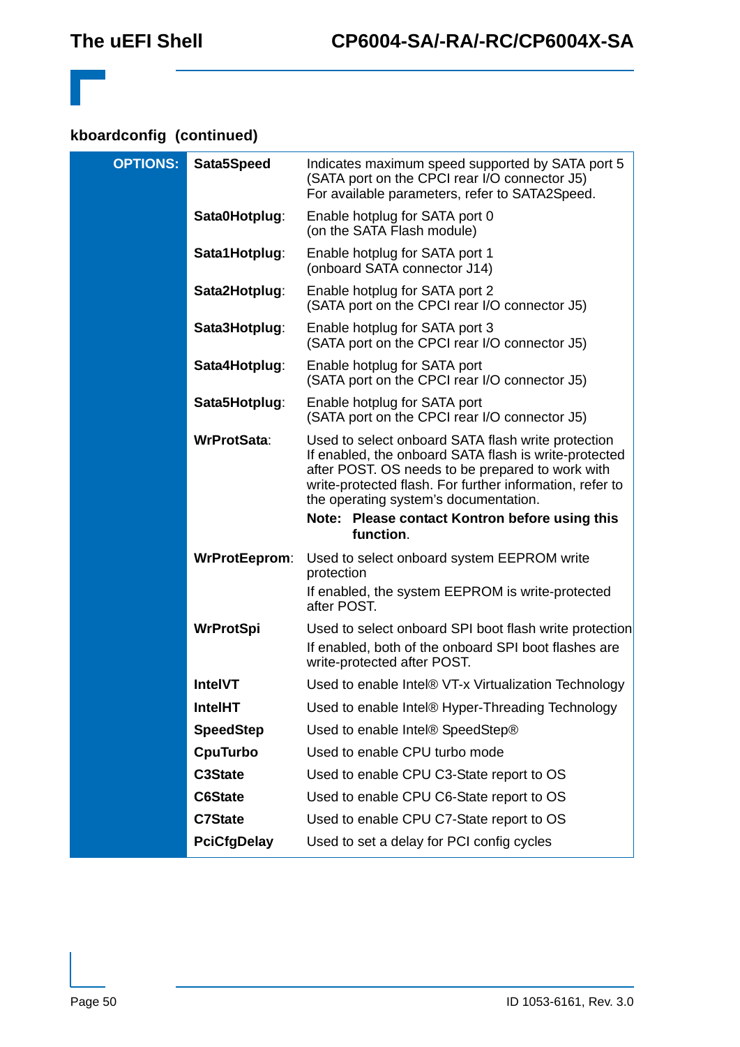### kboardconfig (continued)

| OPTIONS: | | |
|---|---|---|
| | **Sata5Speed** | Indicates maximum speed supported by SATA port 5 (SATA port on the CPCI rear I/O connector J5) For available parameters, refer to SATA2Speed. |
| | **Sata0Hotplug**: | Enable hotplug for SATA port 0 (on the SATA Flash module) |
| | **Sata1Hotplug**: | Enable hotplug for SATA port 1 (onboard SATA connector J14) |
| | **Sata2Hotplug**: | Enable hotplug for SATA port 2 (SATA port on the CPCI rear I/O connector J5) |
| | **Sata3Hotplug**: | Enable hotplug for SATA port 3 (SATA port on the CPCI rear I/O connector J5) |
| | **Sata4Hotplug**: | Enable hotplug for SATA port (SATA port on the CPCI rear I/O connector J5) |
| | **Sata5Hotplug**: | Enable hotplug for SATA port (SATA port on the CPCI rear I/O connector J5) |
| | **WrProtSata**: | Used to select onboard SATA flash write protection If enabled, the onboard SATA flash is write-protected after POST. OS needs to be prepared to work with write-protected flash. For further information, refer to the operating system's documentation. **Note: Please contact Kontron before using this function**. |
| | **WrProtEeprom**: | Used to select onboard system EEPROM write protection If enabled, the system EEPROM is write-protected after POST. |
| | **WrProtSpi** | Used to select onboard SPI boot flash write protection If enabled, both of the onboard SPI boot flashes are write-protected after POST. |
| | **IntelVT** | Used to enable Intel® VT-x Virtualization Technology |
| | **IntelHT** | Used to enable Intel® Hyper-Threading Technology |
| | **SpeedStep** | Used to enable Intel® SpeedStep® |
| | **CpuTurbo** | Used to enable CPU turbo mode |
| | **C3State** | Used to enable CPU C3-State report to OS |
| | **C6State** | Used to enable CPU C6-State report to OS |
| | **C7State** | Used to enable CPU C7-State report to OS |
| | **PciCfgDelay** | Used to set a delay for PCI config cycles |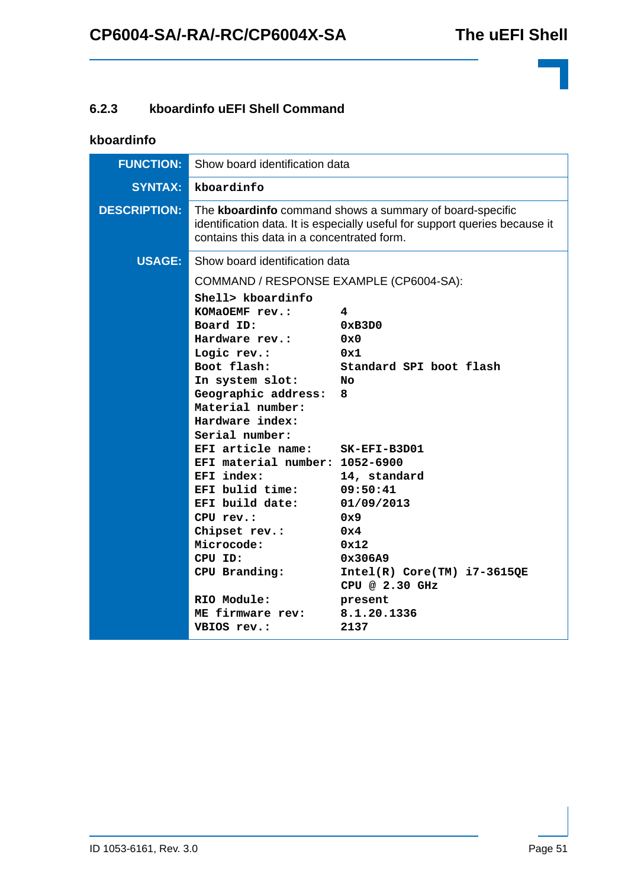### 6.2.3 kboardinfo uEFI Shell Command

#### kboardinfo

| | |
|---|---|
| **FUNCTION:** | Show board identification data |
| **SYNTAX:** | `kboardinfo` |
| **DESCRIPTION:** | The **kboardinfo** command shows a summary of board-specific identification data. It is especially useful for support queries because it contains this data in a concentrated form. |
| **USAGE:** | Show board identification data<br><br>COMMAND / RESPONSE EXAMPLE (CP6004-SA): |

```
Shell> kboardinfo
KOMaOEMF rev.:          4
Board ID:               0xB3D0
Hardware rev.:          0x0
Logic rev.:             0x1
Boot flash:             Standard SPI boot flash
In system slot:         No
Geographic address:     8
Material number:
Hardware index:
Serial number:
EFI article name:       SK-EFI-B3D01
EFI material number:    1052-6900
EFI index:              14, standard
EFI bulid time:         09:50:41
EFI build date:         01/09/2013
CPU rev.:               0x9
Chipset rev.:           0x4
Microcode:              0x12
CPU ID:                 0x306A9
CPU Branding:           Intel(R) Core(TM) i7-3615QE
                        CPU @ 2.30 GHz
RIO Module:             present
ME firmware rev:        8.1.20.1336
VBIOS rev.:             2137
```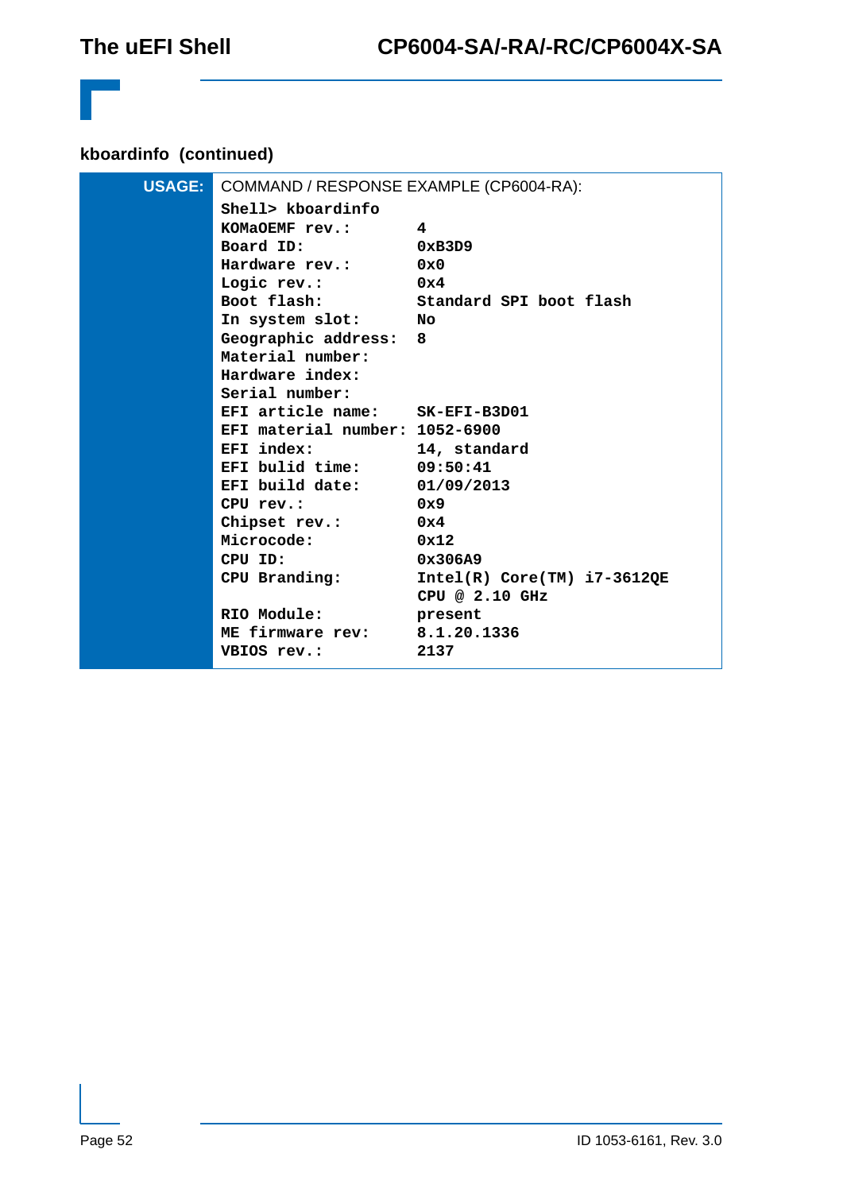### kboardinfo (continued)

**USAGE:**

COMMAND / RESPONSE EXAMPLE (CP6004-RA):

```
Shell> kboardinfo
KOMaOEMF rev.:         4
Board ID:              0xB3D9
Hardware rev.:         0x0
Logic rev.:            0x4
Boot flash:            Standard SPI boot flash
In system slot:        No
Geographic address:    8
Material number:
Hardware index:
Serial number:
EFI article name:      SK-EFI-B3D01
EFI material number:   1052-6900
EFI index:             14, standard
EFI bulid time:        09:50:41
EFI build date:        01/09/2013
CPU rev.:              0x9
Chipset rev.:          0x4
Microcode:             0x12
CPU ID:                0x306A9
CPU Branding:          Intel(R) Core(TM) i7-3612QE
                       CPU @ 2.10 GHz
RIO Module:            present
ME firmware rev:       8.1.20.1336
VBIOS rev.:            2137
```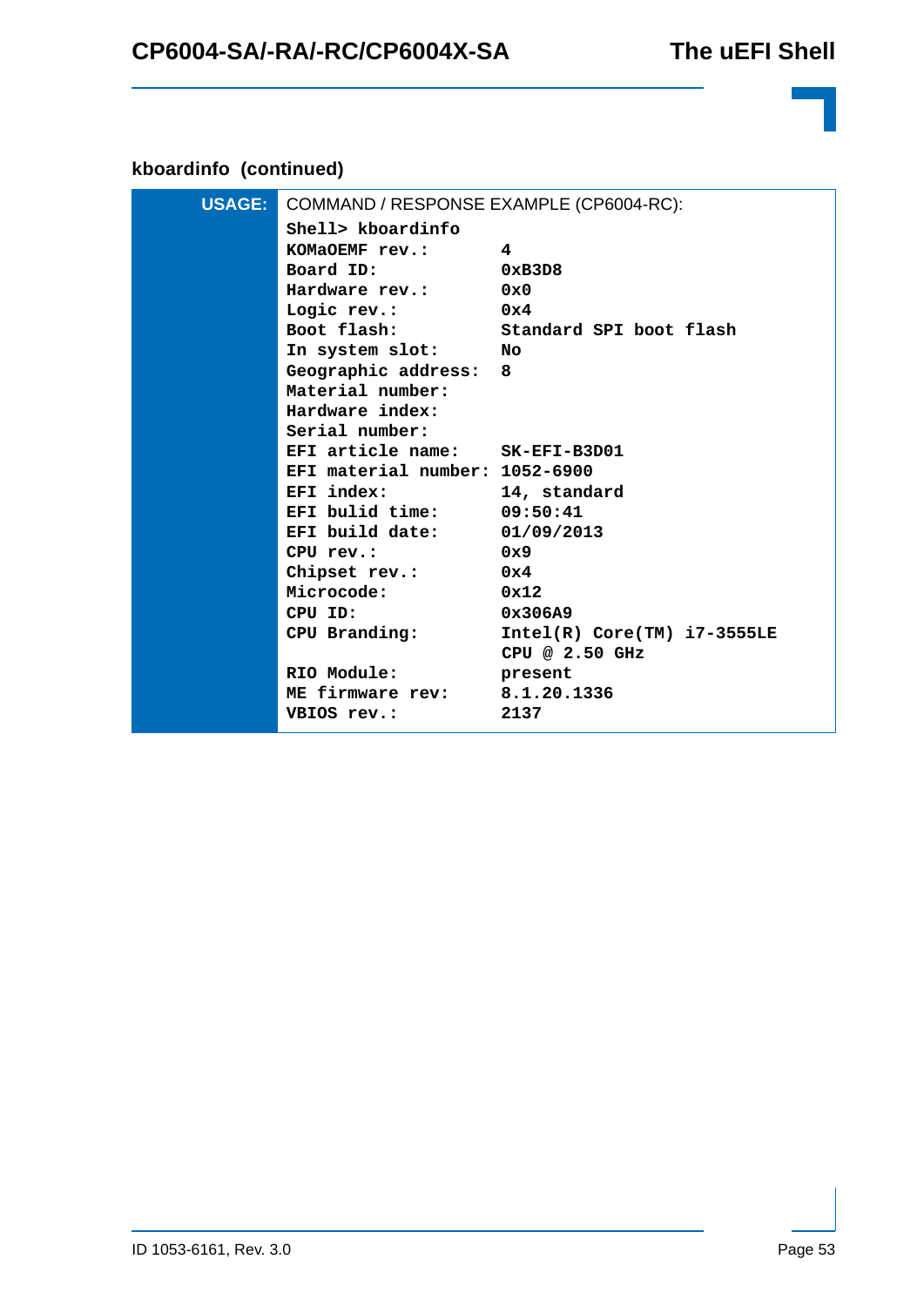### kboardinfo (continued)

| USAGE: | COMMAND / RESPONSE EXAMPLE (CP6004-RC): |
|---|---|

```
Shell> kboardinfo
KOMaOEMF rev.:        4
Board ID:             0xB3D8
Hardware rev.:        0x0
Logic rev.:           0x4
Boot flash:           Standard SPI boot flash
In system slot:       No
Geographic address:   8
Material number:
Hardware index:
Serial number:
EFI article name:     SK-EFI-B3D01
EFI material number:  1052-6900
EFI index:            14, standard
EFI bulid time:       09:50:41
EFI build date:       01/09/2013
CPU rev.:             0x9
Chipset rev.:         0x4
Microcode:            0x12
CPU ID:               0x306A9
CPU Branding:         Intel(R) Core(TM) i7-3555LE
                      CPU @ 2.50 GHz
RIO Module:           present
ME firmware rev:      8.1.20.1336
VBIOS rev.:           2137
```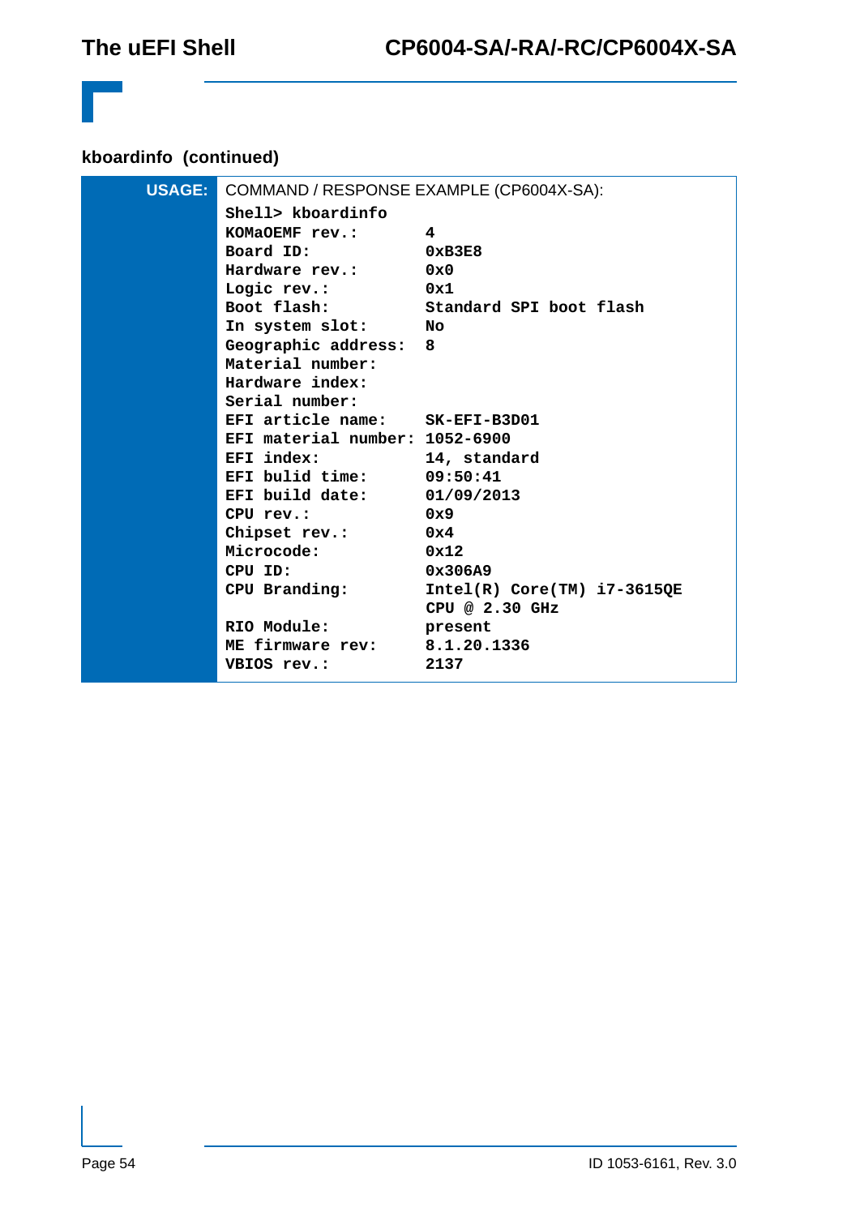## kboardinfo (continued)

| USAGE: | COMMAND / RESPONSE EXAMPLE (CP6004X-SA): |
|---|---|

```
Shell> kboardinfo
KOMaOEMF rev.:        4
Board ID:             0xB3E8
Hardware rev.:        0x0
Logic rev.:           0x1
Boot flash:           Standard SPI boot flash
In system slot:       No
Geographic address:   8
Material number:
Hardware index:
Serial number:
EFI article name:     SK-EFI-B3D01
EFI material number:  1052-6900
EFI index:            14, standard
EFI bulid time:       09:50:41
EFI build date:       01/09/2013
CPU rev.:             0x9
Chipset rev.:         0x4
Microcode:            0x12
CPU ID:               0x306A9
CPU Branding:         Intel(R) Core(TM) i7-3615QE
                      CPU @ 2.30 GHz
RIO Module:           present
ME firmware rev:      8.1.20.1336
VBIOS rev.:           2137
```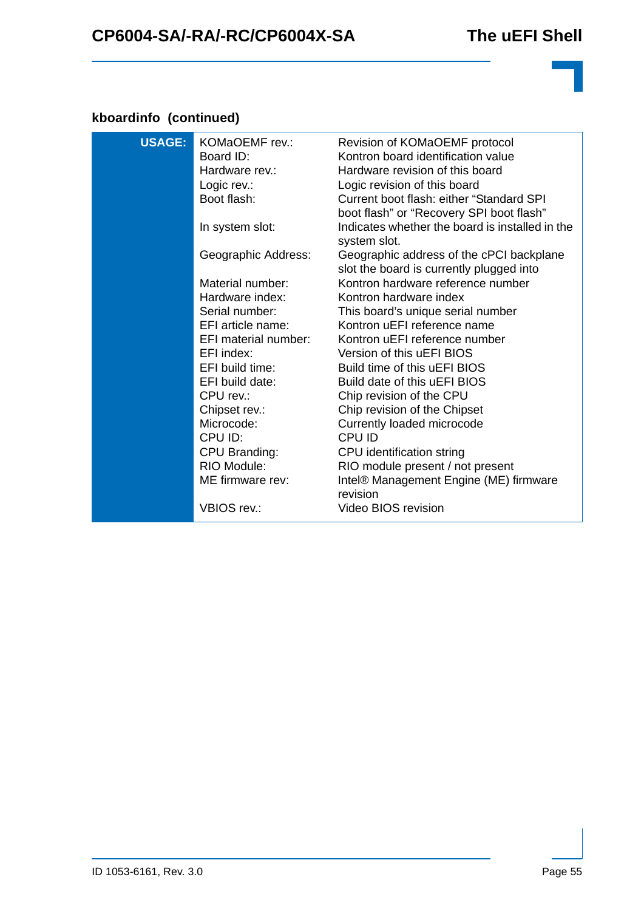### kboardinfo (continued)

| | | |
|---|---|---|
| **USAGE:** | KOMaOEMF rev.: | Revision of KOMaOEMF protocol |
| | Board ID: | Kontron board identification value |
| | Hardware rev.: | Hardware revision of this board |
| | Logic rev.: | Logic revision of this board |
| | Boot flash: | Current boot flash: either “Standard SPI boot flash” or “Recovery SPI boot flash” |
| | In system slot: | Indicates whether the board is installed in the system slot. |
| | Geographic Address: | Geographic address of the cPCI backplane slot the board is currently plugged into |
| | Material number: | Kontron hardware reference number |
| | Hardware index: | Kontron hardware index |
| | Serial number: | This board’s unique serial number |
| | EFI article name: | Kontron uEFI reference name |
| | EFI material number: | Kontron uEFI reference number |
| | EFI index: | Version of this uEFI BIOS |
| | EFI build time: | Build time of this uEFI BIOS |
| | EFI build date: | Build date of this uEFI BIOS |
| | CPU rev.: | Chip revision of the CPU |
| | Chipset rev.: | Chip revision of the Chipset |
| | Microcode: | Currently loaded microcode |
| | CPU ID: | CPU ID |
| | CPU Branding: | CPU identification string |
| | RIO Module: | RIO module present / not present |
| | ME firmware rev: | Intel® Management Engine (ME) firmware revision |
| | VBIOS rev.: | Video BIOS revision |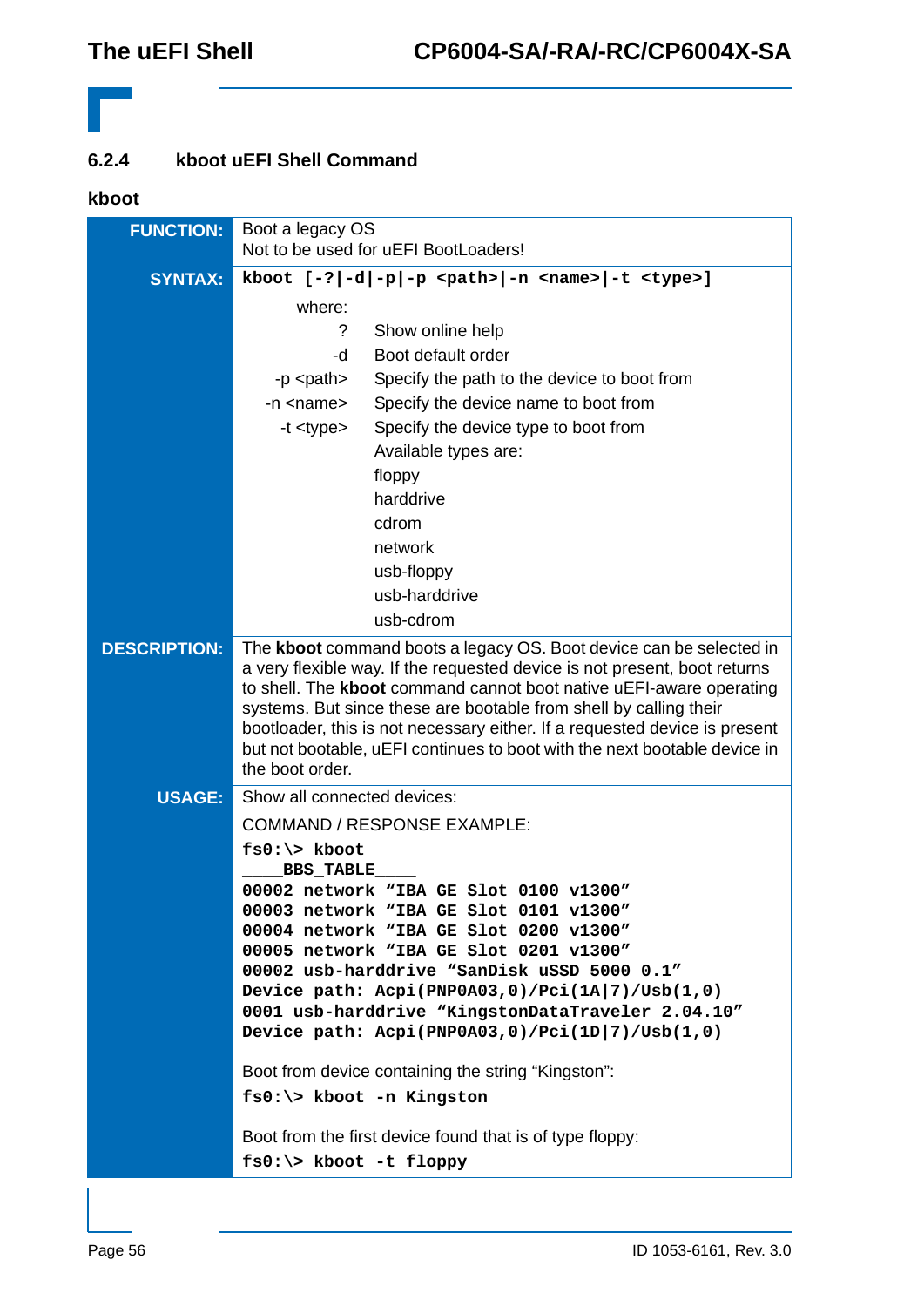### 6.2.4 kboot uEFI Shell Command

**kboot**

**FUNCTION:**

Boot a legacy OS
Not to be used for uEFI BootLoaders!

**SYNTAX:**

**kboot [-?|-d|-p|-p <path>|-n <name>|-t <type>]**

where:

| | |
|---|---|
| ? | Show online help |
| -d | Boot default order |
| -p <path> | Specify the path to the device to boot from |
| -n <name> | Specify the device name to boot from |
| -t <type> | Specify the device type to boot from<br>Available types are:<br>floppy<br>harddrive<br>cdrom<br>network<br>usb-floppy<br>usb-harddrive<br>usb-cdrom |

**DESCRIPTION:**

The **kboot** command boots a legacy OS. Boot device can be selected in a very flexible way. If the requested device is not present, boot returns to shell. The **kboot** command cannot boot native uEFI-aware operating systems. But since these are bootable from shell by calling their bootloader, this is not necessary either. If a requested device is present but not bootable, uEFI continues to boot with the next bootable device in the boot order.

**USAGE:**

Show all connected devices:

COMMAND / RESPONSE EXAMPLE:

```
fs0:\> kboot
____BBS_TABLE____
00002 network "IBA GE Slot 0100 v1300"
00003 network "IBA GE Slot 0101 v1300"
00004 network "IBA GE Slot 0200 v1300"
00005 network "IBA GE Slot 0201 v1300"
00002 usb-harddrive "SanDisk uSSD 5000 0.1"
Device path: Acpi(PNP0A03,0)/Pci(1A|7)/Usb(1,0)
0001 usb-harddrive "KingstonDataTraveler 2.04.10"
Device path: Acpi(PNP0A03,0)/Pci(1D|7)/Usb(1,0)
```

Boot from device containing the string "Kingston":

```
fs0:\> kboot -n Kingston
```

Boot from the first device found that is of type floppy:

```
fs0:\> kboot -t floppy
```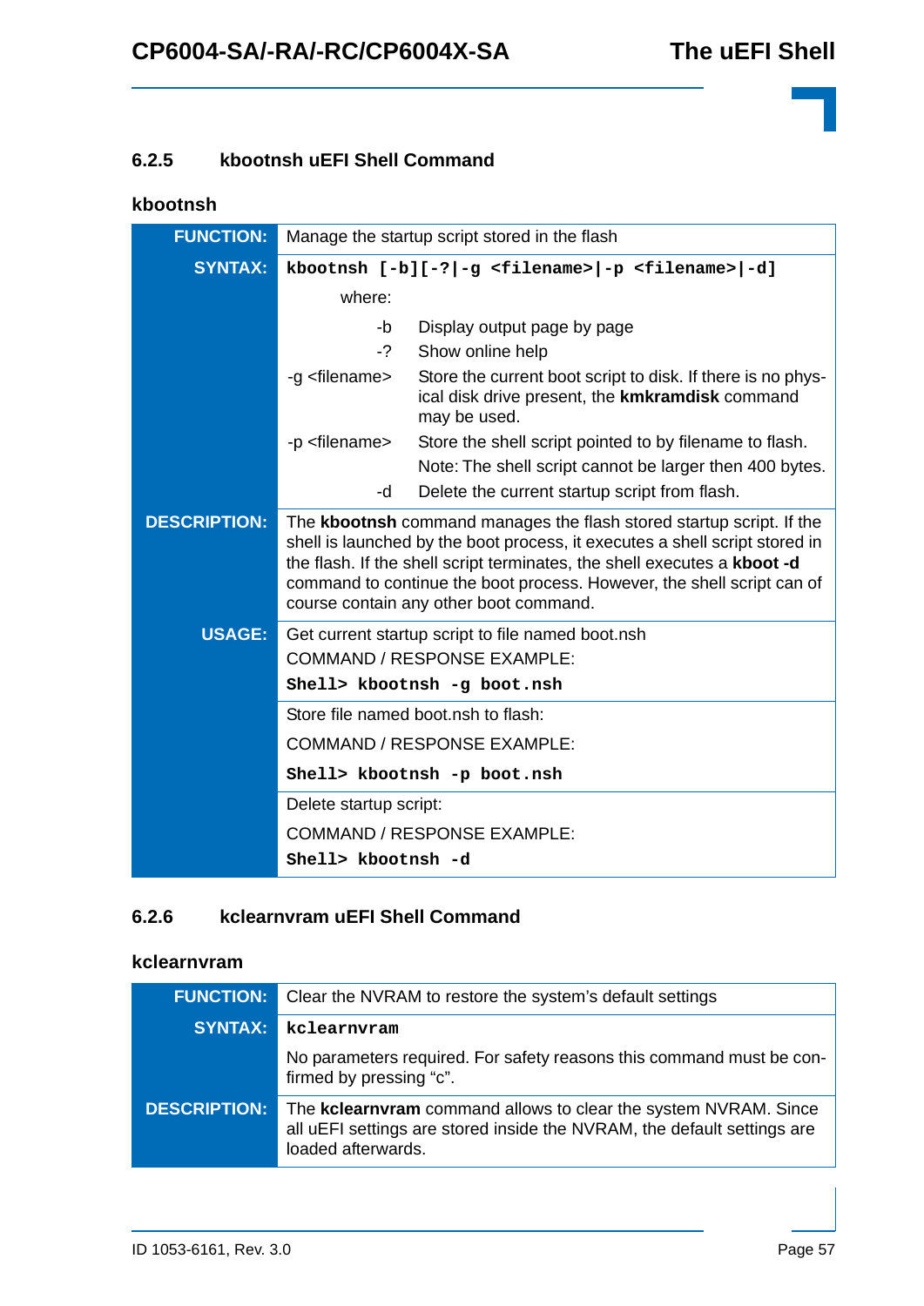### 6.2.5 kbootnsh uEFI Shell Command

#### kbootnsh

| | |
|---|---|
| **FUNCTION:** | Manage the startup script stored in the flash |
| **SYNTAX:** | `kbootnsh [-b][-?|-g <filename>|-p <filename>|-d]`<br>where:<br>-b Display output page by page<br>-? Show online help<br>-g <filename> Store the current boot script to disk. If there is no physical disk drive present, the **kmkramdisk** command may be used.<br>-p <filename> Store the shell script pointed to by filename to flash. Note: The shell script cannot be larger then 400 bytes.<br>-d Delete the current startup script from flash. |
| **DESCRIPTION:** | The **kbootnsh** command manages the flash stored startup script. If the shell is launched by the boot process, it executes a shell script stored in the flash. If the shell script terminates, the shell executes a **kboot -d** command to continue the boot process. However, the shell script can of course contain any other boot command. |
| **USAGE:** | Get current startup script to file named boot.nsh<br>COMMAND / RESPONSE EXAMPLE:<br>`Shell> kbootnsh -g boot.nsh` |
| | Store file named boot.nsh to flash:<br>COMMAND / RESPONSE EXAMPLE:<br>`Shell> kbootnsh -p boot.nsh` |
| | Delete startup script:<br>COMMAND / RESPONSE EXAMPLE:<br>`Shell> kbootnsh -d` |

### 6.2.6 kclearnvram uEFI Shell Command

#### kclearnvram

| | |
|---|---|
| **FUNCTION:** | Clear the NVRAM to restore the system's default settings |
| **SYNTAX:** | `kclearnvram`<br>No parameters required. For safety reasons this command must be confirmed by pressing "c". |
| **DESCRIPTION:** | The **kclearnvram** command allows to clear the system NVRAM. Since all uEFI settings are stored inside the NVRAM, the default settings are loaded afterwards. |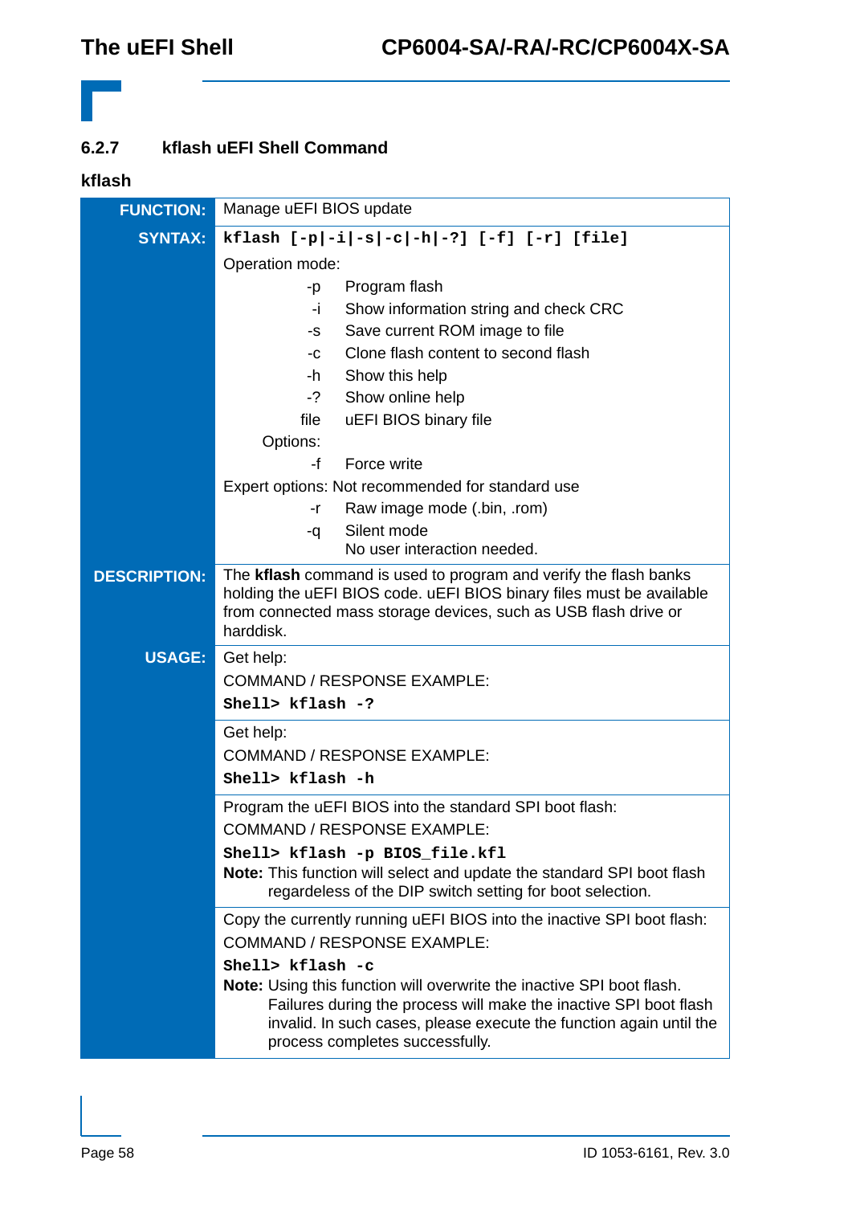### 6.2.7 kflash uEFI Shell Command

**kflash**

| | |
|---|---|
| **FUNCTION:** | Manage uEFI BIOS update |
| **SYNTAX:** | `kflash [-p|-i|-s|-c|-h|-?] [-f] [-r] [file]`<br>Operation mode:<br>-p Program flash<br>-i Show information string and check CRC<br>-s Save current ROM image to file<br>-c Clone flash content to second flash<br>-h Show this help<br>-? Show online help<br>file uEFI BIOS binary file<br>Options:<br>-f Force write<br>Expert options: Not recommended for standard use<br>-r Raw image mode (.bin, .rom)<br>-q Silent mode<br>No user interaction needed. |
| **DESCRIPTION:** | The **kflash** command is used to program and verify the flash banks holding the uEFI BIOS code. uEFI BIOS binary files must be available from connected mass storage devices, such as USB flash drive or harddisk. |
| **USAGE:** | Get help:<br>COMMAND / RESPONSE EXAMPLE:<br>**`Shell> kflash -?`** |
| | Get help:<br>COMMAND / RESPONSE EXAMPLE:<br>**`Shell> kflash -h`** |
| | Program the uEFI BIOS into the standard SPI boot flash:<br>COMMAND / RESPONSE EXAMPLE:<br>**`Shell> kflash -p BIOS_file.kfl`**<br>**Note:** This function will select and update the standard SPI boot flash regardeless of the DIP switch setting for boot selection. |
| | Copy the currently running uEFI BIOS into the inactive SPI boot flash:<br>COMMAND / RESPONSE EXAMPLE:<br>**`Shell> kflash -c`**<br>**Note:** Using this function will overwrite the inactive SPI boot flash. Failures during the process will make the inactive SPI boot flash invalid. In such cases, please execute the function again until the process completes successfully. |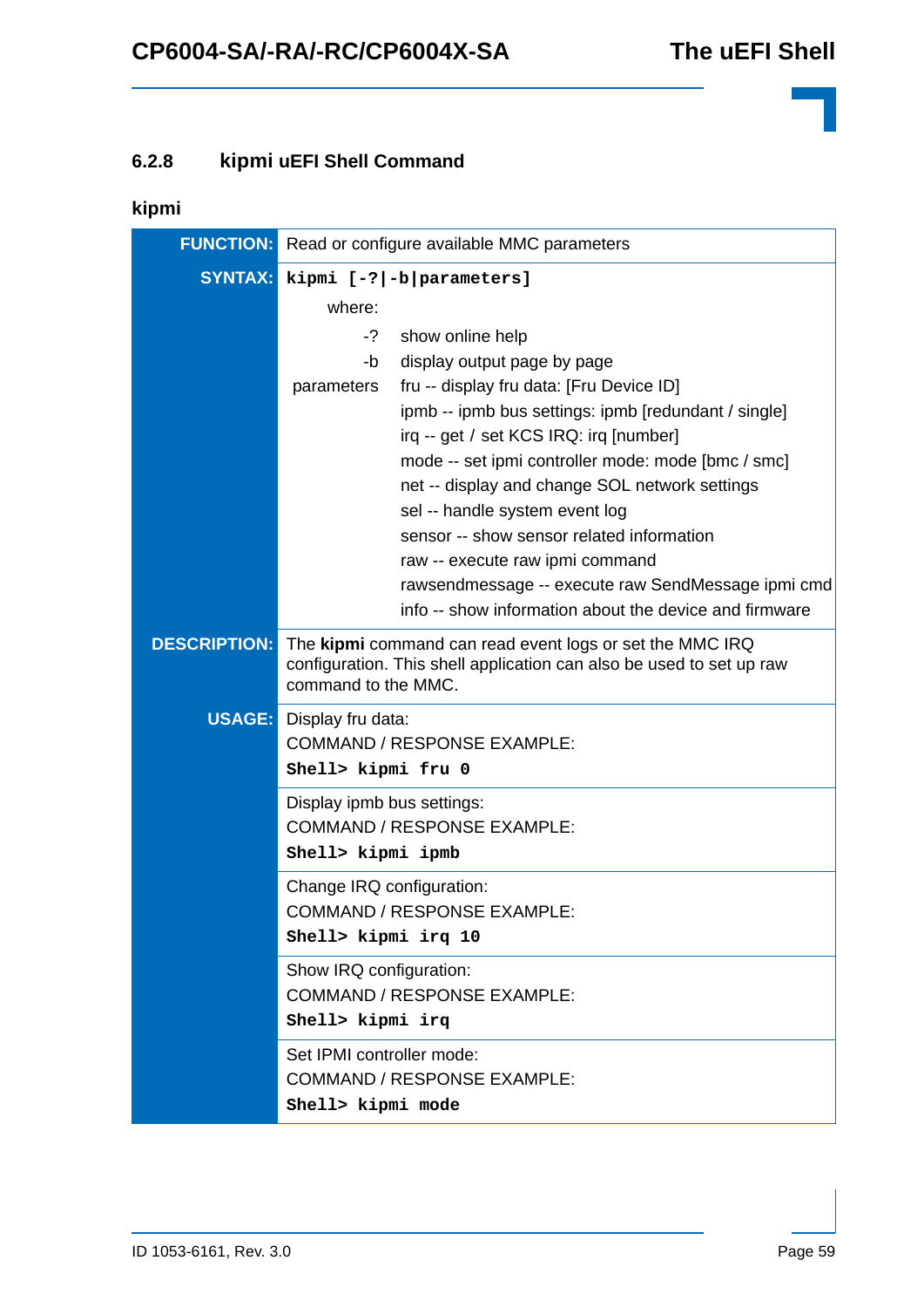### 6.2.8 kipmi uEFI Shell Command

**kipmi**

| | |
|---|---|
| **FUNCTION:** | Read or configure available MMC parameters |
| **SYNTAX:** | **`kipmi [-?\|-b\|parameters]`**<br>where:<br>-? show online help<br>-b display output page by page<br>parameters fru -- display fru data: [Fru Device ID]<br>ipmb -- ipmb bus settings: ipmb [redundant / single]<br>irq -- get / set KCS IRQ: irq [number]<br>mode -- set ipmi controller mode: mode [bmc / smc]<br>net -- display and change SOL network settings<br>sel -- handle system event log<br>sensor -- show sensor related information<br>raw -- execute raw ipmi command<br>rawsendmessage -- execute raw SendMessage ipmi cmd<br>info -- show information about the device and firmware |
| **DESCRIPTION:** | The **kipmi** command can read event logs or set the MMC IRQ configuration. This shell application can also be used to set up raw command to the MMC. |
| **USAGE:** | Display fru data:<br>COMMAND / RESPONSE EXAMPLE:<br>**`Shell> kipmi fru 0`** |
| | Display ipmb bus settings:<br>COMMAND / RESPONSE EXAMPLE:<br>**`Shell> kipmi ipmb`** |
| | Change IRQ configuration:<br>COMMAND / RESPONSE EXAMPLE:<br>**`Shell> kipmi irq 10`** |
| | Show IRQ configuration:<br>COMMAND / RESPONSE EXAMPLE:<br>**`Shell> kipmi irq`** |
| | Set IPMI controller mode:<br>COMMAND / RESPONSE EXAMPLE:<br>**`Shell> kipmi mode`** |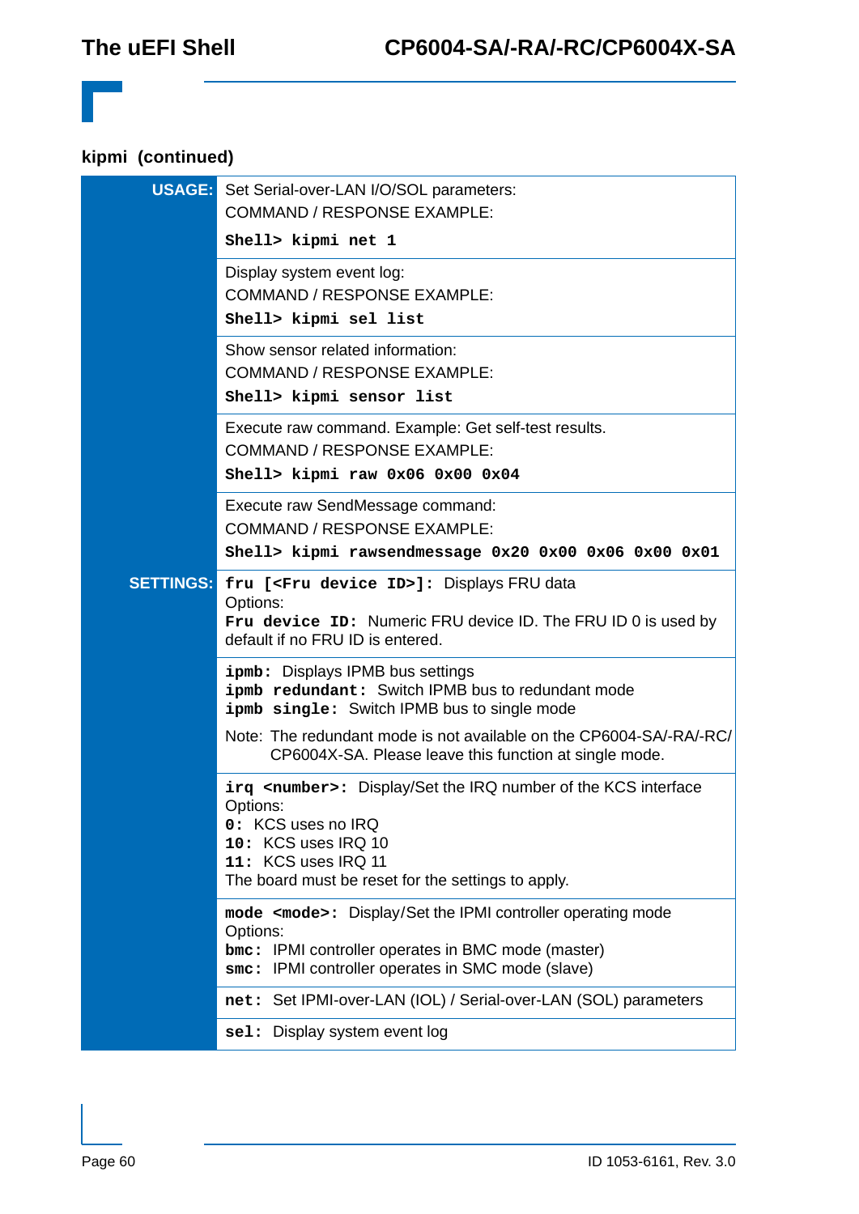#### kipmi (continued)

| | |
|---|---|
| **USAGE:** | Set Serial-over-LAN I/O/SOL parameters:<br>COMMAND / RESPONSE EXAMPLE:<br>**`Shell> kipmi net 1`** |
| | Display system event log:<br>COMMAND / RESPONSE EXAMPLE:<br>**`Shell> kipmi sel list`** |
| | Show sensor related information:<br>COMMAND / RESPONSE EXAMPLE:<br>**`Shell> kipmi sensor list`** |
| | Execute raw command. Example: Get self-test results.<br>COMMAND / RESPONSE EXAMPLE:<br>**`Shell> kipmi raw 0x06 0x00 0x04`** |
| | Execute raw SendMessage command:<br>COMMAND / RESPONSE EXAMPLE:<br>**`Shell> kipmi rawsendmessage 0x20 0x00 0x06 0x00 0x01`** |
| **SETTINGS:** | **`fru [<Fru device ID>]:`** Displays FRU data<br>Options:<br>**`Fru device ID:`** Numeric FRU device ID. The FRU ID 0 is used by default if no FRU ID is entered. |
| | **`ipmb:`** Displays IPMB bus settings<br>**`ipmb redundant:`** Switch IPMB bus to redundant mode<br>**`ipmb single:`** Switch IPMB bus to single mode<br><br>Note: The redundant mode is not available on the CP6004-SA/-RA/-RC/CP6004X-SA. Please leave this function at single mode. |
| | **`irq <number>:`** Display/Set the IRQ number of the KCS interface<br>Options:<br>**`0:`** KCS uses no IRQ<br>**`10:`** KCS uses IRQ 10<br>**`11:`** KCS uses IRQ 11<br>The board must be reset for the settings to apply. |
| | **`mode <mode>:`** Display/Set the IPMI controller operating mode<br>Options:<br>**`bmc:`** IPMI controller operates in BMC mode (master)<br>**`smc:`** IPMI controller operates in SMC mode (slave) |
| | **`net:`** Set IPMI-over-LAN (IOL) / Serial-over-LAN (SOL) parameters |
| | **`sel:`** Display system event log |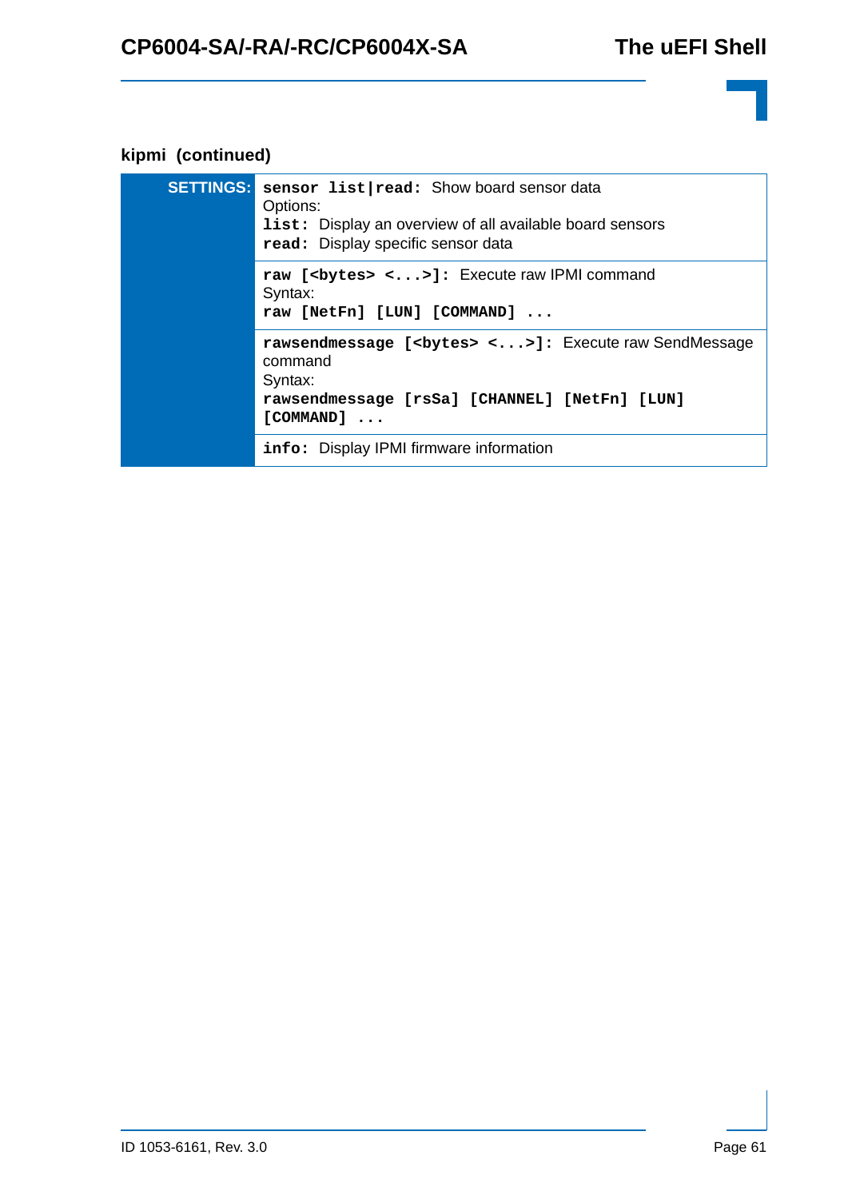#### kipmi (continued)

| | |
|---|---|
| **SETTINGS:** | **`sensor list|read:`** Show board sensor data<br>Options:<br>**`list:`** Display an overview of all available board sensors<br>**`read:`** Display specific sensor data |
| | **`raw [<bytes> <...>]:`** Execute raw IPMI command<br>Syntax:<br>**`raw [NetFn] [LUN] [COMMAND] ...`** |
| | **`rawsendmessage [<bytes> <...>]:`** Execute raw SendMessage command<br>Syntax:<br>**`rawsendmessage [rsSa] [CHANNEL] [NetFn] [LUN] [COMMAND] ...`** |
| | **`info:`** Display IPMI firmware information |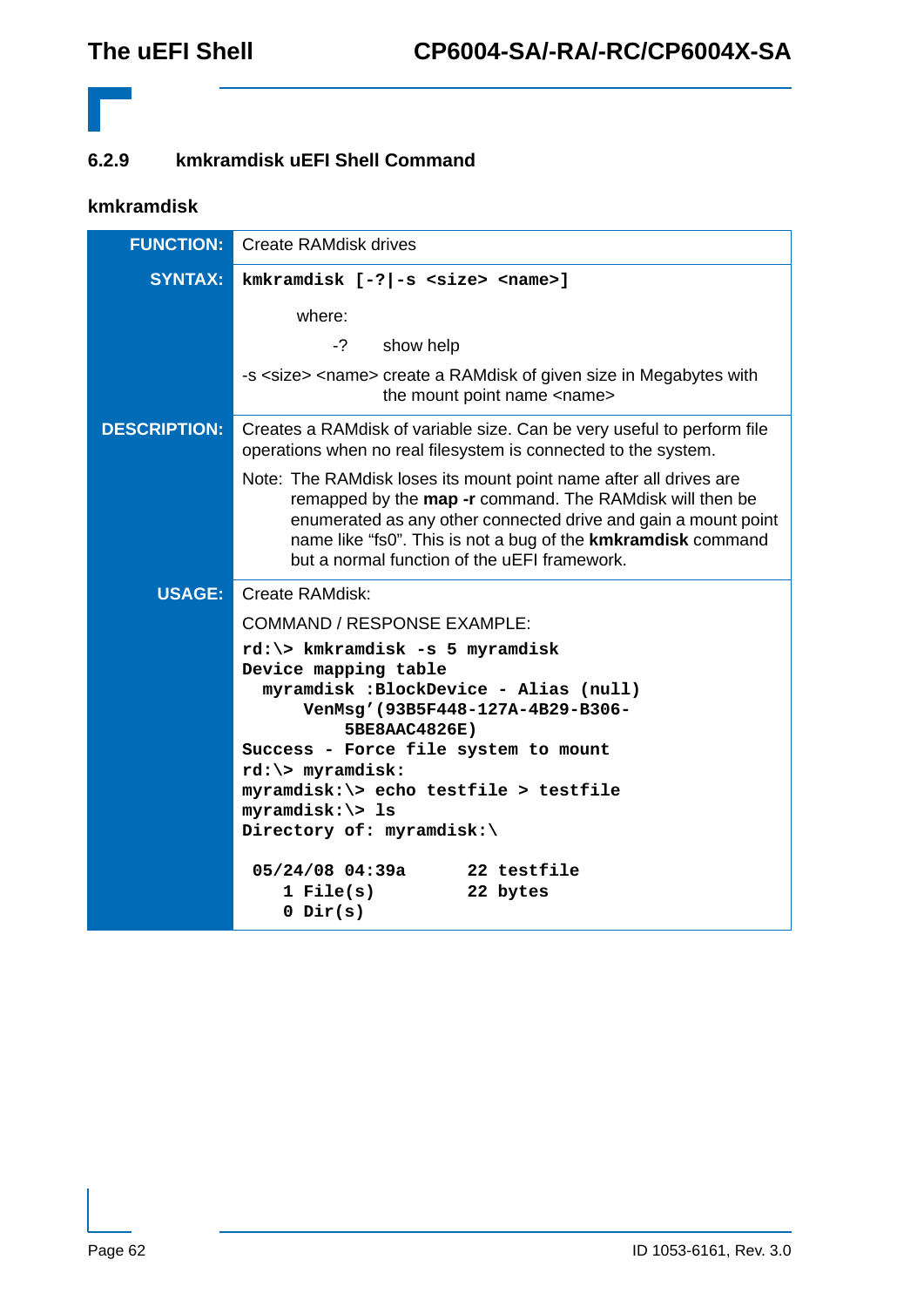### 6.2.9 kmkramdisk uEFI Shell Command

**kmkramdisk**

| | |
|---|---|
| **FUNCTION:** | Create RAMdisk drives |
| **SYNTAX:** | **`kmkramdisk [-?|-s <size> <name>]`**<br><br>where:<br>-? show help<br>-s <size> <name> create a RAMdisk of given size in Megabytes with the mount point name <name> |
| **DESCRIPTION:** | Creates a RAMdisk of variable size. Can be very useful to perform file operations when no real filesystem is connected to the system.<br><br>Note: The RAMdisk loses its mount point name after all drives are remapped by the **map -r** command. The RAMdisk will then be enumerated as any other connected drive and gain a mount point name like “fs0”. This is not a bug of the **kmkramdisk** command but a normal function of the uEFI framework. |
| **USAGE:** | Create RAMdisk:<br><br>COMMAND / RESPONSE EXAMPLE: |

```
rd:\> kmkramdisk -s 5 myramdisk
Device mapping table
  myramdisk :BlockDevice - Alias (null)
      VenMsg'(93B5F448-127A-4B29-B306-
          5BE8AAC4826E)
Success - Force file system to mount
rd:\> myramdisk:
myramdisk:\> echo testfile > testfile
myramdisk:\> ls
Directory of: myramdisk:\

 05/24/08 04:39a       22 testfile
    1 File(s)          22 bytes
    0 Dir(s)
```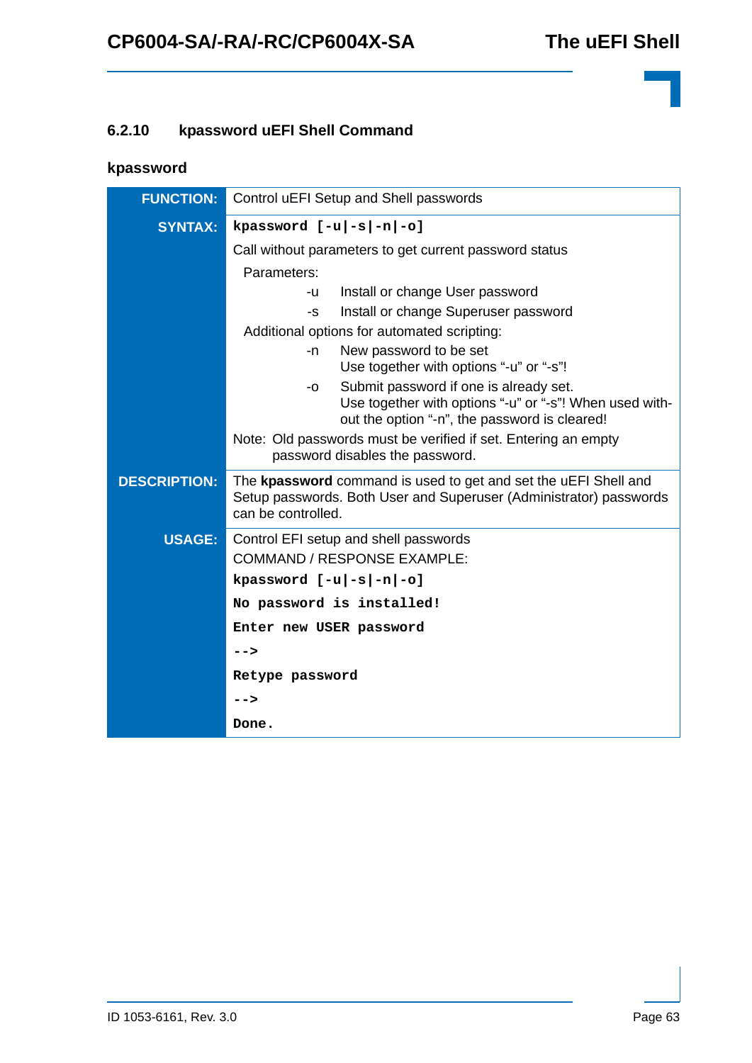### 6.2.10 kpassword uEFI Shell Command

**kpassword**

| | |
|---|---|
| **FUNCTION:** | Control uEFI Setup and Shell passwords |
| **SYNTAX:** | **`kpassword [-u\|-s\|-n\|-o]`**<br><br>Call without parameters to get current password status<br><br>Parameters:<br>-u Install or change User password<br>-s Install or change Superuser password<br>Additional options for automated scripting:<br>-n New password to be set<br>Use together with options "-u" or "-s"!<br>-o Submit password if one is already set.<br>Use together with options "-u" or "-s"! When used without the option "-n", the password is cleared!<br><br>Note: Old passwords must be verified if set. Entering an empty password disables the password. |
| **DESCRIPTION:** | The **kpassword** command is used to get and set the uEFI Shell and Setup passwords. Both User and Superuser (Administrator) passwords can be controlled. |
| **USAGE:** | Control EFI setup and shell passwords<br>COMMAND / RESPONSE EXAMPLE:<br>**`kpassword [-u\|-s\|-n\|-o]`**<br>**`No password is installed!`**<br>**`Enter new USER password`**<br>**`-->`**<br>**`Retype password`**<br>**`-->`**<br>**`Done.`** |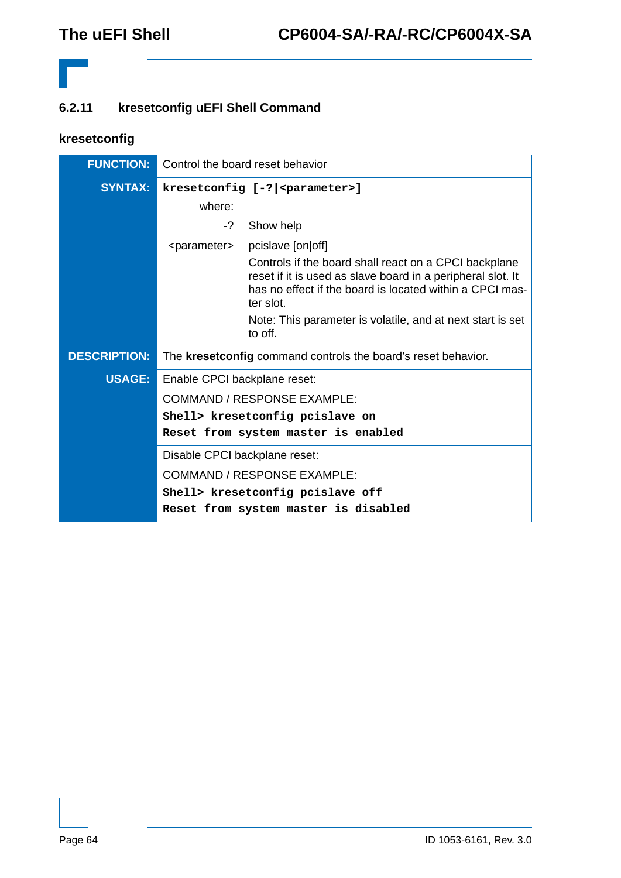### 6.2.11 kresetconfig uEFI Shell Command

**kresetconfig**

| | |
|---|---|
| **FUNCTION:** | Control the board reset behavior |
| **SYNTAX:** | `kresetconfig [-?|<parameter>]`<br>where:<br>-? Show help<br>&lt;parameter&gt; pcislave [on\|off]<br>Controls if the board shall react on a CPCI backplane reset if it is used as slave board in a peripheral slot. It has no effect if the board is located within a CPCI master slot.<br>Note: This parameter is volatile, and at next start is set to off. |
| **DESCRIPTION:** | The **kresetconfig** command controls the board's reset behavior. |
| **USAGE:** | Enable CPCI backplane reset:<br>COMMAND / RESPONSE EXAMPLE:<br>`Shell> kresetconfig pcislave on`<br>`Reset from system master is enabled` |
| | Disable CPCI backplane reset:<br>COMMAND / RESPONSE EXAMPLE:<br>`Shell> kresetconfig pcislave off`<br>`Reset from system master is disabled` |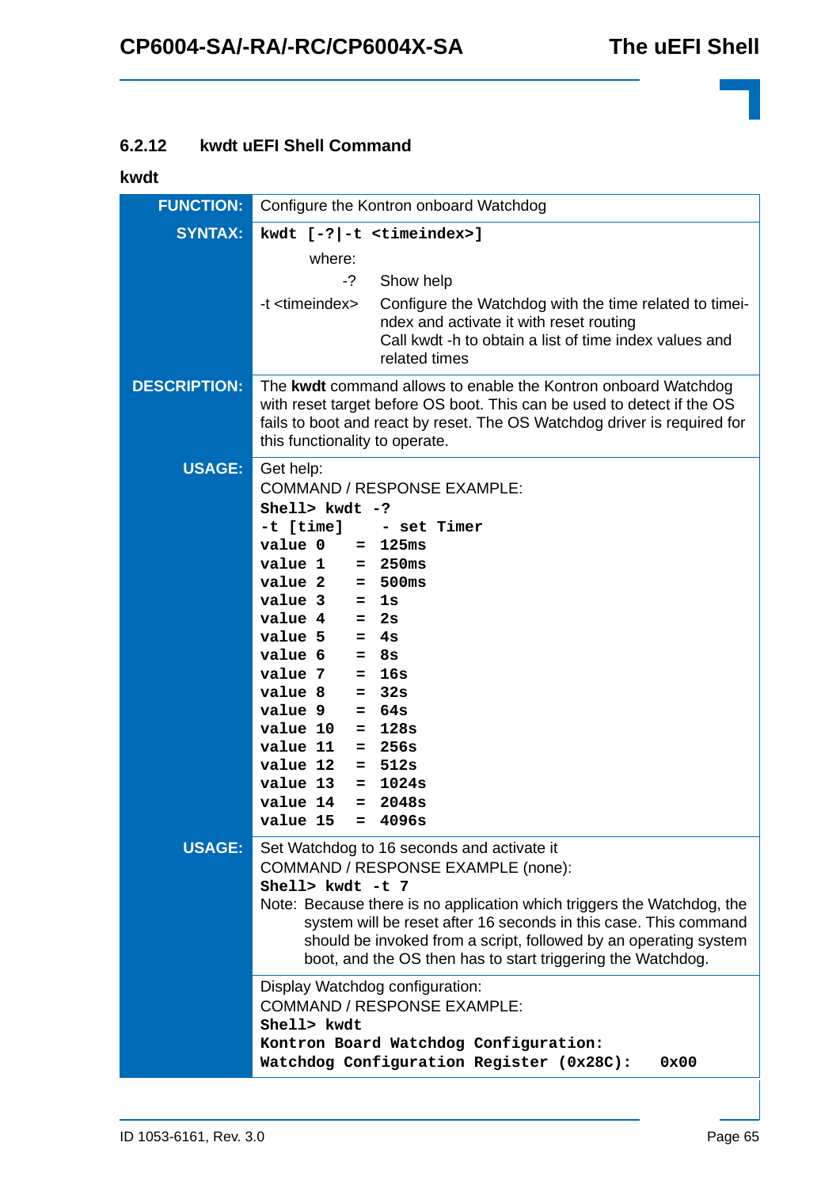### 6.2.12 kwdt uEFI Shell Command

**kwdt**

**FUNCTION:** Configure the Kontron onboard Watchdog

**SYNTAX:** **`kwdt [-?|-t <timeindex>]`**

where:

| | |
|---|---|
| -? | Show help |
| -t <timeindex> | Configure the Watchdog with the time related to timeindex and activate it with reset routing<br>Call kwdt -h to obtain a list of time index values and related times |

**DESCRIPTION:** The **kwdt** command allows to enable the Kontron onboard Watchdog with reset target before OS boot. This can be used to detect if the OS fails to boot and react by reset. The OS Watchdog driver is required for this functionality to operate.

**USAGE:** Get help:

COMMAND / RESPONSE EXAMPLE:

```
Shell> kwdt -?
-t [time]     - set Timer
value 0    =  125ms
value 1    =  250ms
value 2    =  500ms
value 3    =  1s
value 4    =  2s
value 5    =  4s
value 6    =  8s
value 7    =  16s
value 8    =  32s
value 9    =  64s
value 10   =  128s
value 11   =  256s
value 12   =  512s
value 13   =  1024s
value 14   =  2048s
value 15   =  4096s
```

**USAGE:** Set Watchdog to 16 seconds and activate it

COMMAND / RESPONSE EXAMPLE (none):

```
Shell> kwdt -t 7
```

Note: Because there is no application which triggers the Watchdog, the system will be reset after 16 seconds in this case. This command should be invoked from a script, followed by an operating system boot, and the OS then has to start triggering the Watchdog.

Display Watchdog configuration:

COMMAND / RESPONSE EXAMPLE:

```
Shell> kwdt
Kontron Board Watchdog Configuration:
Watchdog Configuration Register (0x28C):   0x00
```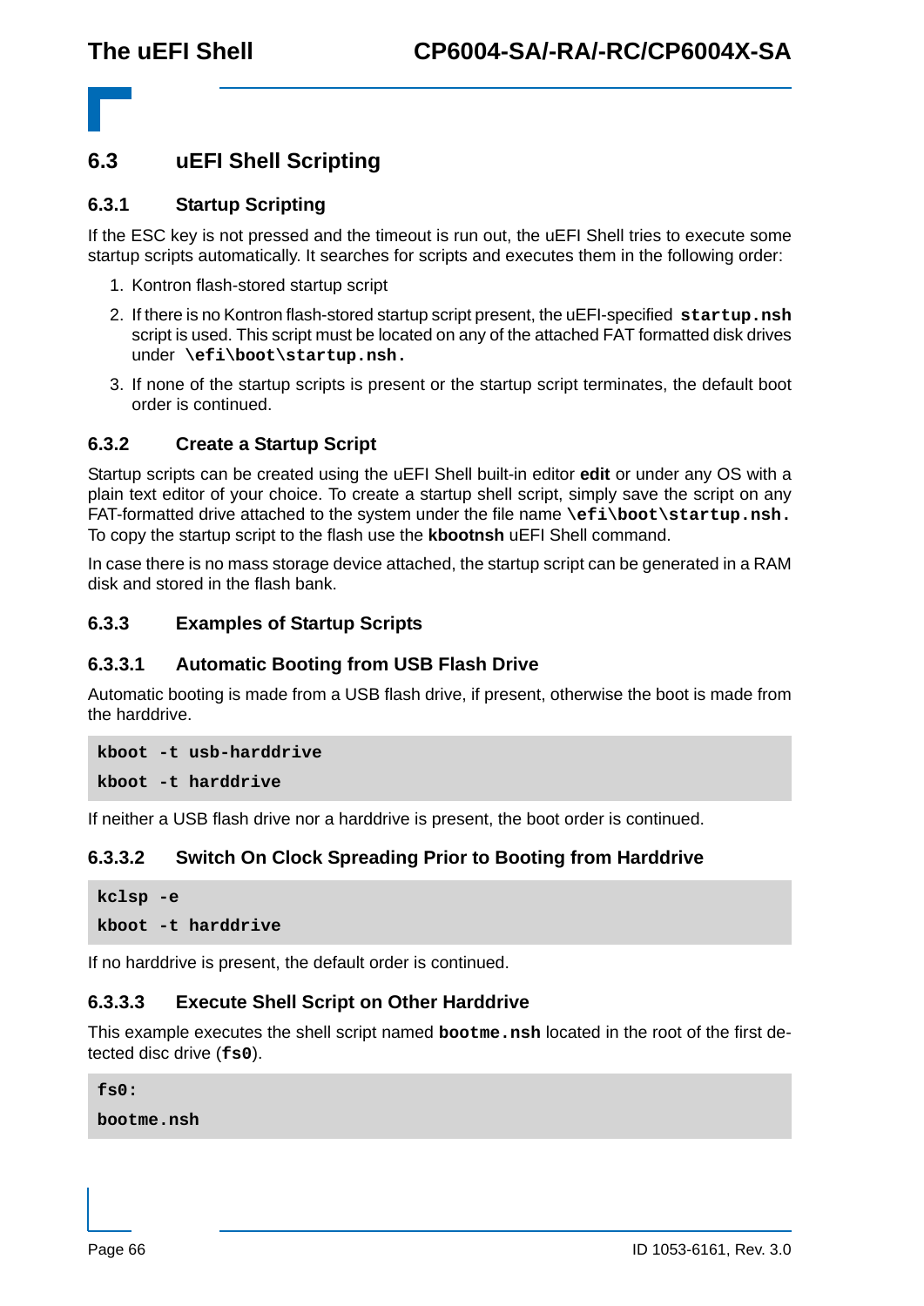## 6.3 uEFI Shell Scripting

### 6.3.1 Startup Scripting

If the ESC key is not pressed and the timeout is run out, the uEFI Shell tries to execute some startup scripts automatically. It searches for scripts and executes them in the following order:

1. Kontron flash-stored startup script
2. If there is no Kontron flash-stored startup script present, the uEFI-specified **`startup.nsh`** script is used. This script must be located on any of the attached FAT formatted disk drives under **`\efi\boot\startup.nsh.`**
3. If none of the startup scripts is present or the startup script terminates, the default boot order is continued.

### 6.3.2 Create a Startup Script

Startup scripts can be created using the uEFI Shell built-in editor **edit** or under any OS with a plain text editor of your choice. To create a startup shell script, simply save the script on any FAT-formatted drive attached to the system under the file name **`\efi\boot\startup.nsh.`** To copy the startup script to the flash use the **kbootnsh** uEFI Shell command.

In case there is no mass storage device attached, the startup script can be generated in a RAM disk and stored in the flash bank.

### 6.3.3 Examples of Startup Scripts

#### 6.3.3.1 Automatic Booting from USB Flash Drive

Automatic booting is made from a USB flash drive, if present, otherwise the boot is made from the harddrive.

```
kboot -t usb-harddrive
kboot -t harddrive
```

If neither a USB flash drive nor a harddrive is present, the boot order is continued.

#### 6.3.3.2 Switch On Clock Spreading Prior to Booting from Harddrive

```
kclsp -e
kboot -t harddrive
```

If no harddrive is present, the default order is continued.

#### 6.3.3.3 Execute Shell Script on Other Harddrive

This example executes the shell script named **`bootme.nsh`** located in the root of the first detected disc drive (**`fs0`**).

```
fs0:
bootme.nsh
```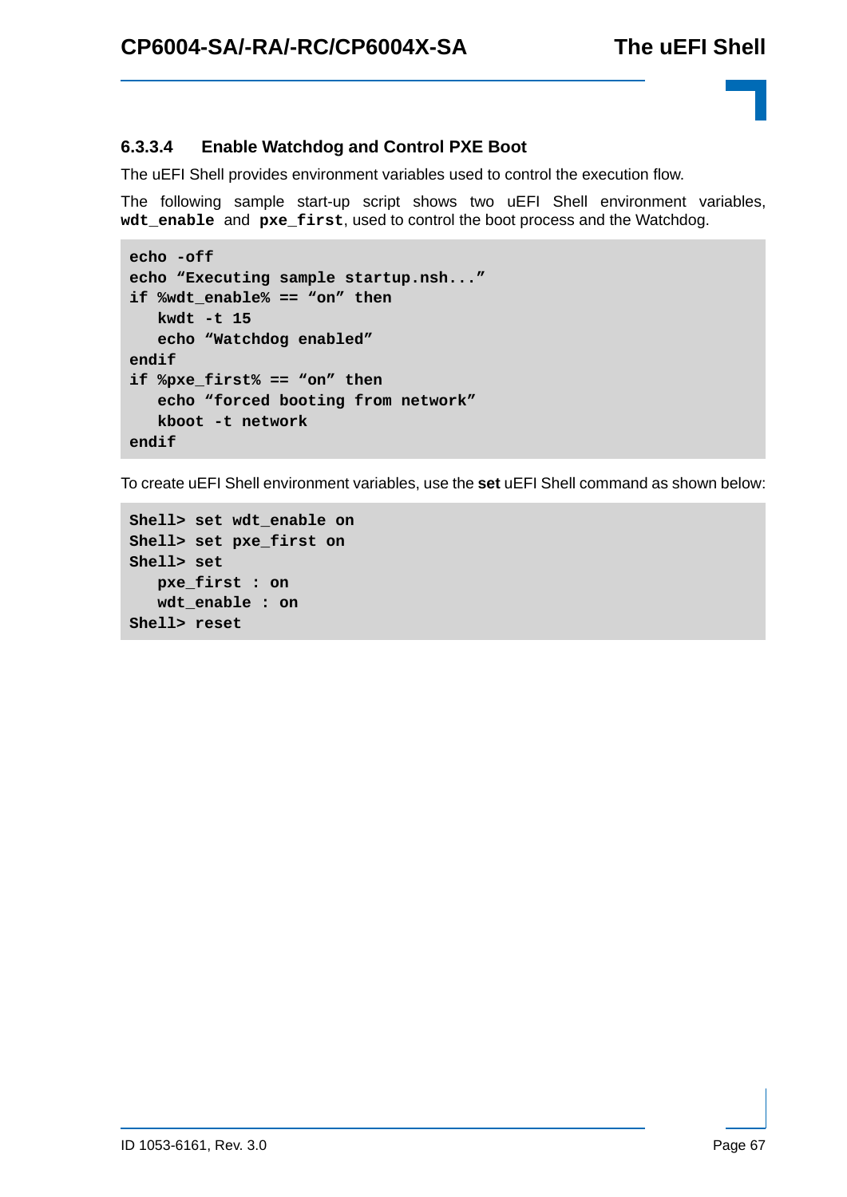#### 6.3.3.4 Enable Watchdog and Control PXE Boot

The uEFI Shell provides environment variables used to control the execution flow.

The following sample start-up script shows two uEFI Shell environment variables, **`wdt_enable`** and **`pxe_first`**, used to control the boot process and the Watchdog.

```
echo -off
echo “Executing sample startup.nsh...”
if %wdt_enable% == “on” then
   kwdt -t 15
   echo “Watchdog enabled”
endif
if %pxe_first% == “on” then
   echo “forced booting from network”
   kboot -t network
endif
```

To create uEFI Shell environment variables, use the **set** uEFI Shell command as shown below:

```
Shell> set wdt_enable on
Shell> set pxe_first on
Shell> set
   pxe_first : on
   wdt_enable : on
Shell> reset
```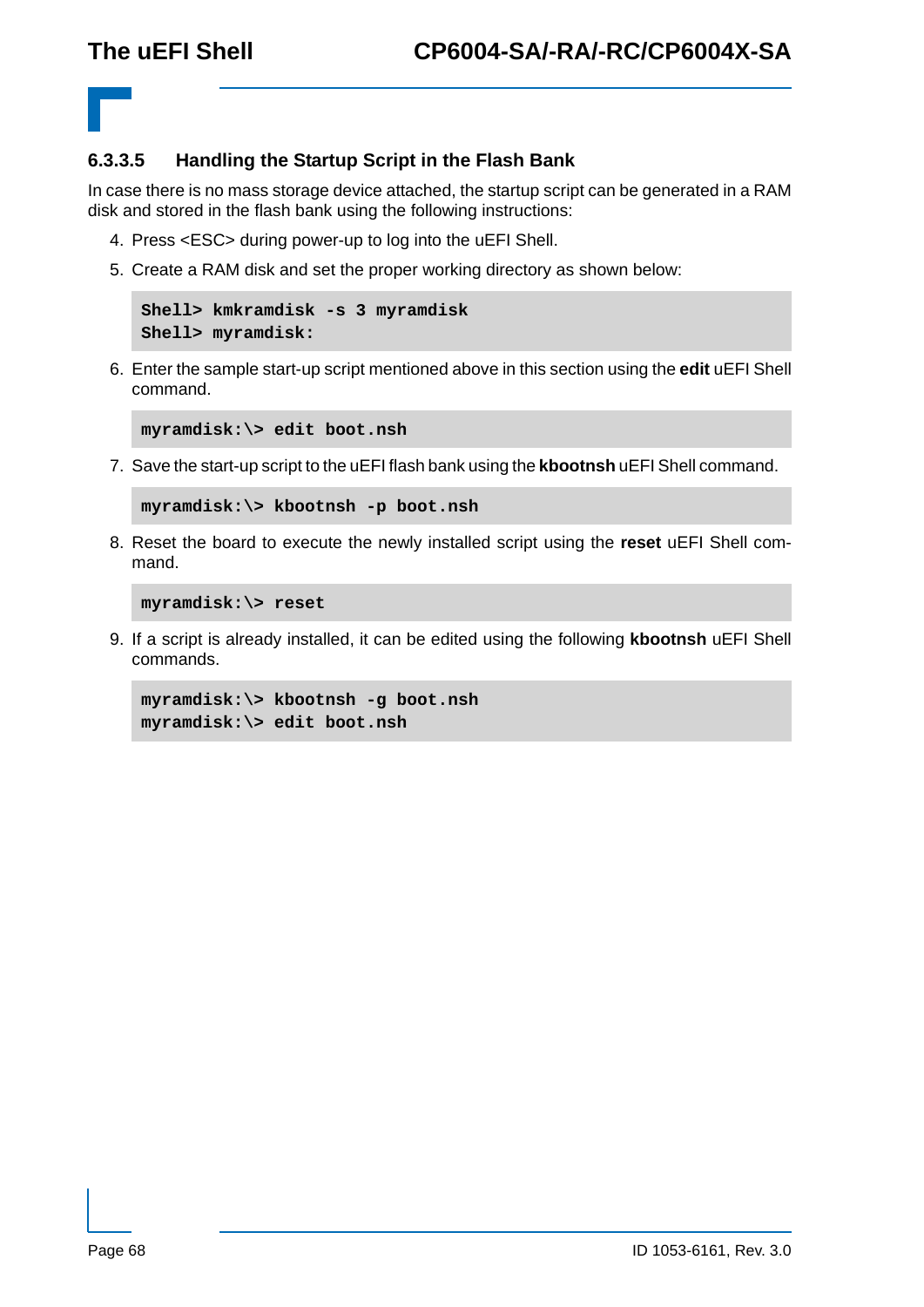#### 6.3.3.5 Handling the Startup Script in the Flash Bank

In case there is no mass storage device attached, the startup script can be generated in a RAM disk and stored in the flash bank using the following instructions:

4. Press <ESC> during power-up to log into the uEFI Shell.
5. Create a RAM disk and set the proper working directory as shown below:

```
Shell> kmkramdisk -s 3 myramdisk
Shell> myramdisk:
```

6. Enter the sample start-up script mentioned above in this section using the **edit** uEFI Shell command.

```
myramdisk:\> edit boot.nsh
```

7. Save the start-up script to the uEFI flash bank using the **kbootnsh** uEFI Shell command.

```
myramdisk:\> kbootnsh -p boot.nsh
```

8. Reset the board to execute the newly installed script using the **reset** uEFI Shell command.

```
myramdisk:\> reset
```

9. If a script is already installed, it can be edited using the following **kbootnsh** uEFI Shell commands.

```
myramdisk:\> kbootnsh -g boot.nsh
myramdisk:\> edit boot.nsh
```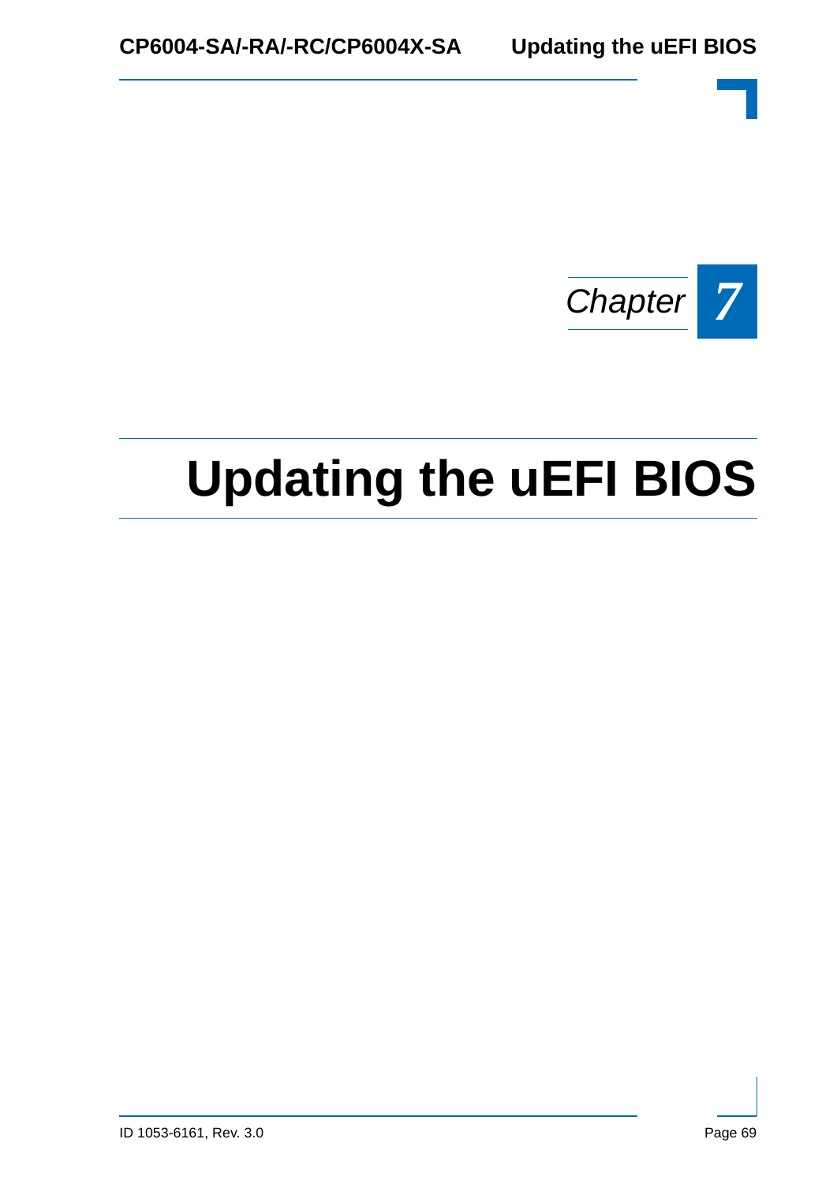Chapter 7

# Updating the uEFI BIOS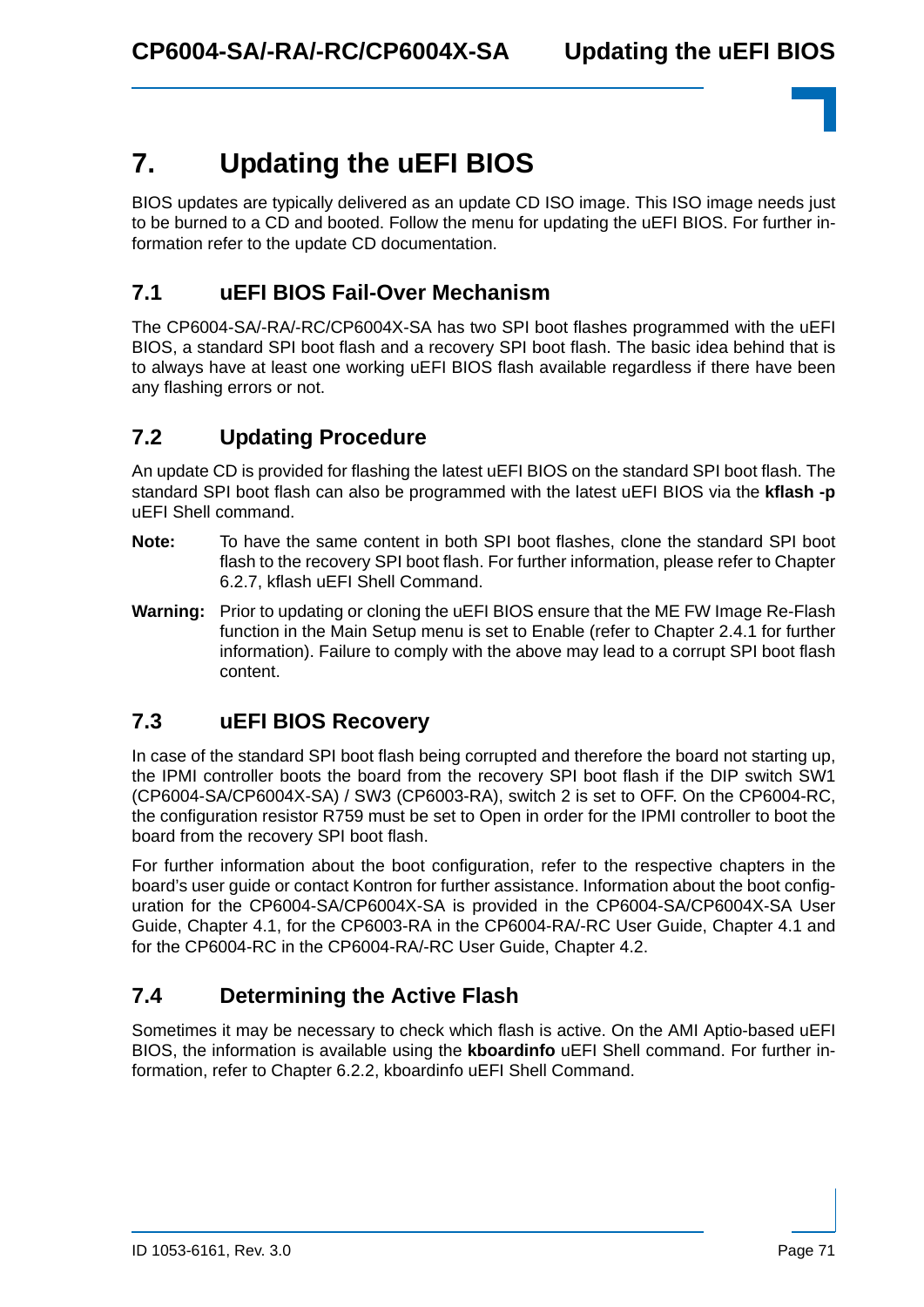# 7. Updating the uEFI BIOS

BIOS updates are typically delivered as an update CD ISO image. This ISO image needs just to be burned to a CD and booted. Follow the menu for updating the uEFI BIOS. For further information refer to the update CD documentation.

## 7.1 uEFI BIOS Fail-Over Mechanism

The CP6004-SA/-RA/-RC/CP6004X-SA has two SPI boot flashes programmed with the uEFI BIOS, a standard SPI boot flash and a recovery SPI boot flash. The basic idea behind that is to always have at least one working uEFI BIOS flash available regardless if there have been any flashing errors or not.

## 7.2 Updating Procedure

An update CD is provided for flashing the latest uEFI BIOS on the standard SPI boot flash. The standard SPI boot flash can also be programmed with the latest uEFI BIOS via the **kflash -p** uEFI Shell command.

**Note:** To have the same content in both SPI boot flashes, clone the standard SPI boot flash to the recovery SPI boot flash. For further information, please refer to Chapter 6.2.7, kflash uEFI Shell Command.

**Warning:** Prior to updating or cloning the uEFI BIOS ensure that the ME FW Image Re-Flash function in the Main Setup menu is set to Enable (refer to Chapter 2.4.1 for further information). Failure to comply with the above may lead to a corrupt SPI boot flash content.

## 7.3 uEFI BIOS Recovery

In case of the standard SPI boot flash being corrupted and therefore the board not starting up, the IPMI controller boots the board from the recovery SPI boot flash if the DIP switch SW1 (CP6004-SA/CP6004X-SA) / SW3 (CP6003-RA), switch 2 is set to OFF. On the CP6004-RC, the configuration resistor R759 must be set to Open in order for the IPMI controller to boot the board from the recovery SPI boot flash.

For further information about the boot configuration, refer to the respective chapters in the board's user guide or contact Kontron for further assistance. Information about the boot configuration for the CP6004-SA/CP6004X-SA is provided in the CP6004-SA/CP6004X-SA User Guide, Chapter 4.1, for the CP6003-RA in the CP6004-RA/-RC User Guide, Chapter 4.1 and for the CP6004-RC in the CP6004-RA/-RC User Guide, Chapter 4.2.

## 7.4 Determining the Active Flash

Sometimes it may be necessary to check which flash is active. On the AMI Aptio-based uEFI BIOS, the information is available using the **kboardinfo** uEFI Shell command. For further information, refer to Chapter 6.2.2, kboardinfo uEFI Shell Command.